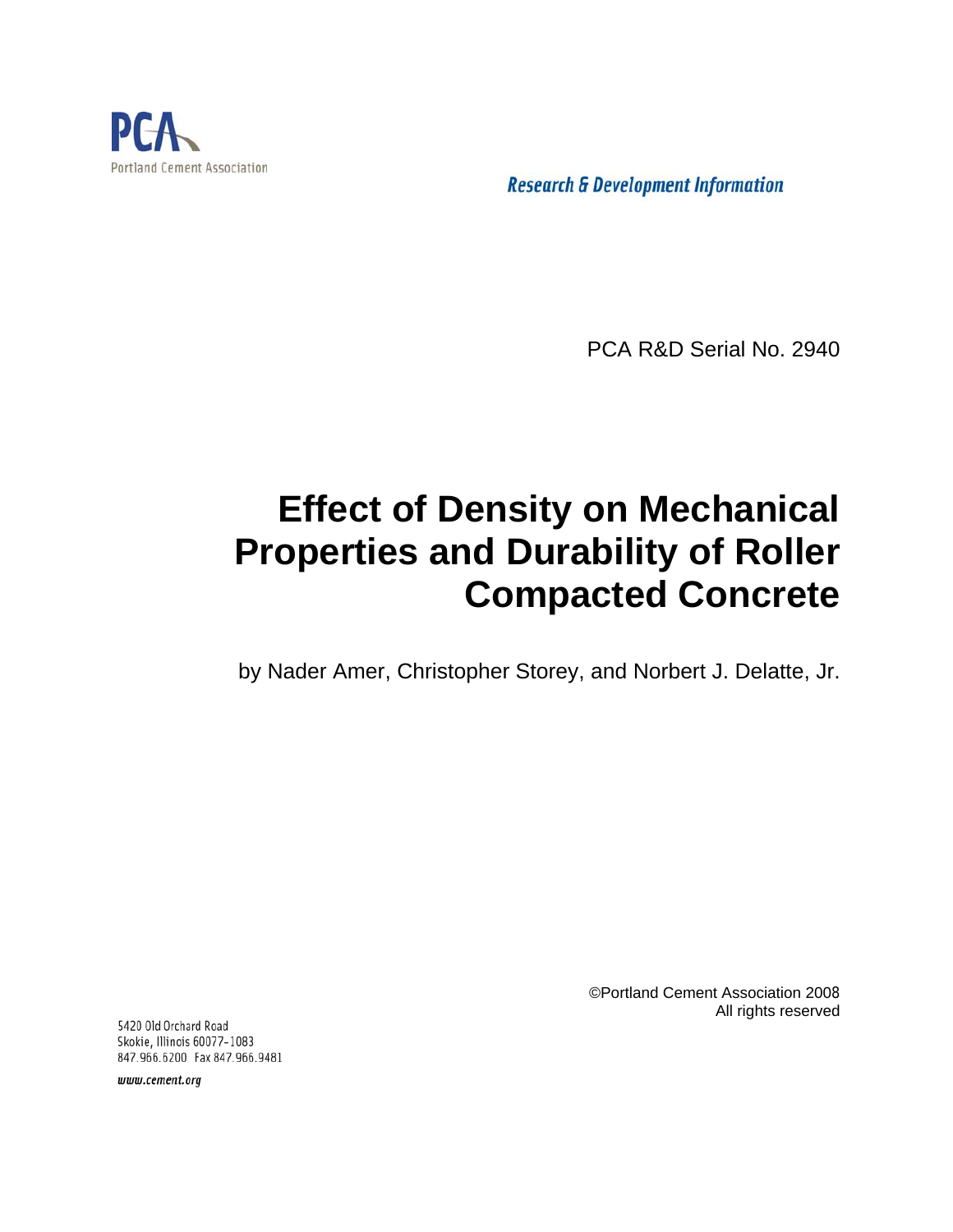PCA
Portland Cement Association

*Research & Development Information*

PCA R&D Serial No. 2940

# Effect of Density on Mechanical Properties and Durability of Roller Compacted Concrete

by Nader Amer, Christopher Storey, and Norbert J. Delatte, Jr.

©Portland Cement Association 2008
All rights reserved

5420 Old Orchard Road
Skokie, Illinois 60077-1083
847.966.6200 Fax 847.966.9481

*www.cement.org*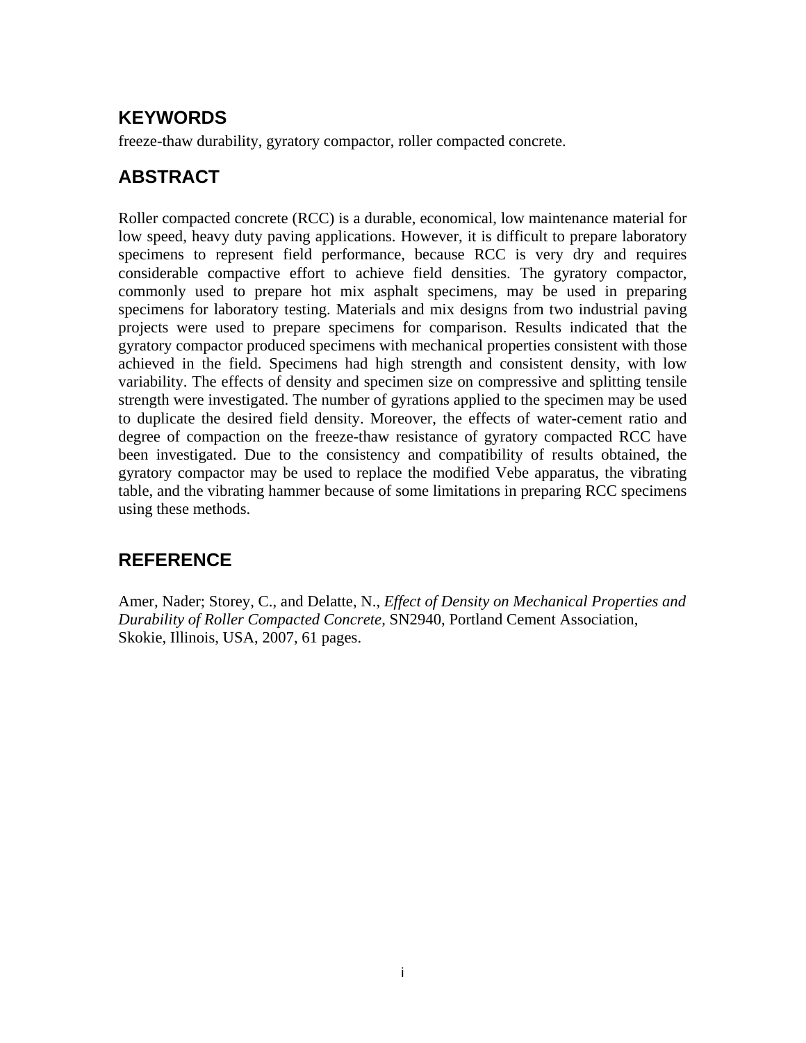## KEYWORDS

freeze-thaw durability, gyratory compactor, roller compacted concrete.

## ABSTRACT

Roller compacted concrete (RCC) is a durable, economical, low maintenance material for low speed, heavy duty paving applications. However, it is difficult to prepare laboratory specimens to represent field performance, because RCC is very dry and requires considerable compactive effort to achieve field densities. The gyratory compactor, commonly used to prepare hot mix asphalt specimens, may be used in preparing specimens for laboratory testing. Materials and mix designs from two industrial paving projects were used to prepare specimens for comparison. Results indicated that the gyratory compactor produced specimens with mechanical properties consistent with those achieved in the field. Specimens had high strength and consistent density, with low variability. The effects of density and specimen size on compressive and splitting tensile strength were investigated. The number of gyrations applied to the specimen may be used to duplicate the desired field density. Moreover, the effects of water-cement ratio and degree of compaction on the freeze-thaw resistance of gyratory compacted RCC have been investigated. Due to the consistency and compatibility of results obtained, the gyratory compactor may be used to replace the modified Vebe apparatus, the vibrating table, and the vibrating hammer because of some limitations in preparing RCC specimens using these methods.

## REFERENCE

Amer, Nader; Storey, C., and Delatte, N., *Effect of Density on Mechanical Properties and Durability of Roller Compacted Concrete*, SN2940, Portland Cement Association, Skokie, Illinois, USA, 2007, 61 pages.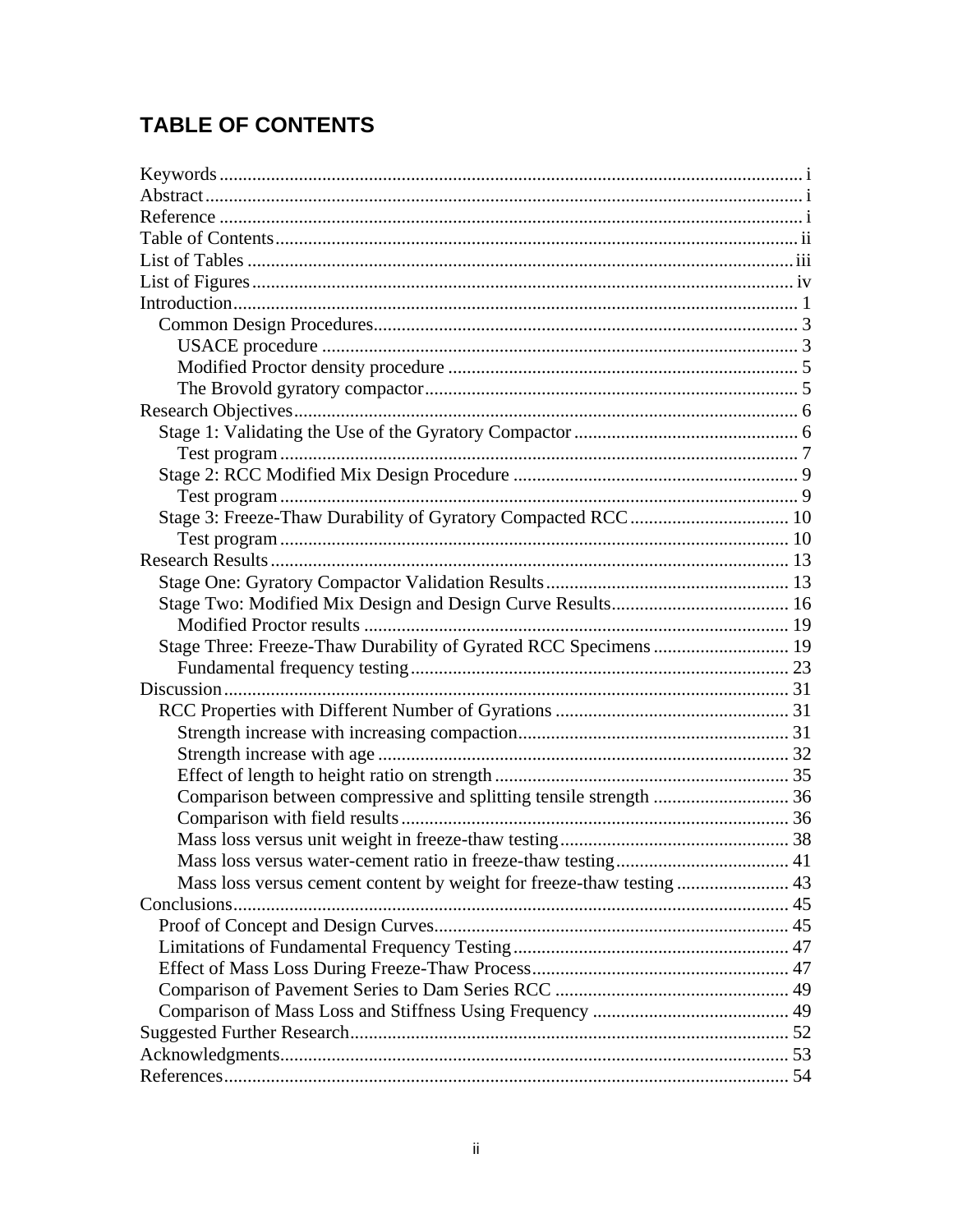# TABLE OF CONTENTS

Keywords ........................................................................................................................... i
Abstract .............................................................................................................................. i
Reference ........................................................................................................................... i
Table of Contents .............................................................................................................. ii
List of Tables .................................................................................................................... iii
List of Figures ................................................................................................................... iv
Introduction ........................................................................................................................ 1
  Common Design Procedures .......................................................................................... 3
    USACE procedure ....................................................................................................... 3
    Modified Proctor density procedure ........................................................................... 5
    The Brovold gyratory compactor ............................................................................... 5
Research Objectives ........................................................................................................... 6
  Stage 1: Validating the Use of the Gyratory Compactor ................................................ 6
    Test program ................................................................................................................ 7
  Stage 2: RCC Modified Mix Design Procedure ............................................................. 9
    Test program ................................................................................................................ 9
  Stage 3: Freeze-Thaw Durability of Gyratory Compacted RCC .................................. 10
    Test program .............................................................................................................. 10
Research Results .............................................................................................................. 13
  Stage One: Gyratory Compactor Validation Results .................................................... 13
  Stage Two: Modified Mix Design and Design Curve Results ...................................... 16
    Modified Proctor results ........................................................................................... 19
  Stage Three: Freeze-Thaw Durability of Gyrated RCC Specimens ............................. 19
    Fundamental frequency testing ................................................................................. 23
Discussion ........................................................................................................................ 31
  RCC Properties with Different Number of Gyrations .................................................. 31
    Strength increase with increasing compaction .......................................................... 31
    Strength increase with age ........................................................................................ 32
    Effect of length to height ratio on strength ............................................................... 35
    Comparison between compressive and splitting tensile strength ............................. 36
    Comparison with field results ................................................................................... 36
    Mass loss versus unit weight in freeze-thaw testing ................................................. 38
    Mass loss versus water-cement ratio in freeze-thaw testing ..................................... 41
    Mass loss versus cement content by weight for freeze-thaw testing ........................ 43
Conclusions ...................................................................................................................... 45
  Proof of Concept and Design Curves ............................................................................ 45
  Limitations of Fundamental Frequency Testing ........................................................... 47
  Effect of Mass Loss During Freeze-Thaw Process ....................................................... 47
  Comparison of Pavement Series to Dam Series RCC .................................................. 49
  Comparison of Mass Loss and Stiffness Using Frequency .......................................... 49
Suggested Further Research ............................................................................................. 52
Acknowledgments ............................................................................................................ 53
References ........................................................................................................................ 54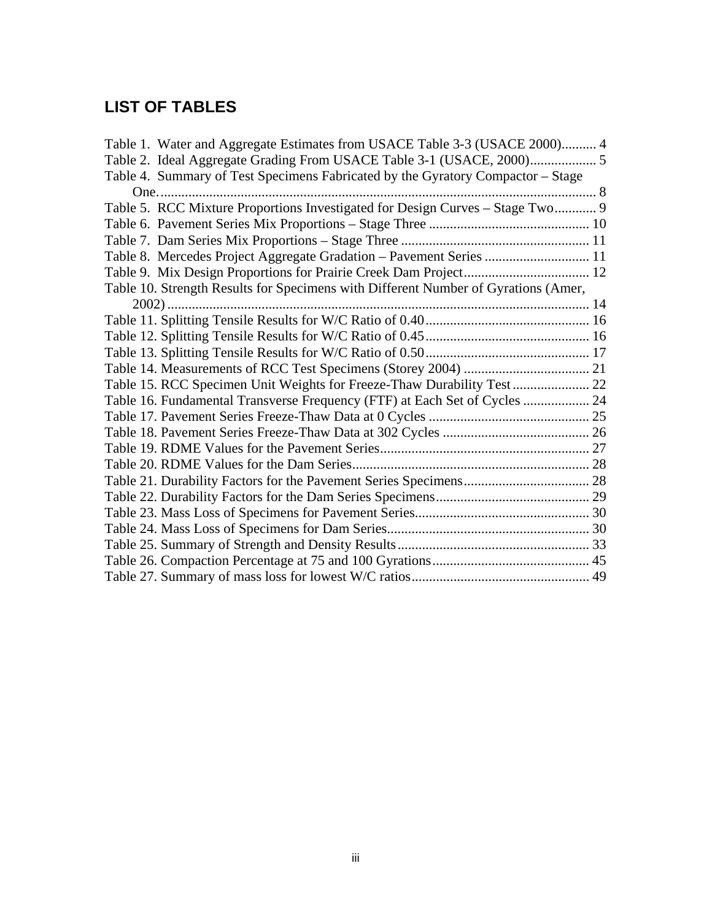## LIST OF TABLES

Table 1. Water and Aggregate Estimates from USACE Table 3-3 (USACE 2000).......... 4
Table 2. Ideal Aggregate Grading From USACE Table 3-1 (USACE, 2000)................... 5
Table 4. Summary of Test Specimens Fabricated by the Gyratory Compactor – Stage One.............................................................................................................................. 8
Table 5. RCC Mixture Proportions Investigated for Design Curves – Stage Two............ 9
Table 6. Pavement Series Mix Proportions – Stage Three ............................................. 10
Table 7. Dam Series Mix Proportions – Stage Three ...................................................... 11
Table 8. Mercedes Project Aggregate Gradation – Pavement Series .............................. 11
Table 9. Mix Design Proportions for Prairie Creek Dam Project.................................... 12
Table 10. Strength Results for Specimens with Different Number of Gyrations (Amer, 2002)............................................................................................................................ 14
Table 11. Splitting Tensile Results for W/C Ratio of 0.40............................................... 16
Table 12. Splitting Tensile Results for W/C Ratio of 0.45............................................... 16
Table 13. Splitting Tensile Results for W/C Ratio of 0.50............................................... 17
Table 14. Measurements of RCC Test Specimens (Storey 2004) .................................... 21
Table 15. RCC Specimen Unit Weights for Freeze-Thaw Durability Test ...................... 22
Table 16. Fundamental Transverse Frequency (FTF) at Each Set of Cycles ................... 24
Table 17. Pavement Series Freeze-Thaw Data at 0 Cycles .............................................. 25
Table 18. Pavement Series Freeze-Thaw Data at 302 Cycles .......................................... 26
Table 19. RDME Values for the Pavement Series............................................................ 27
Table 20. RDME Values for the Dam Series.................................................................... 28
Table 21. Durability Factors for the Pavement Series Specimens.................................... 28
Table 22. Durability Factors for the Dam Series Specimens............................................ 29
Table 23. Mass Loss of Specimens for Pavement Series.................................................. 30
Table 24. Mass Loss of Specimens for Dam Series.......................................................... 30
Table 25. Summary of Strength and Density Results....................................................... 33
Table 26. Compaction Percentage at 75 and 100 Gyrations............................................. 45
Table 27. Summary of mass loss for lowest W/C ratios................................................... 49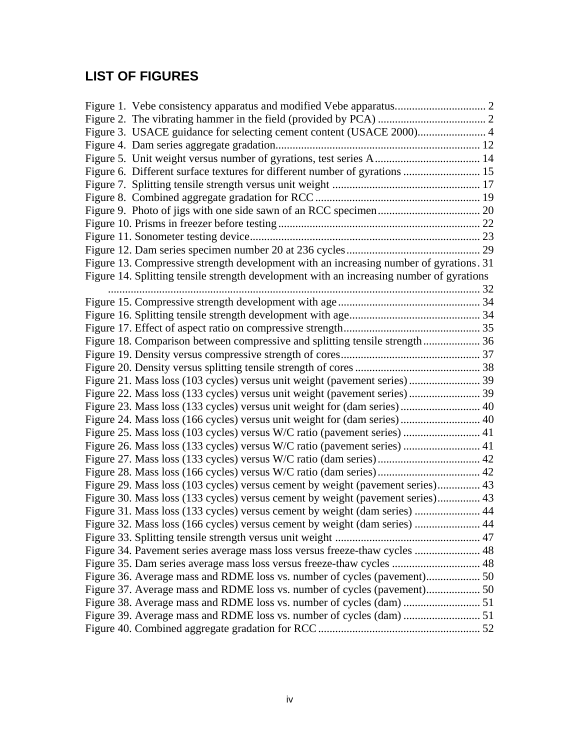## LIST OF FIGURES

Figure 1. Vebe consistency apparatus and modified Vebe apparatus................................ 2
Figure 2. The vibrating hammer in the field (provided by PCA) ...................................... 2
Figure 3. USACE guidance for selecting cement content (USACE 2000)........................ 4
Figure 4. Dam series aggregate gradation....................................................................... 12
Figure 5. Unit weight versus number of gyrations, test series A..................................... 14
Figure 6. Different surface textures for different number of gyrations ........................... 15
Figure 7. Splitting tensile strength versus unit weight .................................................... 17
Figure 8. Combined aggregate gradation for RCC.......................................................... 19
Figure 9. Photo of jigs with one side sawn of an RCC specimen.................................... 20
Figure 10. Prisms in freezer before testing....................................................................... 22
Figure 11. Sonometer testing device................................................................................ 23
Figure 12. Dam series specimen number 20 at 236 cycles............................................... 29
Figure 13. Compressive strength development with an increasing number of gyrations. 31
Figure 14. Splitting tensile strength development with an increasing number of gyrations ................................................................................................................................... 32
Figure 15. Compressive strength development with age.................................................. 34
Figure 16. Splitting tensile strength development with age.............................................. 34
Figure 17. Effect of aspect ratio on compressive strength................................................ 35
Figure 18. Comparison between compressive and splitting tensile strength.................... 36
Figure 19. Density versus compressive strength of cores................................................. 37
Figure 20. Density versus splitting tensile strength of cores ............................................ 38
Figure 21. Mass loss (103 cycles) versus unit weight (pavement series)......................... 39
Figure 22. Mass loss (133 cycles) versus unit weight (pavement series)......................... 39
Figure 23. Mass loss (133 cycles) versus unit weight for (dam series)............................ 40
Figure 24. Mass loss (166 cycles) versus unit weight for (dam series)............................ 40
Figure 25. Mass loss (103 cycles) versus W/C ratio (pavement series) ........................... 41
Figure 26. Mass loss (133 cycles) versus W/C ratio (pavement series) ........................... 41
Figure 27. Mass loss (133 cycles) versus W/C ratio (dam series).................................... 42
Figure 28. Mass loss (166 cycles) versus W/C ratio (dam series).................................... 42
Figure 29. Mass loss (103 cycles) versus cement by weight (pavement series)............... 43
Figure 30. Mass loss (133 cycles) versus cement by weight (pavement series)............... 43
Figure 31. Mass loss (133 cycles) versus cement by weight (dam series) ....................... 44
Figure 32. Mass loss (166 cycles) versus cement by weight (dam series) ....................... 44
Figure 33. Splitting tensile strength versus unit weight ................................................... 47
Figure 34. Pavement series average mass loss versus freeze-thaw cycles ....................... 48
Figure 35. Dam series average mass loss versus freeze-thaw cycles ............................... 48
Figure 36. Average mass and RDME loss vs. number of cycles (pavement)................... 50
Figure 37. Average mass and RDME loss vs. number of cycles (pavement)................... 50
Figure 38. Average mass and RDME loss vs. number of cycles (dam) ........................... 51
Figure 39. Average mass and RDME loss vs. number of cycles (dam) ........................... 51
Figure 40. Combined aggregate gradation for RCC......................................................... 52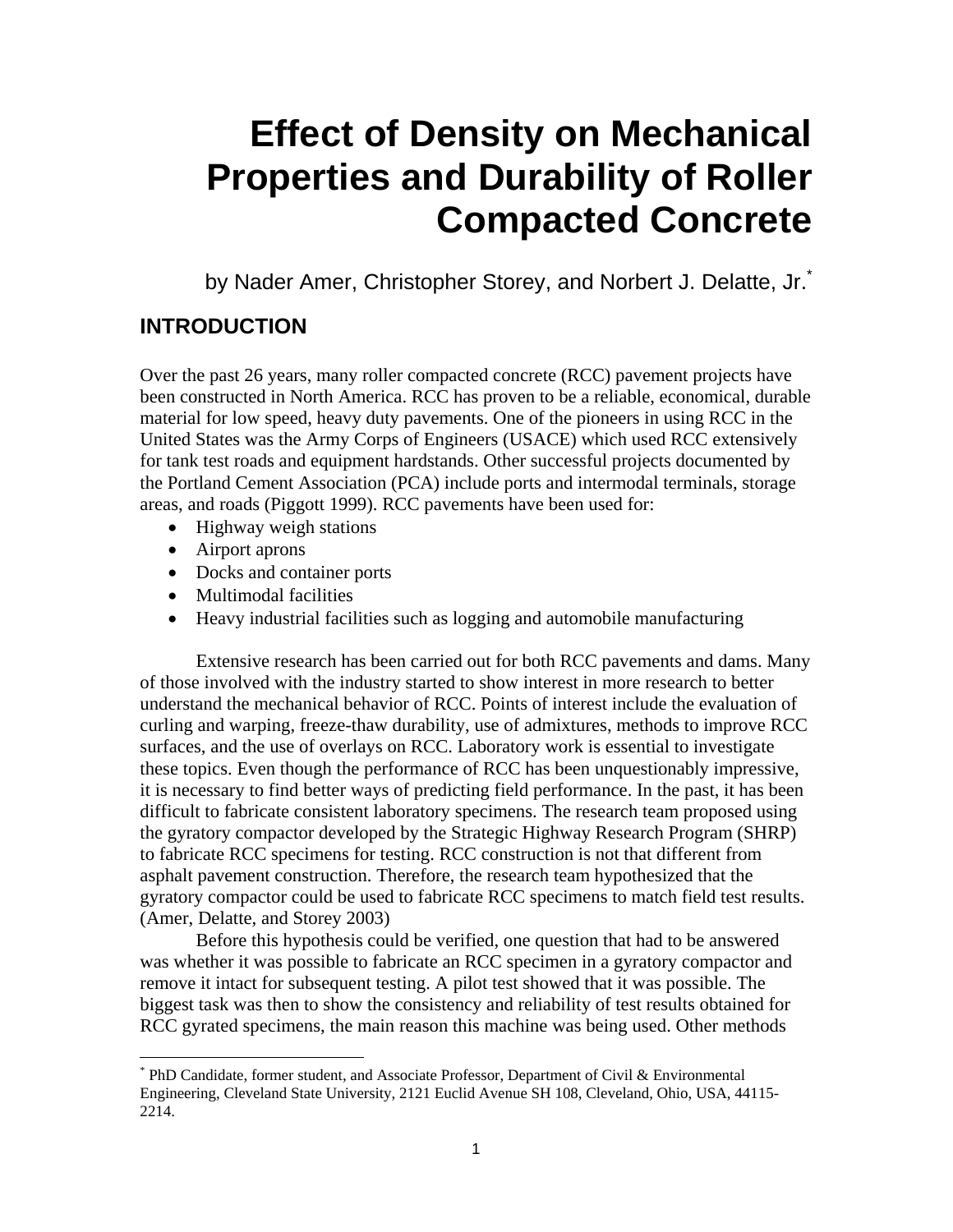# Effect of Density on Mechanical Properties and Durability of Roller Compacted Concrete

by Nader Amer, Christopher Storey, and Norbert J. Delatte, Jr.*

## INTRODUCTION

Over the past 26 years, many roller compacted concrete (RCC) pavement projects have been constructed in North America. RCC has proven to be a reliable, economical, durable material for low speed, heavy duty pavements. One of the pioneers in using RCC in the United States was the Army Corps of Engineers (USACE) which used RCC extensively for tank test roads and equipment hardstands. Other successful projects documented by the Portland Cement Association (PCA) include ports and intermodal terminals, storage areas, and roads (Piggott 1999). RCC pavements have been used for:

- Highway weigh stations
- Airport aprons
- Docks and container ports
- Multimodal facilities
- Heavy industrial facilities such as logging and automobile manufacturing

Extensive research has been carried out for both RCC pavements and dams. Many of those involved with the industry started to show interest in more research to better understand the mechanical behavior of RCC. Points of interest include the evaluation of curling and warping, freeze-thaw durability, use of admixtures, methods to improve RCC surfaces, and the use of overlays on RCC. Laboratory work is essential to investigate these topics. Even though the performance of RCC has been unquestionably impressive, it is necessary to find better ways of predicting field performance. In the past, it has been difficult to fabricate consistent laboratory specimens. The research team proposed using the gyratory compactor developed by the Strategic Highway Research Program (SHRP) to fabricate RCC specimens for testing. RCC construction is not that different from asphalt pavement construction. Therefore, the research team hypothesized that the gyratory compactor could be used to fabricate RCC specimens to match field test results. (Amer, Delatte, and Storey 2003)

Before this hypothesis could be verified, one question that had to be answered was whether it was possible to fabricate an RCC specimen in a gyratory compactor and remove it intact for subsequent testing. A pilot test showed that it was possible. The biggest task was then to show the consistency and reliability of test results obtained for RCC gyrated specimens, the main reason this machine was being used. Other methods

---

* PhD Candidate, former student, and Associate Professor, Department of Civil & Environmental Engineering, Cleveland State University, 2121 Euclid Avenue SH 108, Cleveland, Ohio, USA, 44115-2214.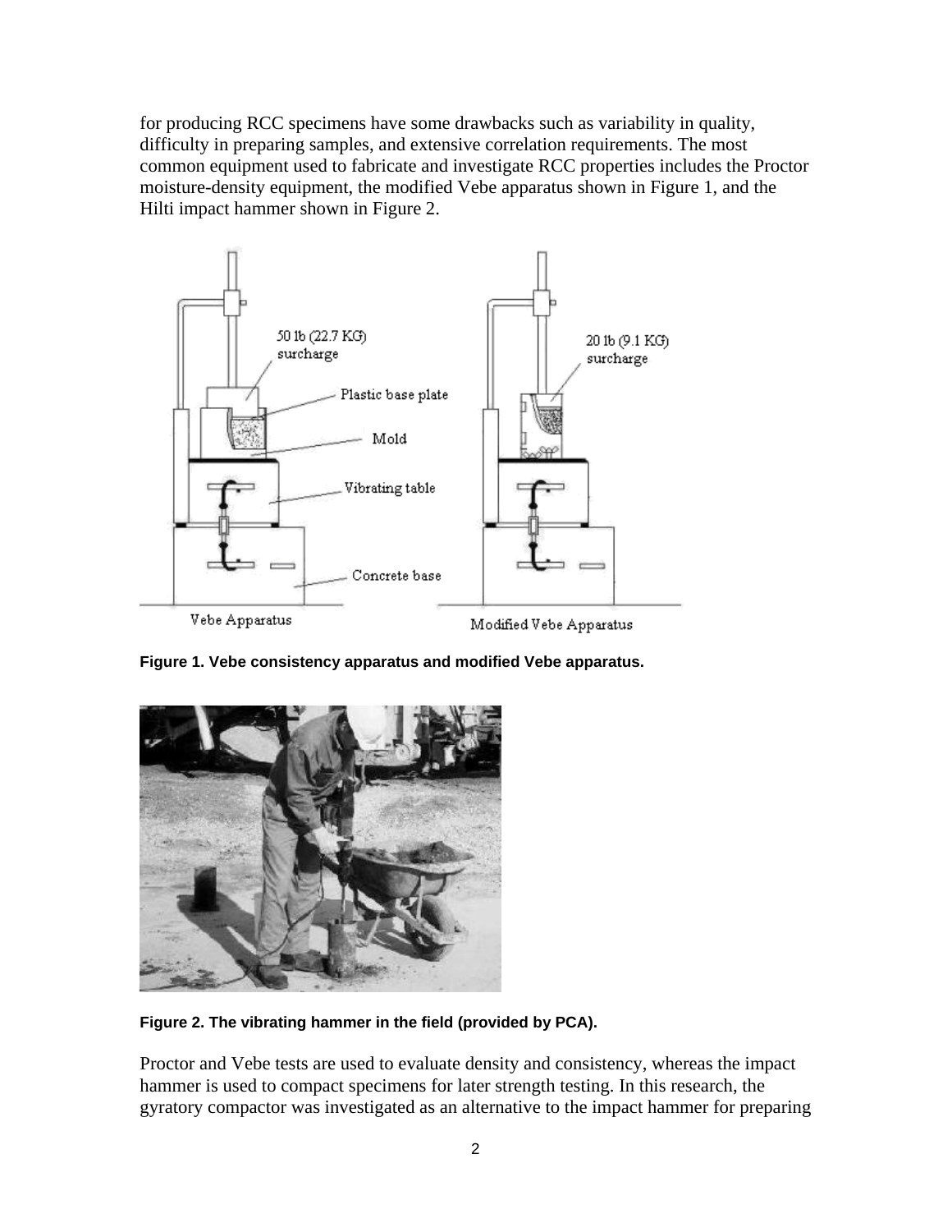for producing RCC specimens have some drawbacks such as variability in quality, difficulty in preparing samples, and extensive correlation requirements. The most common equipment used to fabricate and investigate RCC properties includes the Proctor moisture-density equipment, the modified Vebe apparatus shown in Figure 1, and the Hilti impact hammer shown in Figure 2.

**Figure 1. Vebe consistency apparatus and modified Vebe apparatus.**

**Figure 2. The vibrating hammer in the field (provided by PCA).**

Proctor and Vebe tests are used to evaluate density and consistency, whereas the impact hammer is used to compact specimens for later strength testing. In this research, the gyratory compactor was investigated as an alternative to the impact hammer for preparing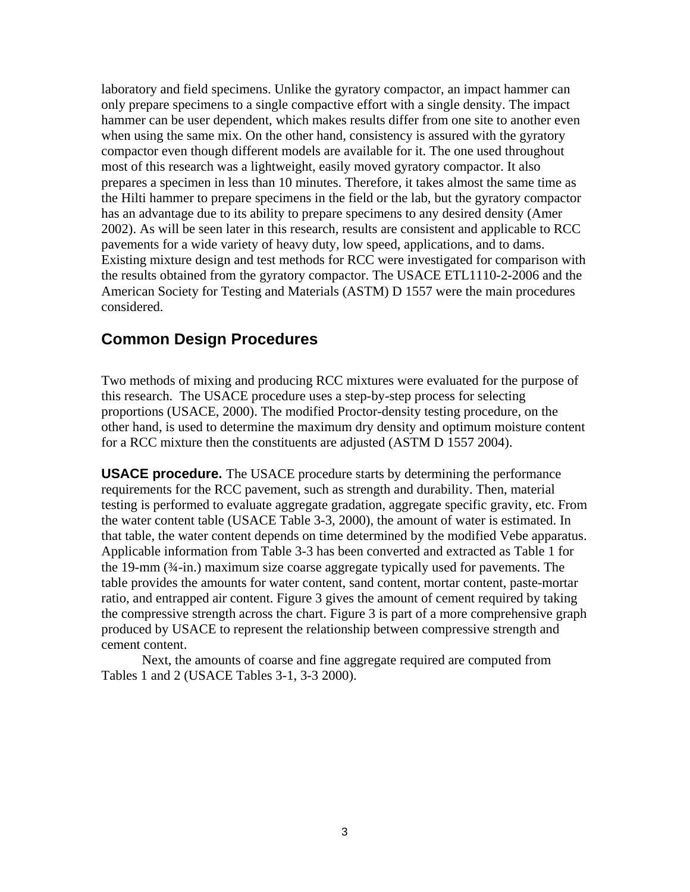laboratory and field specimens. Unlike the gyratory compactor, an impact hammer can only prepare specimens to a single compactive effort with a single density. The impact hammer can be user dependent, which makes results differ from one site to another even when using the same mix. On the other hand, consistency is assured with the gyratory compactor even though different models are available for it. The one used throughout most of this research was a lightweight, easily moved gyratory compactor. It also prepares a specimen in less than 10 minutes. Therefore, it takes almost the same time as the Hilti hammer to prepare specimens in the field or the lab, but the gyratory compactor has an advantage due to its ability to prepare specimens to any desired density (Amer 2002). As will be seen later in this research, results are consistent and applicable to RCC pavements for a wide variety of heavy duty, low speed, applications, and to dams. Existing mixture design and test methods for RCC were investigated for comparison with the results obtained from the gyratory compactor. The USACE ETL1110-2-2006 and the American Society for Testing and Materials (ASTM) D 1557 were the main procedures considered.

## Common Design Procedures

Two methods of mixing and producing RCC mixtures were evaluated for the purpose of this research. The USACE procedure uses a step-by-step process for selecting proportions (USACE, 2000). The modified Proctor-density testing procedure, on the other hand, is used to determine the maximum dry density and optimum moisture content for a RCC mixture then the constituents are adjusted (ASTM D 1557 2004).

**USACE procedure.** The USACE procedure starts by determining the performance requirements for the RCC pavement, such as strength and durability. Then, material testing is performed to evaluate aggregate gradation, aggregate specific gravity, etc. From the water content table (USACE Table 3-3, 2000), the amount of water is estimated. In that table, the water content depends on time determined by the modified Vebe apparatus. Applicable information from Table 3-3 has been converted and extracted as Table 1 for the 19-mm (¾-in.) maximum size coarse aggregate typically used for pavements. The table provides the amounts for water content, sand content, mortar content, paste-mortar ratio, and entrapped air content. Figure 3 gives the amount of cement required by taking the compressive strength across the chart. Figure 3 is part of a more comprehensive graph produced by USACE to represent the relationship between compressive strength and cement content.

Next, the amounts of coarse and fine aggregate required are computed from Tables 1 and 2 (USACE Tables 3-1, 3-3 2000).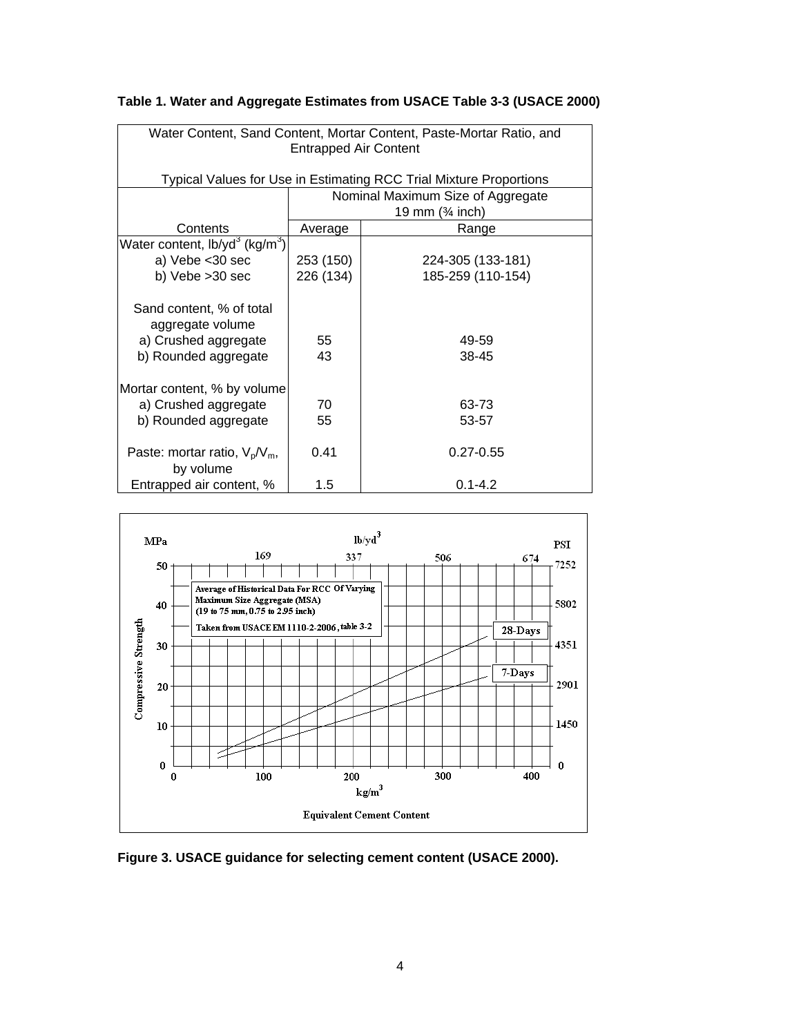**Table 1. Water and Aggregate Estimates from USACE Table 3-3 (USACE 2000)**

| Water Content, Sand Content, Mortar Content, Paste-Mortar Ratio, and Entrapped Air Content<br><br>Typical Values for Use in Estimating RCC Trial Mixture Proportions | | |
|---|---|---|
| | Nominal Maximum Size of Aggregate 19 mm (¾ inch) | |
| Contents | Average | Range |
| Water content, lb/yd$^3$ (kg/m$^3$) | | |
| a) Vebe <30 sec | 253 (150) | 224-305 (133-181) |
| b) Vebe >30 sec | 226 (134) | 185-259 (110-154) |
| Sand content, % of total aggregate volume | | |
| a) Crushed aggregate | 55 | 49-59 |
| b) Rounded aggregate | 43 | 38-45 |
| Mortar content, % by volume | | |
| a) Crushed aggregate | 70 | 63-73 |
| b) Rounded aggregate | 55 | 53-57 |
| Paste: mortar ratio, $V_p/V_m$, by volume | 0.41 | 0.27-0.55 |
| Entrapped air content, % | 1.5 | 0.1-4.2 |

**Figure 3. USACE guidance for selecting cement content (USACE 2000).**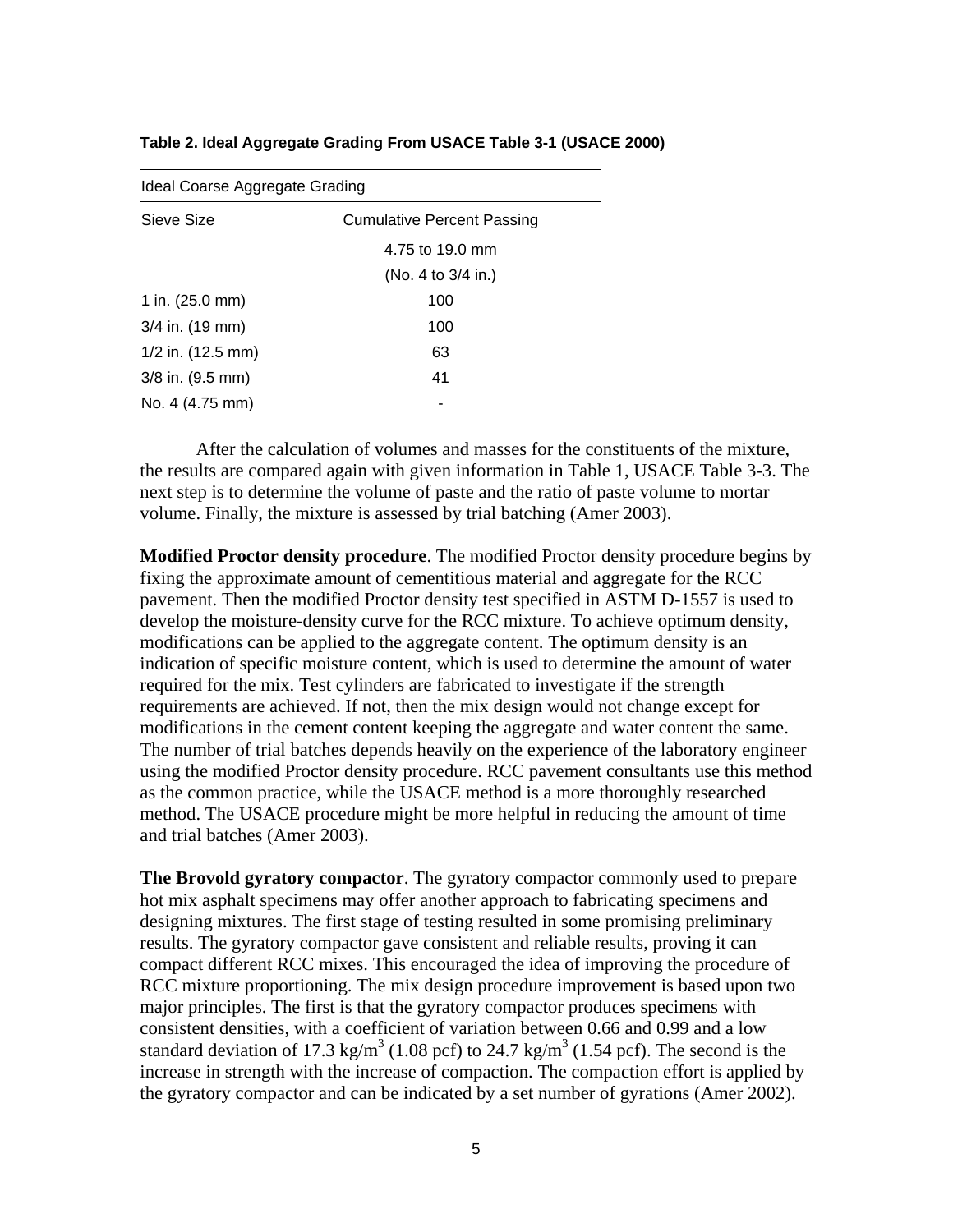**Table 2. Ideal Aggregate Grading From USACE Table 3-1 (USACE 2000)**

| Ideal Coarse Aggregate Grading | |
|---|---|
| Sieve Size | Cumulative Percent Passing |
| | 4.75 to 19.0 mm (No. 4 to 3/4 in.) |
| 1 in. (25.0 mm) | 100 |
| 3/4 in. (19 mm) | 100 |
| 1/2 in. (12.5 mm) | 63 |
| 3/8 in. (9.5 mm) | 41 |
| No. 4 (4.75 mm) | - |

After the calculation of volumes and masses for the constituents of the mixture, the results are compared again with given information in Table 1, USACE Table 3-3. The next step is to determine the volume of paste and the ratio of paste volume to mortar volume. Finally, the mixture is assessed by trial batching (Amer 2003).

**Modified Proctor density procedure**. The modified Proctor density procedure begins by fixing the approximate amount of cementitious material and aggregate for the RCC pavement. Then the modified Proctor density test specified in ASTM D-1557 is used to develop the moisture-density curve for the RCC mixture. To achieve optimum density, modifications can be applied to the aggregate content. The optimum density is an indication of specific moisture content, which is used to determine the amount of water required for the mix. Test cylinders are fabricated to investigate if the strength requirements are achieved. If not, then the mix design would not change except for modifications in the cement content keeping the aggregate and water content the same. The number of trial batches depends heavily on the experience of the laboratory engineer using the modified Proctor density procedure. RCC pavement consultants use this method as the common practice, while the USACE method is a more thoroughly researched method. The USACE procedure might be more helpful in reducing the amount of time and trial batches (Amer 2003).

**The Brovold gyratory compactor**. The gyratory compactor commonly used to prepare hot mix asphalt specimens may offer another approach to fabricating specimens and designing mixtures. The first stage of testing resulted in some promising preliminary results. The gyratory compactor gave consistent and reliable results, proving it can compact different RCC mixes. This encouraged the idea of improving the procedure of RCC mixture proportioning. The mix design procedure improvement is based upon two major principles. The first is that the gyratory compactor produces specimens with consistent densities, with a coefficient of variation between 0.66 and 0.99 and a low standard deviation of 17.3 kg/m$^3$ (1.08 pcf) to 24.7 kg/m$^3$ (1.54 pcf). The second is the increase in strength with the increase of compaction. The compaction effort is applied by the gyratory compactor and can be indicated by a set number of gyrations (Amer 2002).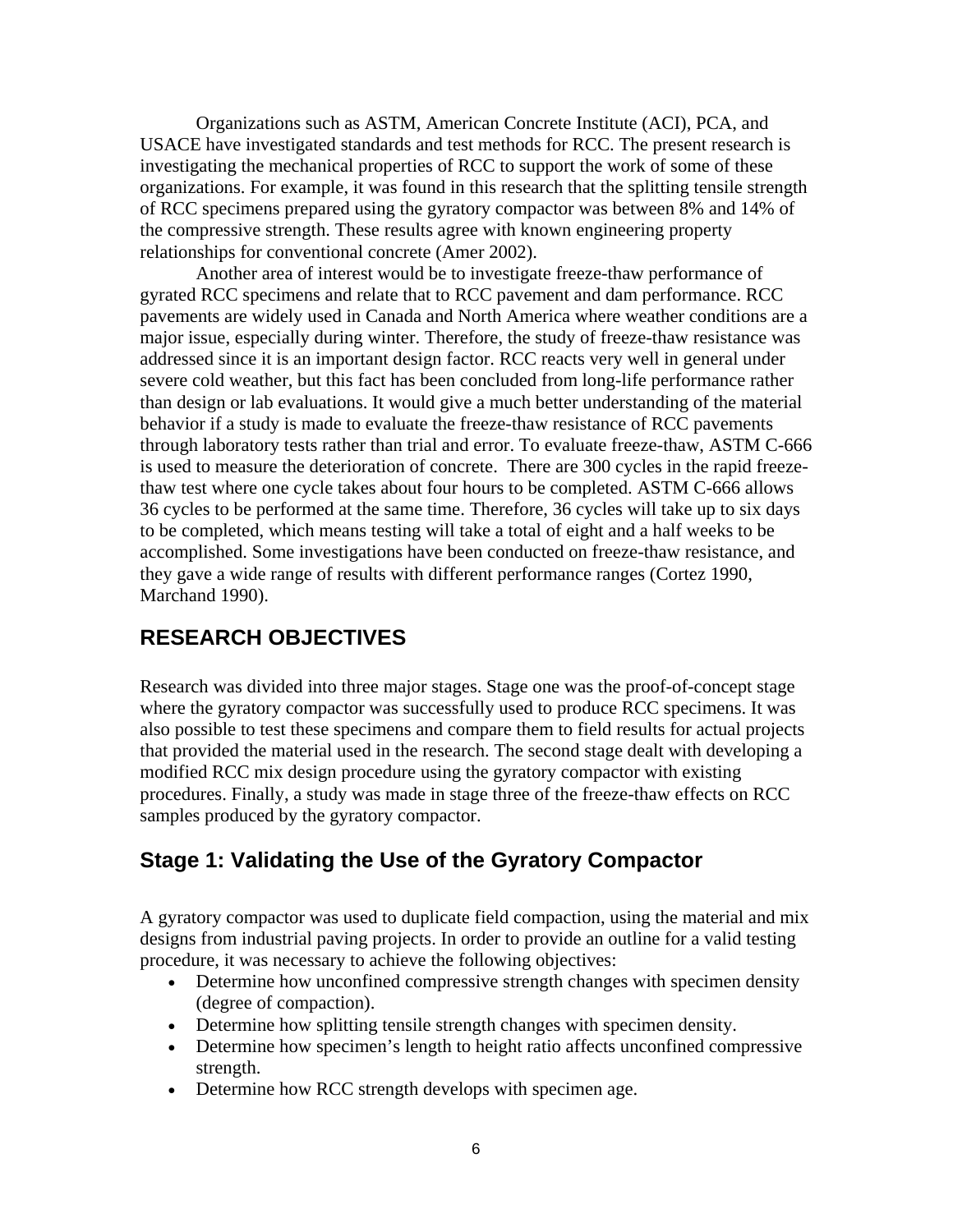Organizations such as ASTM, American Concrete Institute (ACI), PCA, and USACE have investigated standards and test methods for RCC. The present research is investigating the mechanical properties of RCC to support the work of some of these organizations. For example, it was found in this research that the splitting tensile strength of RCC specimens prepared using the gyratory compactor was between 8% and 14% of the compressive strength. These results agree with known engineering property relationships for conventional concrete (Amer 2002).

Another area of interest would be to investigate freeze-thaw performance of gyrated RCC specimens and relate that to RCC pavement and dam performance. RCC pavements are widely used in Canada and North America where weather conditions are a major issue, especially during winter. Therefore, the study of freeze-thaw resistance was addressed since it is an important design factor. RCC reacts very well in general under severe cold weather, but this fact has been concluded from long-life performance rather than design or lab evaluations. It would give a much better understanding of the material behavior if a study is made to evaluate the freeze-thaw resistance of RCC pavements through laboratory tests rather than trial and error. To evaluate freeze-thaw, ASTM C-666 is used to measure the deterioration of concrete. There are 300 cycles in the rapid freeze-thaw test where one cycle takes about four hours to be completed. ASTM C-666 allows 36 cycles to be performed at the same time. Therefore, 36 cycles will take up to six days to be completed, which means testing will take a total of eight and a half weeks to be accomplished. Some investigations have been conducted on freeze-thaw resistance, and they gave a wide range of results with different performance ranges (Cortez 1990, Marchand 1990).

## RESEARCH OBJECTIVES

Research was divided into three major stages. Stage one was the proof-of-concept stage where the gyratory compactor was successfully used to produce RCC specimens. It was also possible to test these specimens and compare them to field results for actual projects that provided the material used in the research. The second stage dealt with developing a modified RCC mix design procedure using the gyratory compactor with existing procedures. Finally, a study was made in stage three of the freeze-thaw effects on RCC samples produced by the gyratory compactor.

### Stage 1: Validating the Use of the Gyratory Compactor

A gyratory compactor was used to duplicate field compaction, using the material and mix designs from industrial paving projects. In order to provide an outline for a valid testing procedure, it was necessary to achieve the following objectives:

- Determine how unconfined compressive strength changes with specimen density (degree of compaction).
- Determine how splitting tensile strength changes with specimen density.
- Determine how specimen's length to height ratio affects unconfined compressive strength.
- Determine how RCC strength develops with specimen age.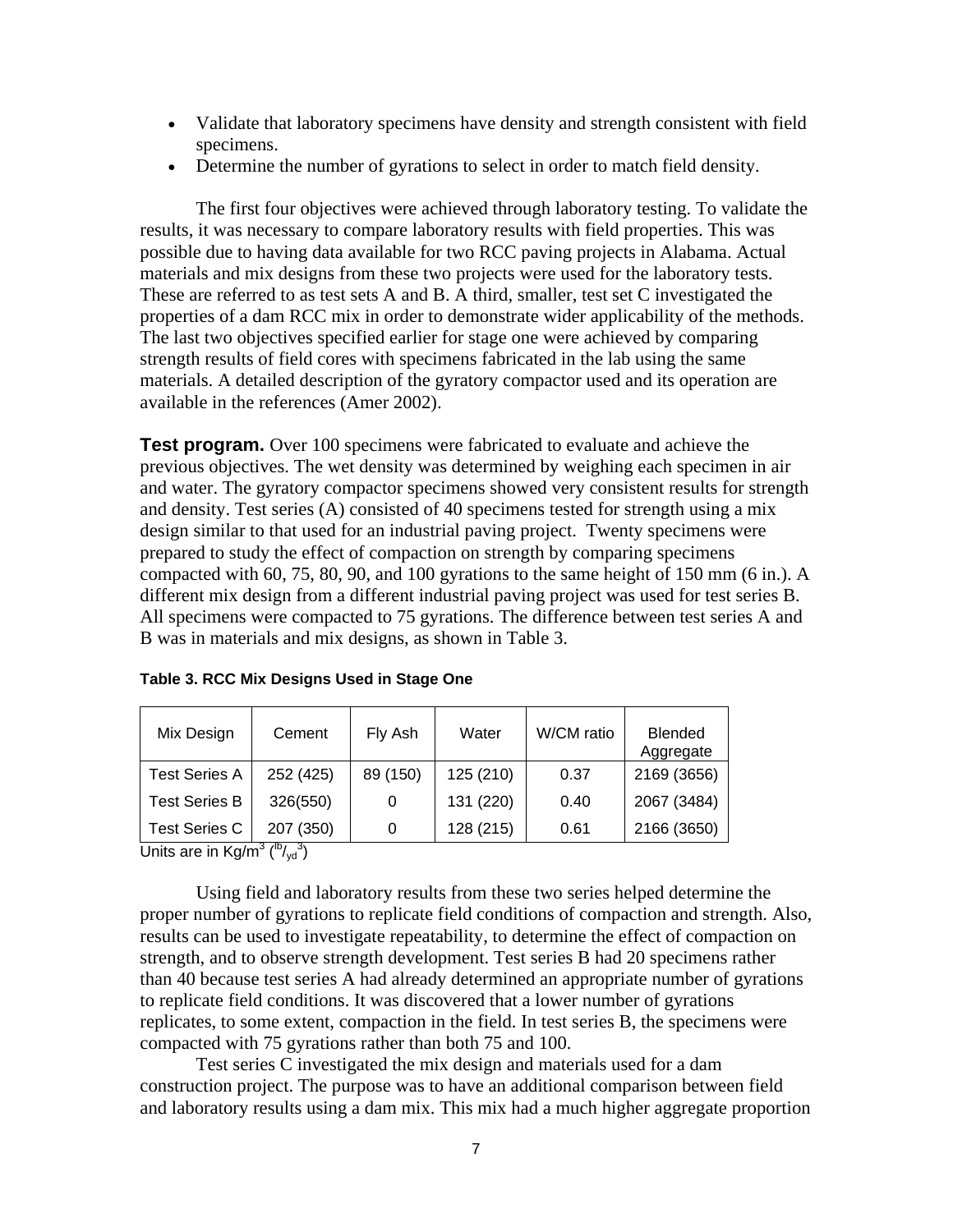- Validate that laboratory specimens have density and strength consistent with field specimens.
- Determine the number of gyrations to select in order to match field density.

The first four objectives were achieved through laboratory testing. To validate the results, it was necessary to compare laboratory results with field properties. This was possible due to having data available for two RCC paving projects in Alabama. Actual materials and mix designs from these two projects were used for the laboratory tests. These are referred to as test sets A and B. A third, smaller, test set C investigated the properties of a dam RCC mix in order to demonstrate wider applicability of the methods. The last two objectives specified earlier for stage one were achieved by comparing strength results of field cores with specimens fabricated in the lab using the same materials. A detailed description of the gyratory compactor used and its operation are available in the references (Amer 2002).

**Test program.** Over 100 specimens were fabricated to evaluate and achieve the previous objectives. The wet density was determined by weighing each specimen in air and water. The gyratory compactor specimens showed very consistent results for strength and density. Test series (A) consisted of 40 specimens tested for strength using a mix design similar to that used for an industrial paving project. Twenty specimens were prepared to study the effect of compaction on strength by comparing specimens compacted with 60, 75, 80, 90, and 100 gyrations to the same height of 150 mm (6 in.). A different mix design from a different industrial paving project was used for test series B. All specimens were compacted to 75 gyrations. The difference between test series A and B was in materials and mix designs, as shown in Table 3.

**Table 3. RCC Mix Designs Used in Stage One**

| Mix Design | Cement | Fly Ash | Water | W/CM ratio | Blended Aggregate |
|---|---|---|---|---|---|
| Test Series A | 252 (425) | 89 (150) | 125 (210) | 0.37 | 2169 (3656) |
| Test Series B | 326(550) | 0 | 131 (220) | 0.40 | 2067 (3484) |
| Test Series C | 207 (350) | 0 | 128 (215) | 0.61 | 2166 (3650) |

Units are in Kg/m$^3$ ($^{lb}/_{yd}{}^3$)

Using field and laboratory results from these two series helped determine the proper number of gyrations to replicate field conditions of compaction and strength. Also, results can be used to investigate repeatability, to determine the effect of compaction on strength, and to observe strength development. Test series B had 20 specimens rather than 40 because test series A had already determined an appropriate number of gyrations to replicate field conditions. It was discovered that a lower number of gyrations replicates, to some extent, compaction in the field. In test series B, the specimens were compacted with 75 gyrations rather than both 75 and 100.

Test series C investigated the mix design and materials used for a dam construction project. The purpose was to have an additional comparison between field and laboratory results using a dam mix. This mix had a much higher aggregate proportion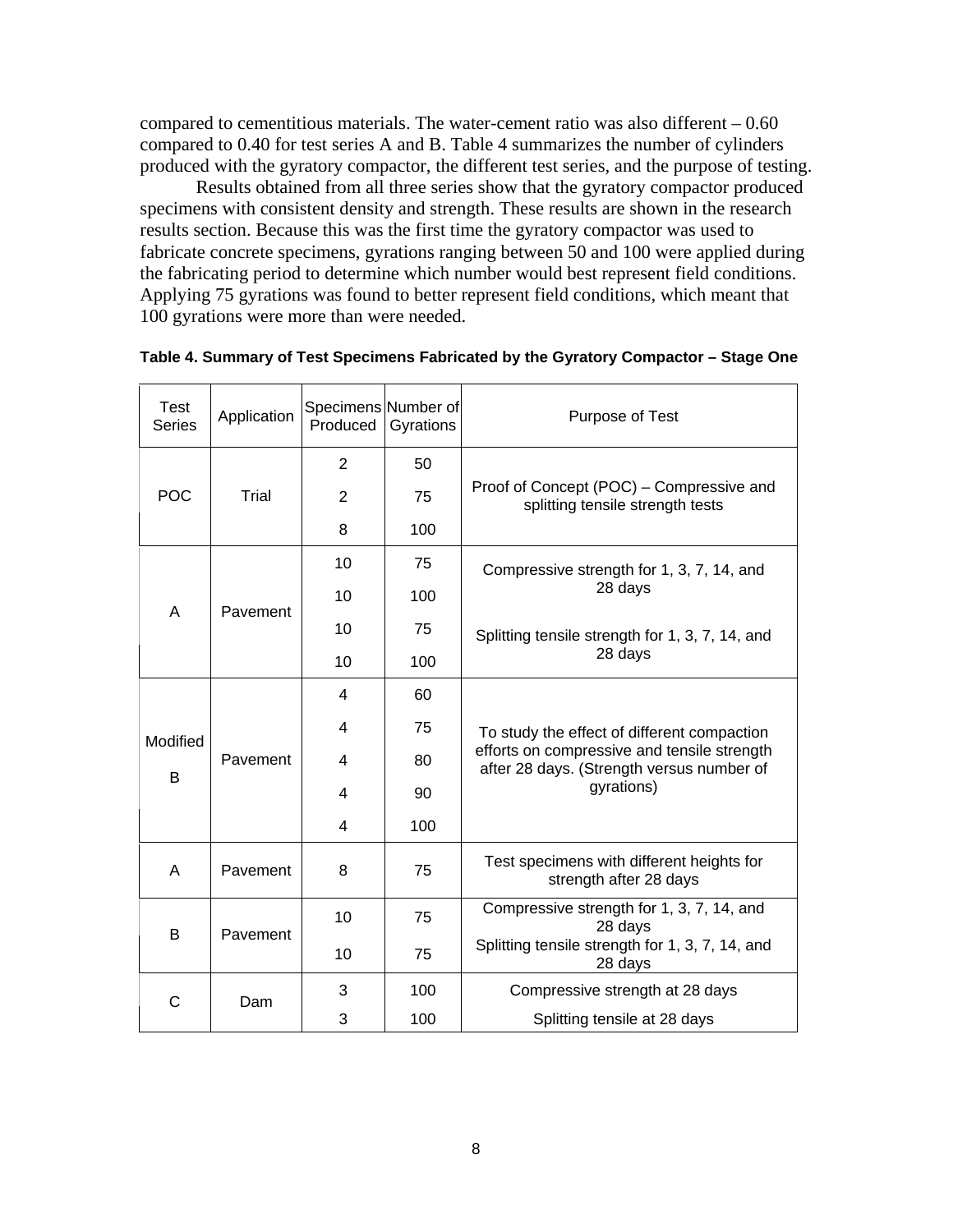compared to cementitious materials. The water-cement ratio was also different – 0.60 compared to 0.40 for test series A and B. Table 4 summarizes the number of cylinders produced with the gyratory compactor, the different test series, and the purpose of testing.

Results obtained from all three series show that the gyratory compactor produced specimens with consistent density and strength. These results are shown in the research results section. Because this was the first time the gyratory compactor was used to fabricate concrete specimens, gyrations ranging between 50 and 100 were applied during the fabricating period to determine which number would best represent field conditions. Applying 75 gyrations was found to better represent field conditions, which meant that 100 gyrations were more than were needed.

**Table 4. Summary of Test Specimens Fabricated by the Gyratory Compactor – Stage One**

| Test Series | Application | Specimens Produced | Number of Gyrations | Purpose of Test |
|---|---|---|---|---|
| POC | Trial | 2 | 50 | Proof of Concept (POC) – Compressive and splitting tensile strength tests |
| | | 2 | 75 | |
| | | 8 | 100 | |
| A | Pavement | 10 | 75 | Compressive strength for 1, 3, 7, 14, and 28 days |
| | | 10 | 100 | |
| | | 10 | 75 | Splitting tensile strength for 1, 3, 7, 14, and 28 days |
| | | 10 | 100 | |
| Modified B | Pavement | 4 | 60 | To study the effect of different compaction efforts on compressive and tensile strength after 28 days. (Strength versus number of gyrations) |
| | | 4 | 75 | |
| | | 4 | 80 | |
| | | 4 | 90 | |
| | | 4 | 100 | |
| A | Pavement | 8 | 75 | Test specimens with different heights for strength after 28 days |
| B | Pavement | 10 | 75 | Compressive strength for 1, 3, 7, 14, and 28 days |
| | | 10 | 75 | Splitting tensile strength for 1, 3, 7, 14, and 28 days |
| C | Dam | 3 | 100 | Compressive strength at 28 days |
| | | 3 | 100 | Splitting tensile at 28 days |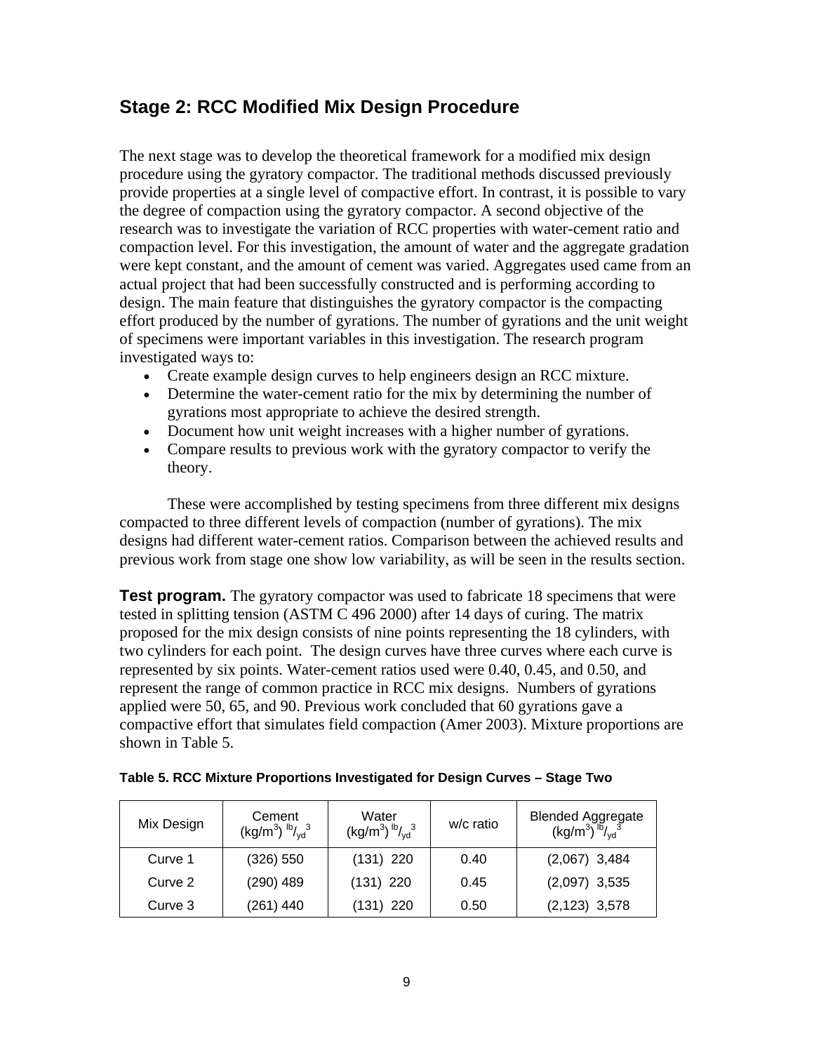## Stage 2: RCC Modified Mix Design Procedure

The next stage was to develop the theoretical framework for a modified mix design procedure using the gyratory compactor. The traditional methods discussed previously provide properties at a single level of compactive effort. In contrast, it is possible to vary the degree of compaction using the gyratory compactor. A second objective of the research was to investigate the variation of RCC properties with water-cement ratio and compaction level. For this investigation, the amount of water and the aggregate gradation were kept constant, and the amount of cement was varied. Aggregates used came from an actual project that had been successfully constructed and is performing according to design. The main feature that distinguishes the gyratory compactor is the compacting effort produced by the number of gyrations. The number of gyrations and the unit weight of specimens were important variables in this investigation. The research program investigated ways to:

- Create example design curves to help engineers design an RCC mixture.
- Determine the water-cement ratio for the mix by determining the number of gyrations most appropriate to achieve the desired strength.
- Document how unit weight increases with a higher number of gyrations.
- Compare results to previous work with the gyratory compactor to verify the theory.

These were accomplished by testing specimens from three different mix designs compacted to three different levels of compaction (number of gyrations). The mix designs had different water-cement ratios. Comparison between the achieved results and previous work from stage one show low variability, as will be seen in the results section.

**Test program.** The gyratory compactor was used to fabricate 18 specimens that were tested in splitting tension (ASTM C 496 2000) after 14 days of curing. The matrix proposed for the mix design consists of nine points representing the 18 cylinders, with two cylinders for each point. The design curves have three curves where each curve is represented by six points. Water-cement ratios used were 0.40, 0.45, and 0.50, and represent the range of common practice in RCC mix designs. Numbers of gyrations applied were 50, 65, and 90. Previous work concluded that 60 gyrations gave a compactive effort that simulates field compaction (Amer 2003). Mixture proportions are shown in Table 5.

**Table 5. RCC Mixture Proportions Investigated for Design Curves – Stage Two**

| Mix Design | Cement (kg/m$^3$) lb/yd$^3$ | Water (kg/m$^3$) lb/yd$^3$ | w/c ratio | Blended Aggregate (kg/m$^3$) lb/yd$^3$ |
|---|---|---|---|---|
| Curve 1 | (326) 550 | (131) 220 | 0.40 | (2,067) 3,484 |
| Curve 2 | (290) 489 | (131) 220 | 0.45 | (2,097) 3,535 |
| Curve 3 | (261) 440 | (131) 220 | 0.50 | (2,123) 3,578 |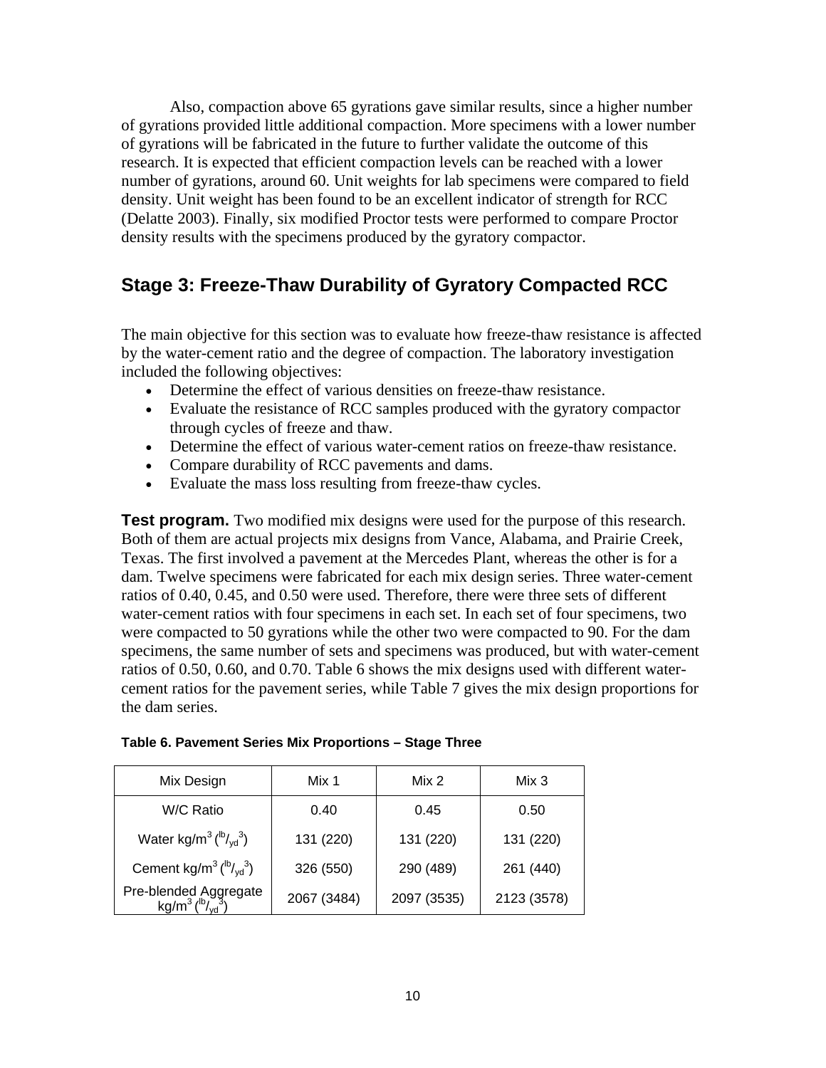Also, compaction above 65 gyrations gave similar results, since a higher number of gyrations provided little additional compaction. More specimens with a lower number of gyrations will be fabricated in the future to further validate the outcome of this research. It is expected that efficient compaction levels can be reached with a lower number of gyrations, around 60. Unit weights for lab specimens were compared to field density. Unit weight has been found to be an excellent indicator of strength for RCC (Delatte 2003). Finally, six modified Proctor tests were performed to compare Proctor density results with the specimens produced by the gyratory compactor.

## Stage 3: Freeze-Thaw Durability of Gyratory Compacted RCC

The main objective for this section was to evaluate how freeze-thaw resistance is affected by the water-cement ratio and the degree of compaction. The laboratory investigation included the following objectives:

- Determine the effect of various densities on freeze-thaw resistance.
- Evaluate the resistance of RCC samples produced with the gyratory compactor through cycles of freeze and thaw.
- Determine the effect of various water-cement ratios on freeze-thaw resistance.
- Compare durability of RCC pavements and dams.
- Evaluate the mass loss resulting from freeze-thaw cycles.

**Test program.** Two modified mix designs were used for the purpose of this research. Both of them are actual projects mix designs from Vance, Alabama, and Prairie Creek, Texas. The first involved a pavement at the Mercedes Plant, whereas the other is for a dam. Twelve specimens were fabricated for each mix design series. Three water-cement ratios of 0.40, 0.45, and 0.50 were used. Therefore, there were three sets of different water-cement ratios with four specimens in each set. In each set of four specimens, two were compacted to 50 gyrations while the other two were compacted to 90. For the dam specimens, the same number of sets and specimens was produced, but with water-cement ratios of 0.50, 0.60, and 0.70. Table 6 shows the mix designs used with different water-cement ratios for the pavement series, while Table 7 gives the mix design proportions for the dam series.

**Table 6. Pavement Series Mix Proportions – Stage Three**

| Mix Design | Mix 1 | Mix 2 | Mix 3 |
|---|---|---|---|
| W/C Ratio | 0.40 | 0.45 | 0.50 |
| Water kg/m$^3$ ($^{lb}/_{yd}{}^3$) | 131 (220) | 131 (220) | 131 (220) |
| Cement kg/m$^3$ ($^{lb}/_{yd}{}^3$) | 326 (550) | 290 (489) | 261 (440) |
| Pre-blended Aggregate kg/m$^3$ ($^{lb}/_{yd}{}^3$) | 2067 (3484) | 2097 (3535) | 2123 (3578) |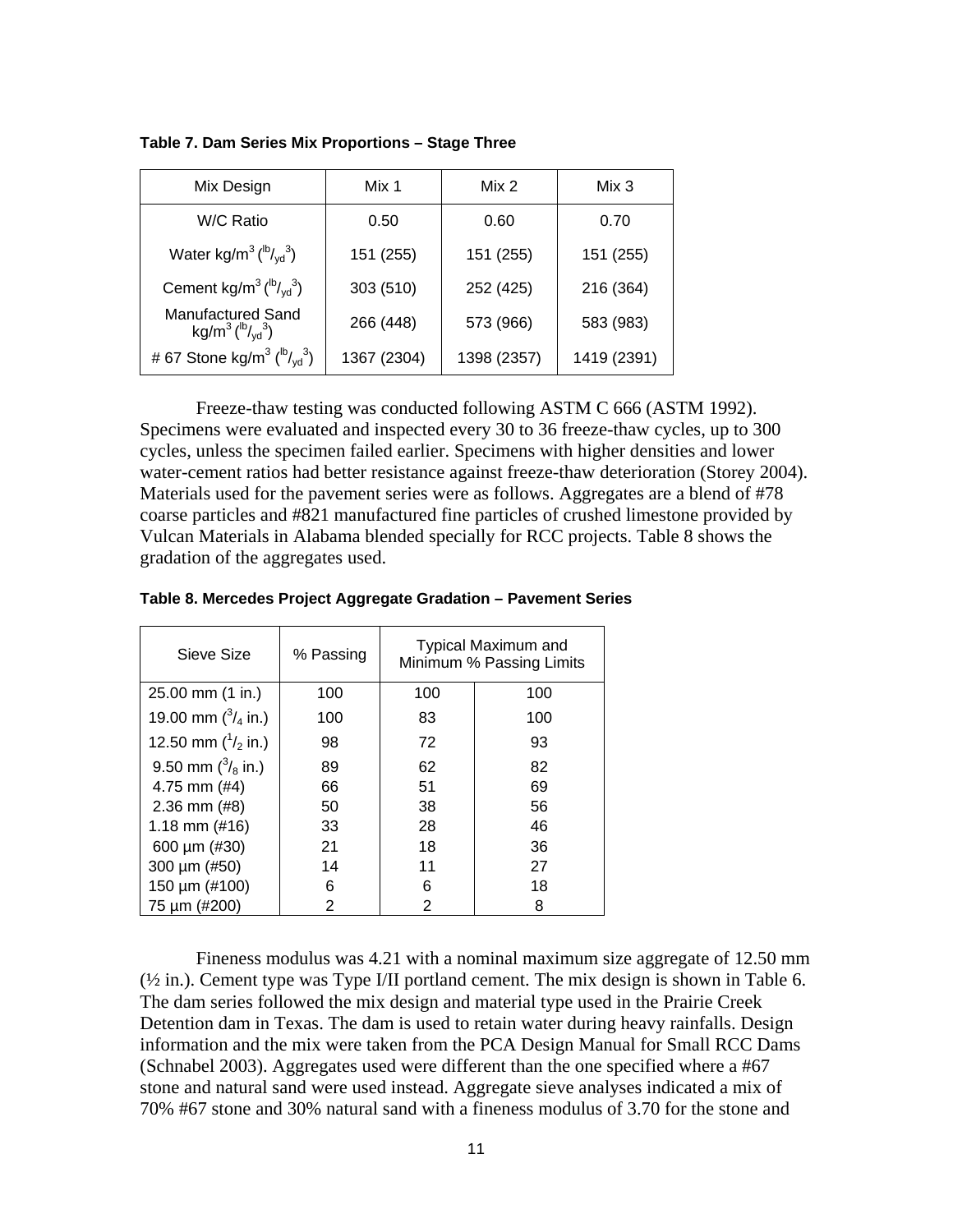**Table 7. Dam Series Mix Proportions – Stage Three**

| Mix Design | Mix 1 | Mix 2 | Mix 3 |
|---|---|---|---|
| W/C Ratio | 0.50 | 0.60 | 0.70 |
| Water kg/m$^3$ ($^{lb}/_{yd}{}^3$) | 151 (255) | 151 (255) | 151 (255) |
| Cement kg/m$^3$ ($^{lb}/_{yd}{}^3$) | 303 (510) | 252 (425) | 216 (364) |
| Manufactured Sand kg/m$^3$ ($^{lb}/_{yd}{}^3$) | 266 (448) | 573 (966) | 583 (983) |
| # 67 Stone kg/m$^3$ ($^{lb}/_{yd}{}^3$) | 1367 (2304) | 1398 (2357) | 1419 (2391) |

Freeze-thaw testing was conducted following ASTM C 666 (ASTM 1992). Specimens were evaluated and inspected every 30 to 36 freeze-thaw cycles, up to 300 cycles, unless the specimen failed earlier. Specimens with higher densities and lower water-cement ratios had better resistance against freeze-thaw deterioration (Storey 2004). Materials used for the pavement series were as follows. Aggregates are a blend of #78 coarse particles and #821 manufactured fine particles of crushed limestone provided by Vulcan Materials in Alabama blended specially for RCC projects. Table 8 shows the gradation of the aggregates used.

**Table 8. Mercedes Project Aggregate Gradation – Pavement Series**

| Sieve Size | % Passing | Typical Maximum and Minimum % Passing Limits | |
|---|---|---|---|
| 25.00 mm (1 in.) | 100 | 100 | 100 |
| 19.00 mm ($^3/_4$ in.) | 100 | 83 | 100 |
| 12.50 mm ($^1/_2$ in.) | 98 | 72 | 93 |
| 9.50 mm ($^3/_8$ in.) | 89 | 62 | 82 |
| 4.75 mm (#4) | 66 | 51 | 69 |
| 2.36 mm (#8) | 50 | 38 | 56 |
| 1.18 mm (#16) | 33 | 28 | 46 |
| 600 µm (#30) | 21 | 18 | 36 |
| 300 µm (#50) | 14 | 11 | 27 |
| 150 µm (#100) | 6 | 6 | 18 |
| 75 µm (#200) | 2 | 2 | 8 |

Fineness modulus was 4.21 with a nominal maximum size aggregate of 12.50 mm (½ in.). Cement type was Type I/II portland cement. The mix design is shown in Table 6. The dam series followed the mix design and material type used in the Prairie Creek Detention dam in Texas. The dam is used to retain water during heavy rainfalls. Design information and the mix were taken from the PCA Design Manual for Small RCC Dams (Schnabel 2003). Aggregates used were different than the one specified where a #67 stone and natural sand were used instead. Aggregate sieve analyses indicated a mix of 70% #67 stone and 30% natural sand with a fineness modulus of 3.70 for the stone and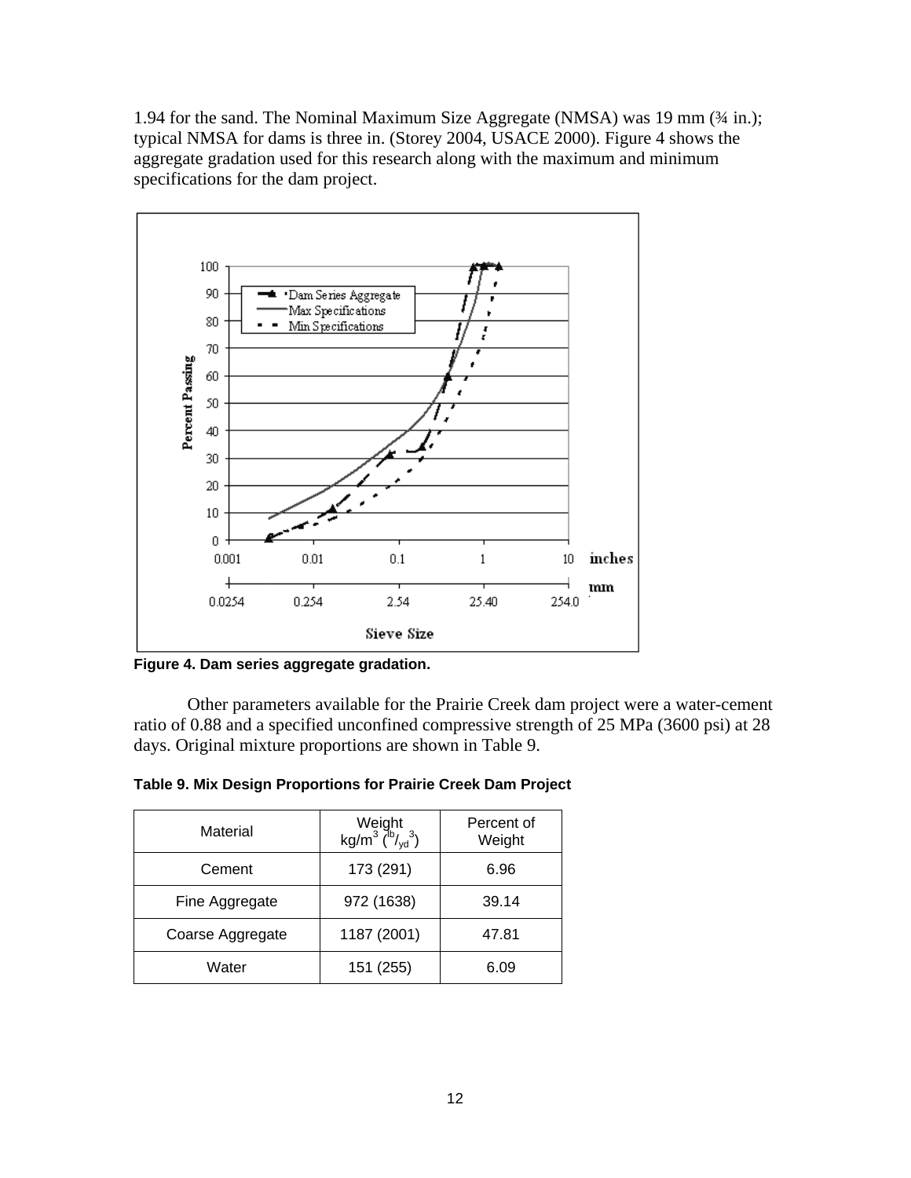1.94 for the sand. The Nominal Maximum Size Aggregate (NMSA) was 19 mm (¾ in.); typical NMSA for dams is three in. (Storey 2004, USACE 2000). Figure 4 shows the aggregate gradation used for this research along with the maximum and minimum specifications for the dam project.

**Figure 4. Dam series aggregate gradation.**

Other parameters available for the Prairie Creek dam project were a water-cement ratio of 0.88 and a specified unconfined compressive strength of 25 MPa (3600 psi) at 28 days. Original mixture proportions are shown in Table 9.

**Table 9. Mix Design Proportions for Prairie Creek Dam Project**

| Material | Weight kg/m$^3$ ($^{lb}/_{yd}{}^3$) | Percent of Weight |
|---|---|---|
| Cement | 173 (291) | 6.96 |
| Fine Aggregate | 972 (1638) | 39.14 |
| Coarse Aggregate | 1187 (2001) | 47.81 |
| Water | 151 (255) | 6.09 |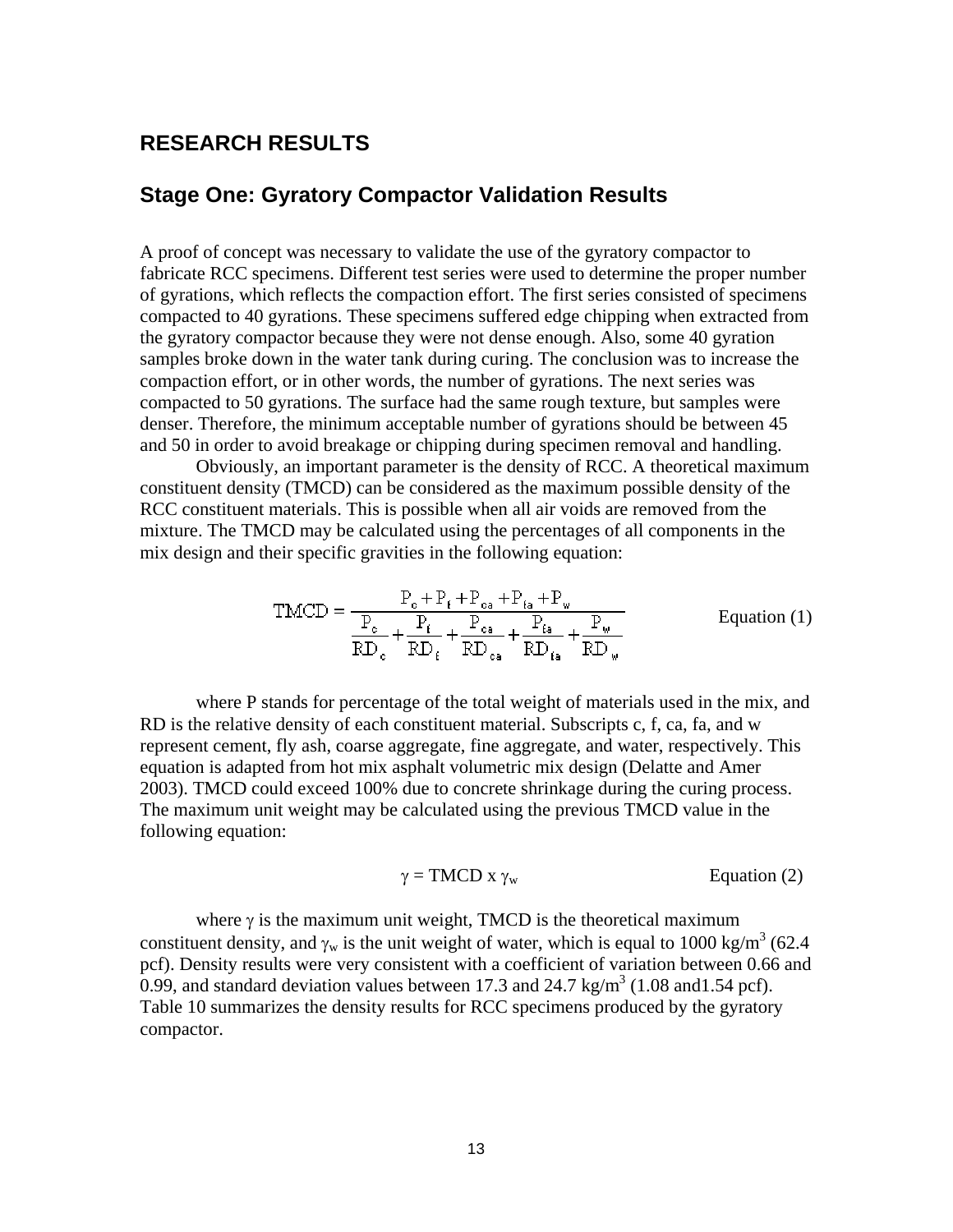# RESEARCH RESULTS

## Stage One: Gyratory Compactor Validation Results

A proof of concept was necessary to validate the use of the gyratory compactor to fabricate RCC specimens. Different test series were used to determine the proper number of gyrations, which reflects the compaction effort. The first series consisted of specimens compacted to 40 gyrations. These specimens suffered edge chipping when extracted from the gyratory compactor because they were not dense enough. Also, some 40 gyration samples broke down in the water tank during curing. The conclusion was to increase the compaction effort, or in other words, the number of gyrations. The next series was compacted to 50 gyrations. The surface had the same rough texture, but samples were denser. Therefore, the minimum acceptable number of gyrations should be between 45 and 50 in order to avoid breakage or chipping during specimen removal and handling.

Obviously, an important parameter is the density of RCC. A theoretical maximum constituent density (TMCD) can be considered as the maximum possible density of the RCC constituent materials. This is possible when all air voids are removed from the mixture. The TMCD may be calculated using the percentages of all components in the mix design and their specific gravities in the following equation:

$$\mathrm{TMCD} = \frac{P_c + P_f + P_{ca} + P_{fa} + P_w}{\dfrac{P_c}{RD_c} + \dfrac{P_f}{RD_f} + \dfrac{P_{ca}}{RD_{ca}} + \dfrac{P_{fa}}{RD_{fa}} + \dfrac{P_w}{RD_w}} \qquad \text{Equation (1)}$$

where P stands for percentage of the total weight of materials used in the mix, and RD is the relative density of each constituent material. Subscripts c, f, ca, fa, and w represent cement, fly ash, coarse aggregate, fine aggregate, and water, respectively. This equation is adapted from hot mix asphalt volumetric mix design (Delatte and Amer 2003). TMCD could exceed 100% due to concrete shrinkage during the curing process. The maximum unit weight may be calculated using the previous TMCD value in the following equation:

$$\gamma = \mathrm{TMCD} \times \gamma_w \qquad \text{Equation (2)}$$

where $\gamma$ is the maximum unit weight, TMCD is the theoretical maximum constituent density, and $\gamma_w$ is the unit weight of water, which is equal to 1000 kg/m$^3$ (62.4 pcf). Density results were very consistent with a coefficient of variation between 0.66 and 0.99, and standard deviation values between 17.3 and 24.7 kg/m$^3$ (1.08 and1.54 pcf). Table 10 summarizes the density results for RCC specimens produced by the gyratory compactor.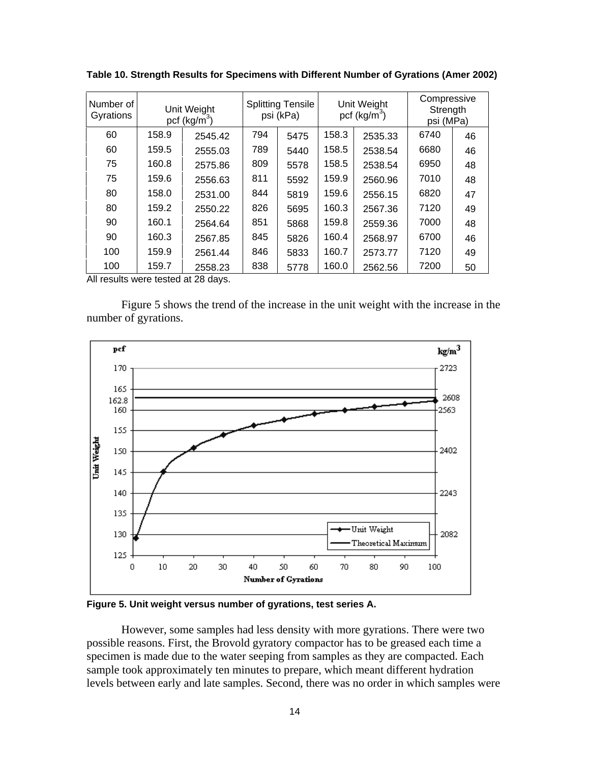**Table 10. Strength Results for Specimens with Different Number of Gyrations (Amer 2002)**

| Number of Gyrations | Unit Weight pcf (kg/m$^3$) | | Splitting Tensile psi (kPa) | | Unit Weight pcf (kg/m$^3$) | | Compressive Strength psi (MPa) | |
|---|---|---|---|---|---|---|---|---|
| 60 | 158.9 | 2545.42 | 794 | 5475 | 158.3 | 2535.33 | 6740 | 46 |
| 60 | 159.5 | 2555.03 | 789 | 5440 | 158.5 | 2538.54 | 6680 | 46 |
| 75 | 160.8 | 2575.86 | 809 | 5578 | 158.5 | 2538.54 | 6950 | 48 |
| 75 | 159.6 | 2556.63 | 811 | 5592 | 159.9 | 2560.96 | 7010 | 48 |
| 80 | 158.0 | 2531.00 | 844 | 5819 | 159.6 | 2556.15 | 6820 | 47 |
| 80 | 159.2 | 2550.22 | 826 | 5695 | 160.3 | 2567.36 | 7120 | 49 |
| 90 | 160.1 | 2564.64 | 851 | 5868 | 159.8 | 2559.36 | 7000 | 48 |
| 90 | 160.3 | 2567.85 | 845 | 5826 | 160.4 | 2568.97 | 6700 | 46 |
| 100 | 159.9 | 2561.44 | 846 | 5833 | 160.7 | 2573.77 | 7120 | 49 |
| 100 | 159.7 | 2558.23 | 838 | 5778 | 160.0 | 2562.56 | 7200 | 50 |

All results were tested at 28 days.

Figure 5 shows the trend of the increase in the unit weight with the increase in the number of gyrations.

**Figure 5. Unit weight versus number of gyrations, test series A.**

However, some samples had less density with more gyrations. There were two possible reasons. First, the Brovold gyratory compactor has to be greased each time a specimen is made due to the water seeping from samples as they are compacted. Each sample took approximately ten minutes to prepare, which meant different hydration levels between early and late samples. Second, there was no order in which samples were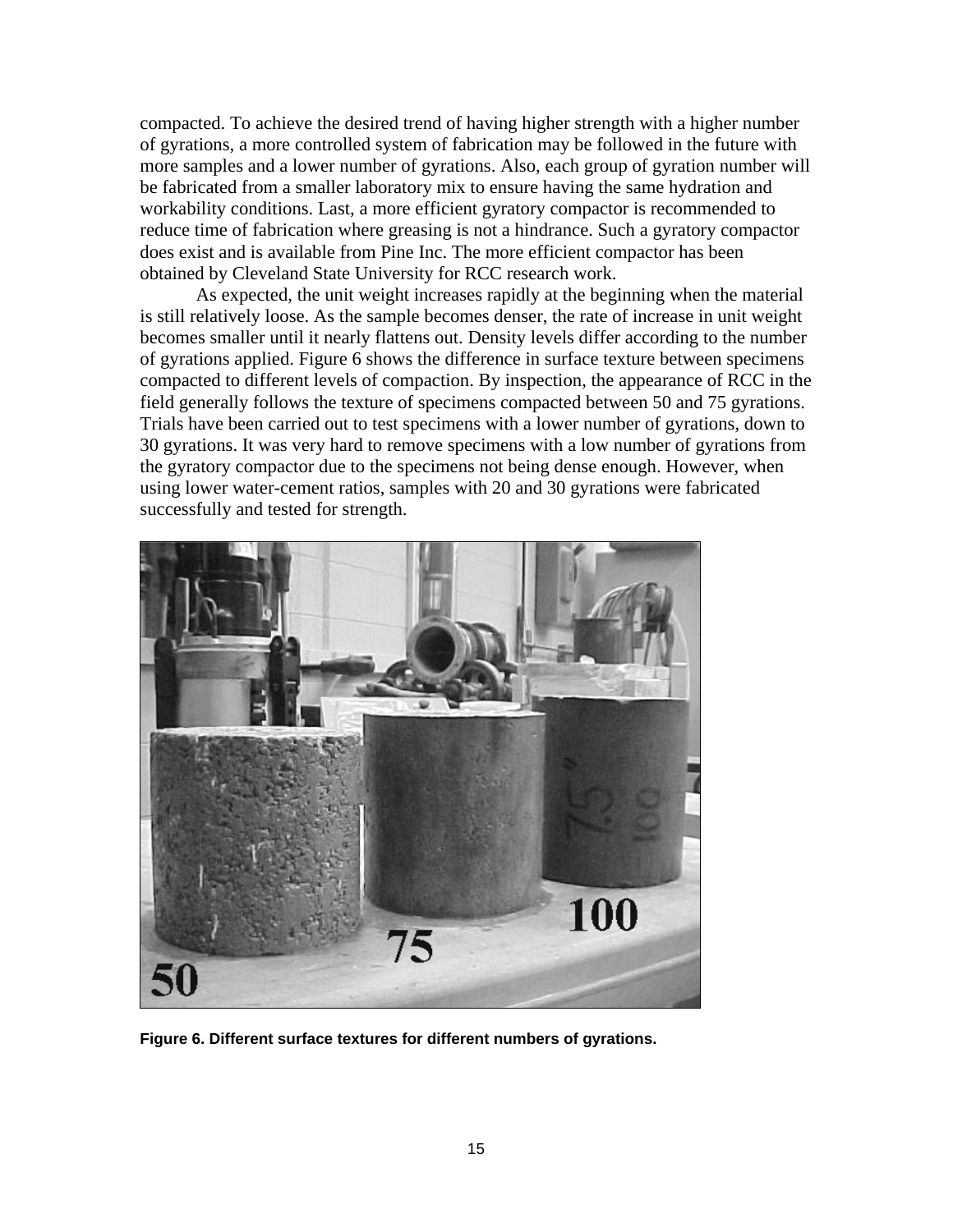compacted. To achieve the desired trend of having higher strength with a higher number of gyrations, a more controlled system of fabrication may be followed in the future with more samples and a lower number of gyrations. Also, each group of gyration number will be fabricated from a smaller laboratory mix to ensure having the same hydration and workability conditions. Last, a more efficient gyratory compactor is recommended to reduce time of fabrication where greasing is not a hindrance. Such a gyratory compactor does exist and is available from Pine Inc. The more efficient compactor has been obtained by Cleveland State University for RCC research work.

As expected, the unit weight increases rapidly at the beginning when the material is still relatively loose. As the sample becomes denser, the rate of increase in unit weight becomes smaller until it nearly flattens out. Density levels differ according to the number of gyrations applied. Figure 6 shows the difference in surface texture between specimens compacted to different levels of compaction. By inspection, the appearance of RCC in the field generally follows the texture of specimens compacted between 50 and 75 gyrations. Trials have been carried out to test specimens with a lower number of gyrations, down to 30 gyrations. It was very hard to remove specimens with a low number of gyrations from the gyratory compactor due to the specimens not being dense enough. However, when using lower water-cement ratios, samples with 20 and 30 gyrations were fabricated successfully and tested for strength.

**Figure 6. Different surface textures for different numbers of gyrations.**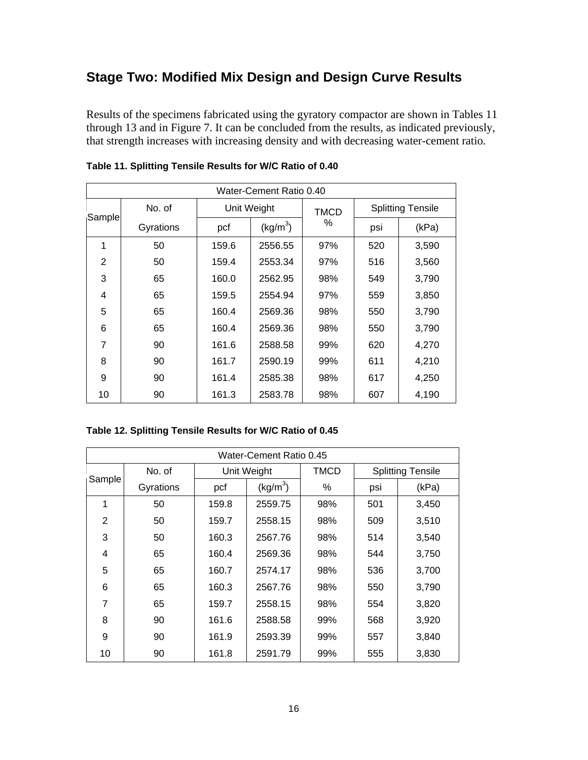## Stage Two: Modified Mix Design and Design Curve Results

Results of the specimens fabricated using the gyratory compactor are shown in Tables 11 through 13 and in Figure 7. It can be concluded from the results, as indicated previously, that strength increases with increasing density and with decreasing water-cement ratio.

**Table 11. Splitting Tensile Results for W/C Ratio of 0.40**

| Water-Cement Ratio 0.40 | | | | | | |
|---|---|---|---|---|---|---|
| Sample | No. of Gyrations | Unit Weight | | TMCD % | Splitting Tensile | |
| | | pcf | (kg/m$^3$) | | psi | (kPa) |
| 1 | 50 | 159.6 | 2556.55 | 97% | 520 | 3,590 |
| 2 | 50 | 159.4 | 2553.34 | 97% | 516 | 3,560 |
| 3 | 65 | 160.0 | 2562.95 | 98% | 549 | 3,790 |
| 4 | 65 | 159.5 | 2554.94 | 97% | 559 | 3,850 |
| 5 | 65 | 160.4 | 2569.36 | 98% | 550 | 3,790 |
| 6 | 65 | 160.4 | 2569.36 | 98% | 550 | 3,790 |
| 7 | 90 | 161.6 | 2588.58 | 99% | 620 | 4,270 |
| 8 | 90 | 161.7 | 2590.19 | 99% | 611 | 4,210 |
| 9 | 90 | 161.4 | 2585.38 | 98% | 617 | 4,250 |
| 10 | 90 | 161.3 | 2583.78 | 98% | 607 | 4,190 |

**Table 12. Splitting Tensile Results for W/C Ratio of 0.45**

| Water-Cement Ratio 0.45 | | | | | | |
|---|---|---|---|---|---|---|
| Sample | No. of Gyrations | Unit Weight | | TMCD | Splitting Tensile | |
| | | pcf | (kg/m$^3$) | % | psi | (kPa) |
| 1 | 50 | 159.8 | 2559.75 | 98% | 501 | 3,450 |
| 2 | 50 | 159.7 | 2558.15 | 98% | 509 | 3,510 |
| 3 | 50 | 160.3 | 2567.76 | 98% | 514 | 3,540 |
| 4 | 65 | 160.4 | 2569.36 | 98% | 544 | 3,750 |
| 5 | 65 | 160.7 | 2574.17 | 98% | 536 | 3,700 |
| 6 | 65 | 160.3 | 2567.76 | 98% | 550 | 3,790 |
| 7 | 65 | 159.7 | 2558.15 | 98% | 554 | 3,820 |
| 8 | 90 | 161.6 | 2588.58 | 99% | 568 | 3,920 |
| 9 | 90 | 161.9 | 2593.39 | 99% | 557 | 3,840 |
| 10 | 90 | 161.8 | 2591.79 | 99% | 555 | 3,830 |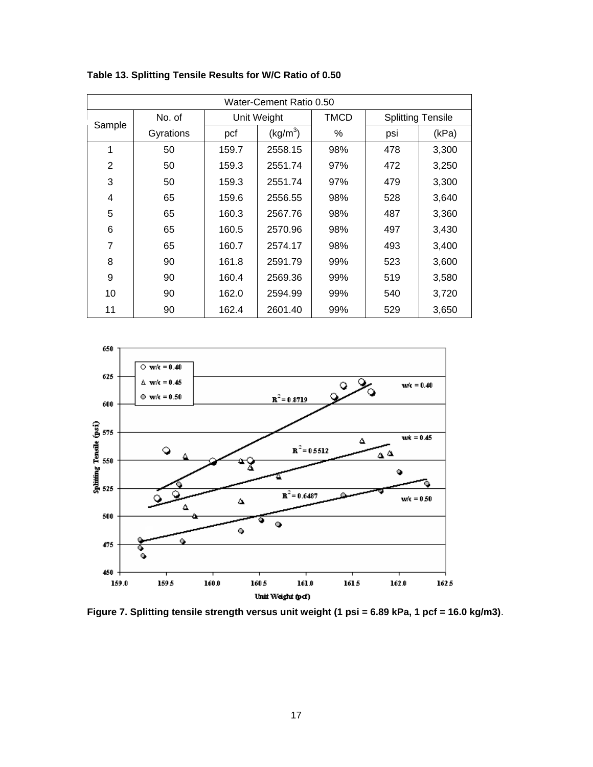**Table 13. Splitting Tensile Results for W/C Ratio of 0.50**

| Water-Cement Ratio 0.50 | | | | | | |
|---|---|---|---|---|---|---|
| Sample | No. of Gyrations | Unit Weight | | TMCD | Splitting Tensile | |
| | | pcf | (kg/m$^3$) | % | psi | (kPa) |
| 1 | 50 | 159.7 | 2558.15 | 98% | 478 | 3,300 |
| 2 | 50 | 159.3 | 2551.74 | 97% | 472 | 3,250 |
| 3 | 50 | 159.3 | 2551.74 | 97% | 479 | 3,300 |
| 4 | 65 | 159.6 | 2556.55 | 98% | 528 | 3,640 |
| 5 | 65 | 160.3 | 2567.76 | 98% | 487 | 3,360 |
| 6 | 65 | 160.5 | 2570.96 | 98% | 497 | 3,430 |
| 7 | 65 | 160.7 | 2574.17 | 98% | 493 | 3,400 |
| 8 | 90 | 161.8 | 2591.79 | 99% | 523 | 3,600 |
| 9 | 90 | 160.4 | 2569.36 | 99% | 519 | 3,580 |
| 10 | 90 | 162.0 | 2594.99 | 99% | 540 | 3,720 |
| 11 | 90 | 162.4 | 2601.40 | 99% | 529 | 3,650 |

**Figure 7. Splitting tensile strength versus unit weight (1 psi = 6.89 kPa, 1 pcf = 16.0 kg/m3)**.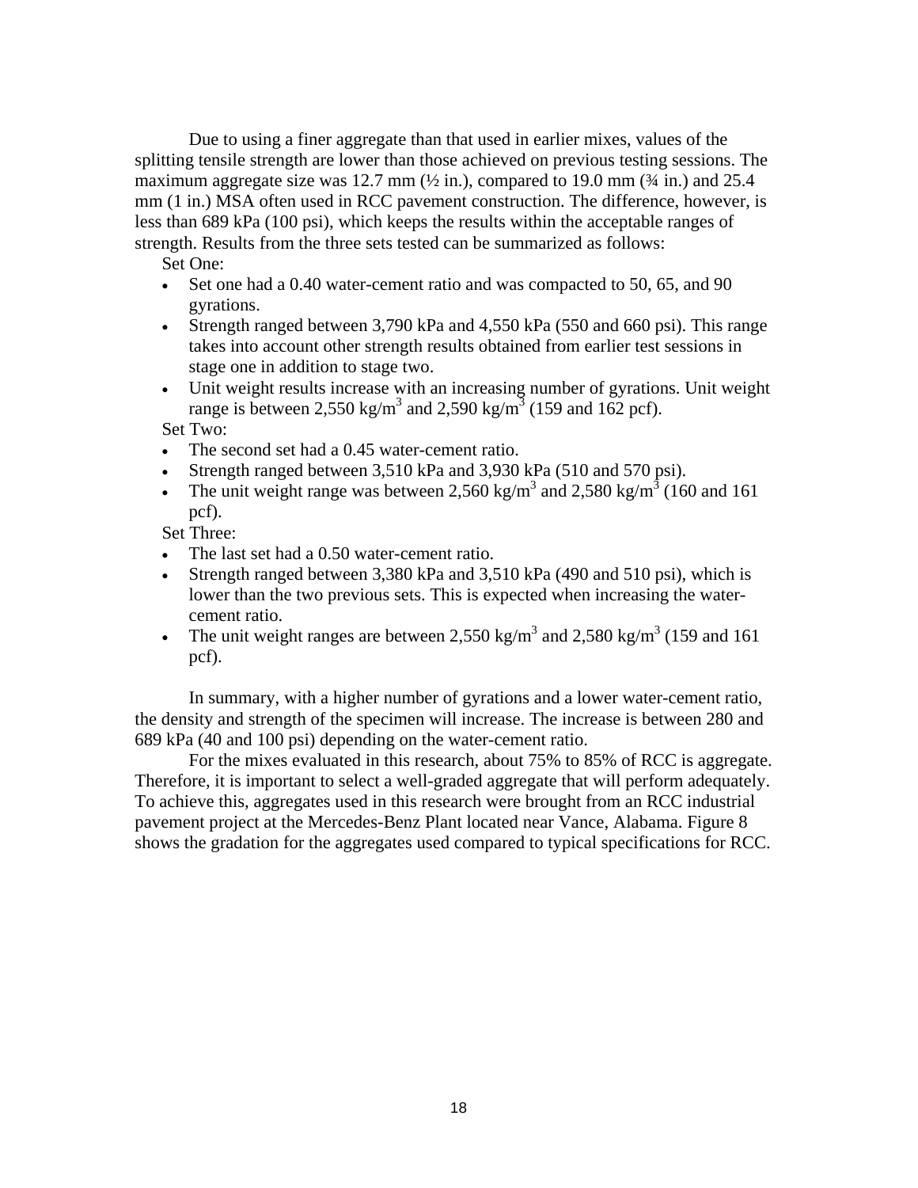Due to using a finer aggregate than that used in earlier mixes, values of the splitting tensile strength are lower than those achieved on previous testing sessions. The maximum aggregate size was 12.7 mm (½ in.), compared to 19.0 mm (¾ in.) and 25.4 mm (1 in.) MSA often used in RCC pavement construction. The difference, however, is less than 689 kPa (100 psi), which keeps the results within the acceptable ranges of strength. Results from the three sets tested can be summarized as follows:

Set One:

- Set one had a 0.40 water-cement ratio and was compacted to 50, 65, and 90 gyrations.
- Strength ranged between 3,790 kPa and 4,550 kPa (550 and 660 psi). This range takes into account other strength results obtained from earlier test sessions in stage one in addition to stage two.
- Unit weight results increase with an increasing number of gyrations. Unit weight range is between 2,550 kg/m$^3$ and 2,590 kg/m$^3$ (159 and 162 pcf).

Set Two:

- The second set had a 0.45 water-cement ratio.
- Strength ranged between 3,510 kPa and 3,930 kPa (510 and 570 psi).
- The unit weight range was between 2,560 kg/m$^3$ and 2,580 kg/m$^3$ (160 and 161 pcf).

Set Three:

- The last set had a 0.50 water-cement ratio.
- Strength ranged between 3,380 kPa and 3,510 kPa (490 and 510 psi), which is lower than the two previous sets. This is expected when increasing the water-cement ratio.
- The unit weight ranges are between 2,550 kg/m$^3$ and 2,580 kg/m$^3$ (159 and 161 pcf).

In summary, with a higher number of gyrations and a lower water-cement ratio, the density and strength of the specimen will increase. The increase is between 280 and 689 kPa (40 and 100 psi) depending on the water-cement ratio.

For the mixes evaluated in this research, about 75% to 85% of RCC is aggregate. Therefore, it is important to select a well-graded aggregate that will perform adequately. To achieve this, aggregates used in this research were brought from an RCC industrial pavement project at the Mercedes-Benz Plant located near Vance, Alabama. Figure 8 shows the gradation for the aggregates used compared to typical specifications for RCC.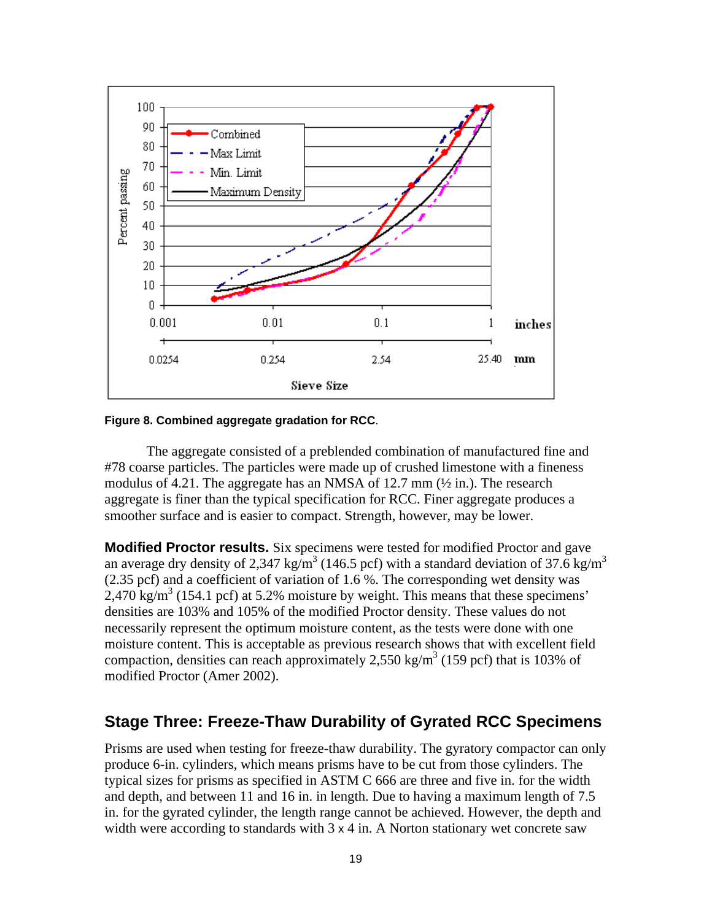**Figure 8. Combined aggregate gradation for RCC**.

The aggregate consisted of a preblended combination of manufactured fine and #78 coarse particles. The particles were made up of crushed limestone with a fineness modulus of 4.21. The aggregate has an NMSA of 12.7 mm (½ in.). The research aggregate is finer than the typical specification for RCC. Finer aggregate produces a smoother surface and is easier to compact. Strength, however, may be lower.

**Modified Proctor results.** Six specimens were tested for modified Proctor and gave an average dry density of 2,347 kg/m$^3$ (146.5 pcf) with a standard deviation of 37.6 kg/m$^3$ (2.35 pcf) and a coefficient of variation of 1.6 %. The corresponding wet density was 2,470 kg/m$^3$ (154.1 pcf) at 5.2% moisture by weight. This means that these specimens' densities are 103% and 105% of the modified Proctor density. These values do not necessarily represent the optimum moisture content, as the tests were done with one moisture content. This is acceptable as previous research shows that with excellent field compaction, densities can reach approximately 2,550 kg/m$^3$ (159 pcf) that is 103% of modified Proctor (Amer 2002).

## Stage Three: Freeze-Thaw Durability of Gyrated RCC Specimens

Prisms are used when testing for freeze-thaw durability. The gyratory compactor can only produce 6-in. cylinders, which means prisms have to be cut from those cylinders. The typical sizes for prisms as specified in ASTM C 666 are three and five in. for the width and depth, and between 11 and 16 in. in length. Due to having a maximum length of 7.5 in. for the gyrated cylinder, the length range cannot be achieved. However, the depth and width were according to standards with 3 x 4 in. A Norton stationary wet concrete saw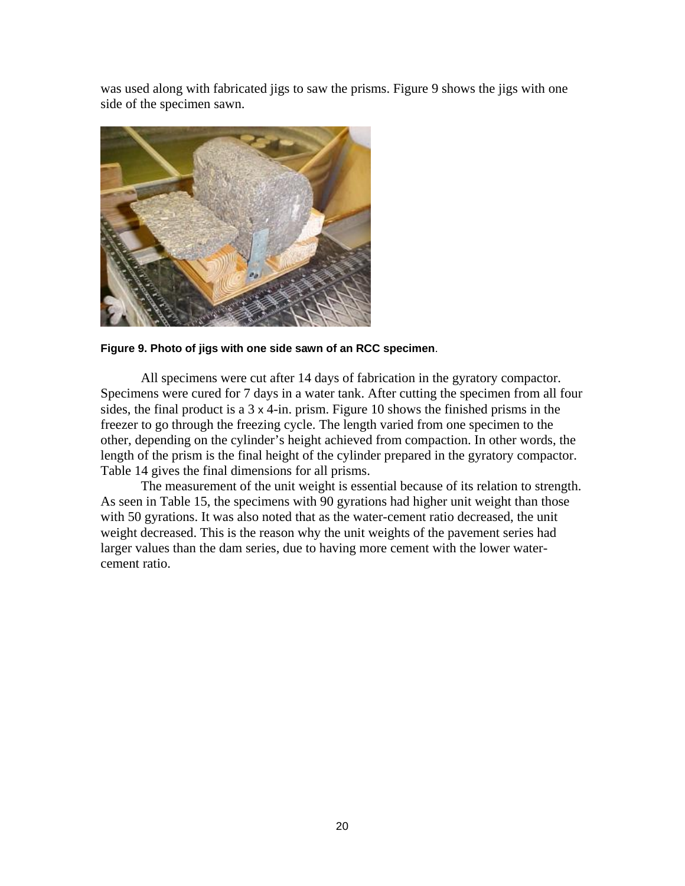was used along with fabricated jigs to saw the prisms. Figure 9 shows the jigs with one side of the specimen sawn.

**Figure 9. Photo of jigs with one side sawn of an RCC specimen**.

All specimens were cut after 14 days of fabrication in the gyratory compactor. Specimens were cured for 7 days in a water tank. After cutting the specimen from all four sides, the final product is a 3 x 4-in. prism. Figure 10 shows the finished prisms in the freezer to go through the freezing cycle. The length varied from one specimen to the other, depending on the cylinder's height achieved from compaction. In other words, the length of the prism is the final height of the cylinder prepared in the gyratory compactor. Table 14 gives the final dimensions for all prisms.

The measurement of the unit weight is essential because of its relation to strength. As seen in Table 15, the specimens with 90 gyrations had higher unit weight than those with 50 gyrations. It was also noted that as the water-cement ratio decreased, the unit weight decreased. This is the reason why the unit weights of the pavement series had larger values than the dam series, due to having more cement with the lower water-cement ratio.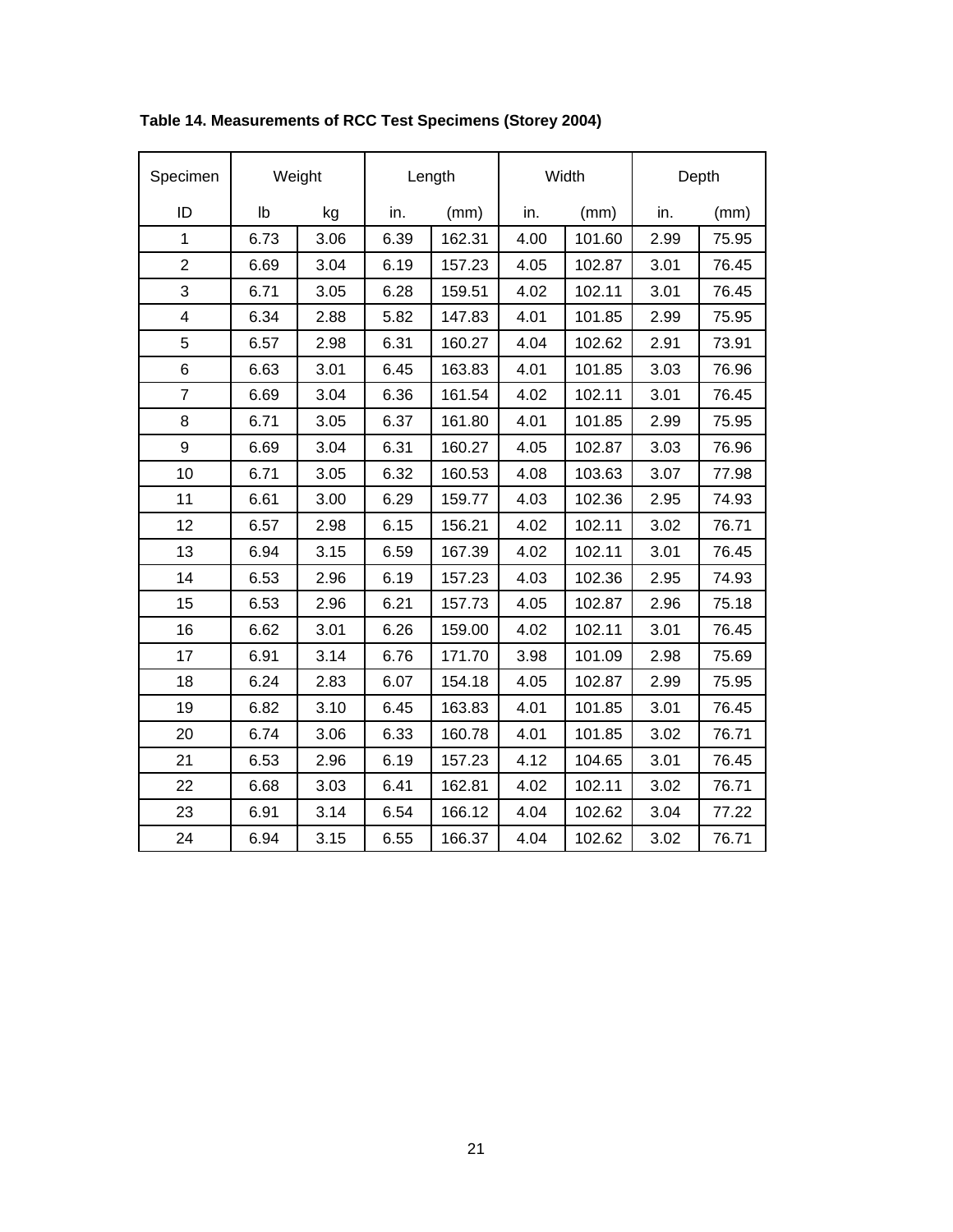**Table 14. Measurements of RCC Test Specimens (Storey 2004)**

| Specimen | Weight | | Length | | Width | | Depth | |
|---|---|---|---|---|---|---|---|---|
| ID | lb | kg | in. | (mm) | in. | (mm) | in. | (mm) |
| 1 | 6.73 | 3.06 | 6.39 | 162.31 | 4.00 | 101.60 | 2.99 | 75.95 |
| 2 | 6.69 | 3.04 | 6.19 | 157.23 | 4.05 | 102.87 | 3.01 | 76.45 |
| 3 | 6.71 | 3.05 | 6.28 | 159.51 | 4.02 | 102.11 | 3.01 | 76.45 |
| 4 | 6.34 | 2.88 | 5.82 | 147.83 | 4.01 | 101.85 | 2.99 | 75.95 |
| 5 | 6.57 | 2.98 | 6.31 | 160.27 | 4.04 | 102.62 | 2.91 | 73.91 |
| 6 | 6.63 | 3.01 | 6.45 | 163.83 | 4.01 | 101.85 | 3.03 | 76.96 |
| 7 | 6.69 | 3.04 | 6.36 | 161.54 | 4.02 | 102.11 | 3.01 | 76.45 |
| 8 | 6.71 | 3.05 | 6.37 | 161.80 | 4.01 | 101.85 | 2.99 | 75.95 |
| 9 | 6.69 | 3.04 | 6.31 | 160.27 | 4.05 | 102.87 | 3.03 | 76.96 |
| 10 | 6.71 | 3.05 | 6.32 | 160.53 | 4.08 | 103.63 | 3.07 | 77.98 |
| 11 | 6.61 | 3.00 | 6.29 | 159.77 | 4.03 | 102.36 | 2.95 | 74.93 |
| 12 | 6.57 | 2.98 | 6.15 | 156.21 | 4.02 | 102.11 | 3.02 | 76.71 |
| 13 | 6.94 | 3.15 | 6.59 | 167.39 | 4.02 | 102.11 | 3.01 | 76.45 |
| 14 | 6.53 | 2.96 | 6.19 | 157.23 | 4.03 | 102.36 | 2.95 | 74.93 |
| 15 | 6.53 | 2.96 | 6.21 | 157.73 | 4.05 | 102.87 | 2.96 | 75.18 |
| 16 | 6.62 | 3.01 | 6.26 | 159.00 | 4.02 | 102.11 | 3.01 | 76.45 |
| 17 | 6.91 | 3.14 | 6.76 | 171.70 | 3.98 | 101.09 | 2.98 | 75.69 |
| 18 | 6.24 | 2.83 | 6.07 | 154.18 | 4.05 | 102.87 | 2.99 | 75.95 |
| 19 | 6.82 | 3.10 | 6.45 | 163.83 | 4.01 | 101.85 | 3.01 | 76.45 |
| 20 | 6.74 | 3.06 | 6.33 | 160.78 | 4.01 | 101.85 | 3.02 | 76.71 |
| 21 | 6.53 | 2.96 | 6.19 | 157.23 | 4.12 | 104.65 | 3.01 | 76.45 |
| 22 | 6.68 | 3.03 | 6.41 | 162.81 | 4.02 | 102.11 | 3.02 | 76.71 |
| 23 | 6.91 | 3.14 | 6.54 | 166.12 | 4.04 | 102.62 | 3.04 | 77.22 |
| 24 | 6.94 | 3.15 | 6.55 | 166.37 | 4.04 | 102.62 | 3.02 | 76.71 |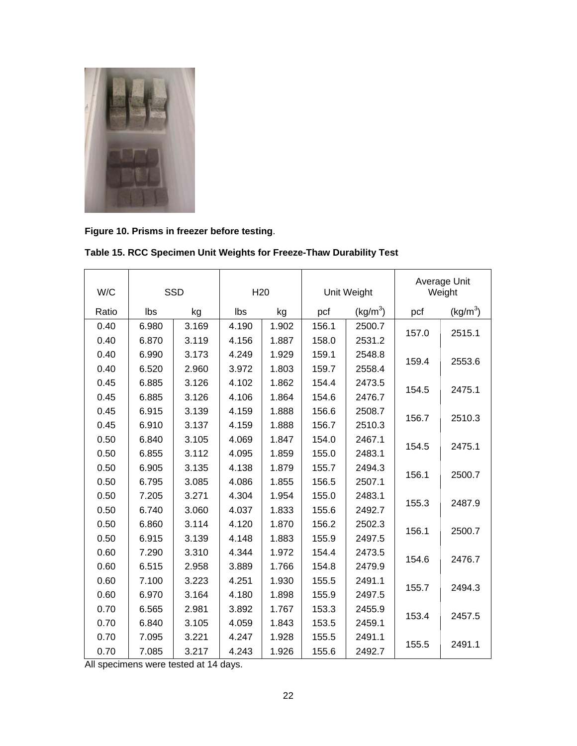**Figure 10. Prisms in freezer before testing**.

**Table 15. RCC Specimen Unit Weights for Freeze-Thaw Durability Test**

| W/C | SSD | | H20 | | Unit Weight | | Average Unit Weight | |
|---|---|---|---|---|---|---|---|---|
| Ratio | lbs | kg | lbs | kg | pcf | (kg/m$^3$) | pcf | (kg/m$^3$) |
| 0.40 | 6.980 | 3.169 | 4.190 | 1.902 | 156.1 | 2500.7 | 157.0 | 2515.1 |
| 0.40 | 6.870 | 3.119 | 4.156 | 1.887 | 158.0 | 2531.2 | | |
| 0.40 | 6.990 | 3.173 | 4.249 | 1.929 | 159.1 | 2548.8 | 159.4 | 2553.6 |
| 0.40 | 6.520 | 2.960 | 3.972 | 1.803 | 159.7 | 2558.4 | | |
| 0.45 | 6.885 | 3.126 | 4.102 | 1.862 | 154.4 | 2473.5 | 154.5 | 2475.1 |
| 0.45 | 6.885 | 3.126 | 4.106 | 1.864 | 154.6 | 2476.7 | | |
| 0.45 | 6.915 | 3.139 | 4.159 | 1.888 | 156.6 | 2508.7 | 156.7 | 2510.3 |
| 0.45 | 6.910 | 3.137 | 4.159 | 1.888 | 156.7 | 2510.3 | | |
| 0.50 | 6.840 | 3.105 | 4.069 | 1.847 | 154.0 | 2467.1 | 154.5 | 2475.1 |
| 0.50 | 6.855 | 3.112 | 4.095 | 1.859 | 155.0 | 2483.1 | | |
| 0.50 | 6.905 | 3.135 | 4.138 | 1.879 | 155.7 | 2494.3 | 156.1 | 2500.7 |
| 0.50 | 6.795 | 3.085 | 4.086 | 1.855 | 156.5 | 2507.1 | | |
| 0.50 | 7.205 | 3.271 | 4.304 | 1.954 | 155.0 | 2483.1 | 155.3 | 2487.9 |
| 0.50 | 6.740 | 3.060 | 4.037 | 1.833 | 155.6 | 2492.7 | | |
| 0.50 | 6.860 | 3.114 | 4.120 | 1.870 | 156.2 | 2502.3 | 156.1 | 2500.7 |
| 0.50 | 6.915 | 3.139 | 4.148 | 1.883 | 155.9 | 2497.5 | | |
| 0.60 | 7.290 | 3.310 | 4.344 | 1.972 | 154.4 | 2473.5 | 154.6 | 2476.7 |
| 0.60 | 6.515 | 2.958 | 3.889 | 1.766 | 154.8 | 2479.9 | | |
| 0.60 | 7.100 | 3.223 | 4.251 | 1.930 | 155.5 | 2491.1 | 155.7 | 2494.3 |
| 0.60 | 6.970 | 3.164 | 4.180 | 1.898 | 155.9 | 2497.5 | | |
| 0.70 | 6.565 | 2.981 | 3.892 | 1.767 | 153.3 | 2455.9 | 153.4 | 2457.5 |
| 0.70 | 6.840 | 3.105 | 4.059 | 1.843 | 153.5 | 2459.1 | | |
| 0.70 | 7.095 | 3.221 | 4.247 | 1.928 | 155.5 | 2491.1 | 155.5 | 2491.1 |
| 0.70 | 7.085 | 3.217 | 4.243 | 1.926 | 155.6 | 2492.7 | | |

All specimens were tested at 14 days.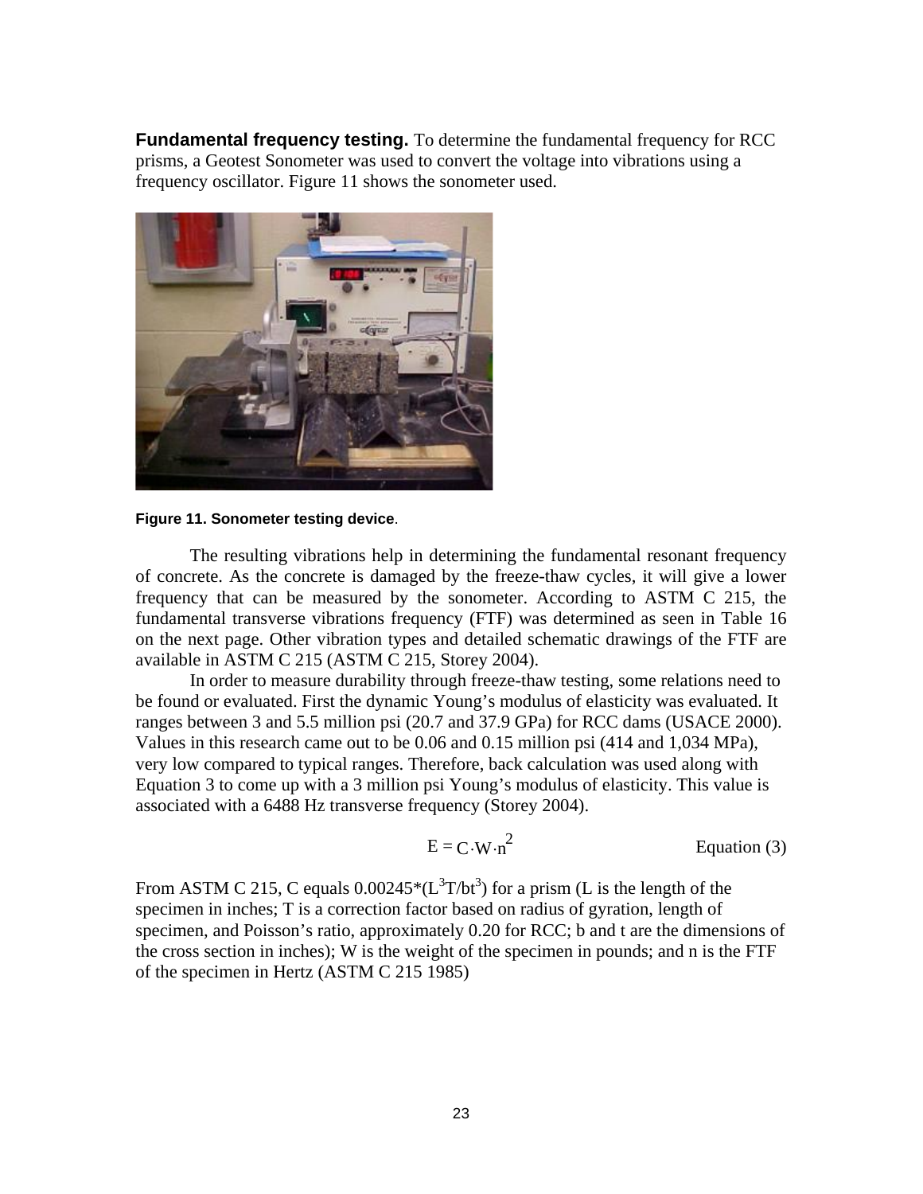**Fundamental frequency testing.** To determine the fundamental frequency for RCC prisms, a Geotest Sonometer was used to convert the voltage into vibrations using a frequency oscillator. Figure 11 shows the sonometer used.

**Figure 11. Sonometer testing device**.

The resulting vibrations help in determining the fundamental resonant frequency of concrete. As the concrete is damaged by the freeze-thaw cycles, it will give a lower frequency that can be measured by the sonometer. According to ASTM C 215, the fundamental transverse vibrations frequency (FTF) was determined as seen in Table 16 on the next page. Other vibration types and detailed schematic drawings of the FTF are available in ASTM C 215 (ASTM C 215, Storey 2004).

In order to measure durability through freeze-thaw testing, some relations need to be found or evaluated. First the dynamic Young's modulus of elasticity was evaluated. It ranges between 3 and 5.5 million psi (20.7 and 37.9 GPa) for RCC dams (USACE 2000). Values in this research came out to be 0.06 and 0.15 million psi (414 and 1,034 MPa), very low compared to typical ranges. Therefore, back calculation was used along with Equation 3 to come up with a 3 million psi Young's modulus of elasticity. This value is associated with a 6488 Hz transverse frequency (Storey 2004).

$$E = C \cdot W \cdot n^2 \qquad \text{Equation (3)}$$

From ASTM C 215, C equals $0.00245*(L^3T/bt^3)$ for a prism (L is the length of the specimen in inches; T is a correction factor based on radius of gyration, length of specimen, and Poisson's ratio, approximately 0.20 for RCC; b and t are the dimensions of the cross section in inches); W is the weight of the specimen in pounds; and n is the FTF of the specimen in Hertz (ASTM C 215 1985)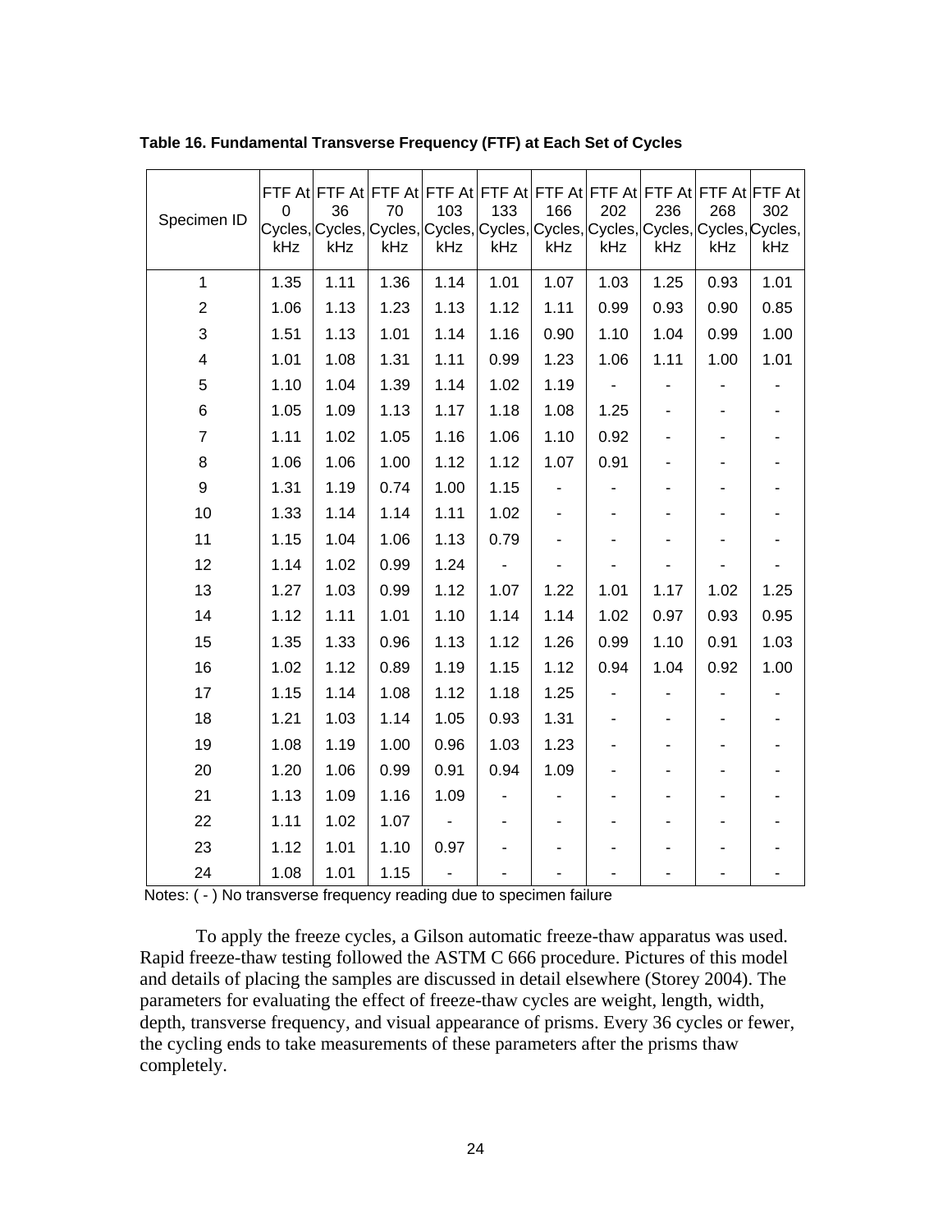**Table 16. Fundamental Transverse Frequency (FTF) at Each Set of Cycles**

| Specimen ID | FTF At 0 Cycles, kHz | FTF At 36 Cycles, kHz | FTF At 70 Cycles, kHz | FTF At 103 Cycles, kHz | FTF At 133 Cycles, kHz | FTF At 166 Cycles, kHz | FTF At 202 Cycles, kHz | FTF At 236 Cycles, kHz | FTF At 268 Cycles, kHz | FTF At 302 Cycles, kHz |
|---|---|---|---|---|---|---|---|---|---|---|
| 1 | 1.35 | 1.11 | 1.36 | 1.14 | 1.01 | 1.07 | 1.03 | 1.25 | 0.93 | 1.01 |
| 2 | 1.06 | 1.13 | 1.23 | 1.13 | 1.12 | 1.11 | 0.99 | 0.93 | 0.90 | 0.85 |
| 3 | 1.51 | 1.13 | 1.01 | 1.14 | 1.16 | 0.90 | 1.10 | 1.04 | 0.99 | 1.00 |
| 4 | 1.01 | 1.08 | 1.31 | 1.11 | 0.99 | 1.23 | 1.06 | 1.11 | 1.00 | 1.01 |
| 5 | 1.10 | 1.04 | 1.39 | 1.14 | 1.02 | 1.19 | - | - | - | - |
| 6 | 1.05 | 1.09 | 1.13 | 1.17 | 1.18 | 1.08 | 1.25 | - | - | - |
| 7 | 1.11 | 1.02 | 1.05 | 1.16 | 1.06 | 1.10 | 0.92 | - | - | - |
| 8 | 1.06 | 1.06 | 1.00 | 1.12 | 1.12 | 1.07 | 0.91 | - | - | - |
| 9 | 1.31 | 1.19 | 0.74 | 1.00 | 1.15 | - | - | - | - | - |
| 10 | 1.33 | 1.14 | 1.14 | 1.11 | 1.02 | - | - | - | - | - |
| 11 | 1.15 | 1.04 | 1.06 | 1.13 | 0.79 | - | - | - | - | - |
| 12 | 1.14 | 1.02 | 0.99 | 1.24 | - | - | - | - | - | - |
| 13 | 1.27 | 1.03 | 0.99 | 1.12 | 1.07 | 1.22 | 1.01 | 1.17 | 1.02 | 1.25 |
| 14 | 1.12 | 1.11 | 1.01 | 1.10 | 1.14 | 1.14 | 1.02 | 0.97 | 0.93 | 0.95 |
| 15 | 1.35 | 1.33 | 0.96 | 1.13 | 1.12 | 1.26 | 0.99 | 1.10 | 0.91 | 1.03 |
| 16 | 1.02 | 1.12 | 0.89 | 1.19 | 1.15 | 1.12 | 0.94 | 1.04 | 0.92 | 1.00 |
| 17 | 1.15 | 1.14 | 1.08 | 1.12 | 1.18 | 1.25 | - | - | - | - |
| 18 | 1.21 | 1.03 | 1.14 | 1.05 | 0.93 | 1.31 | - | - | - | - |
| 19 | 1.08 | 1.19 | 1.00 | 0.96 | 1.03 | 1.23 | - | - | - | - |
| 20 | 1.20 | 1.06 | 0.99 | 0.91 | 0.94 | 1.09 | - | - | - | - |
| 21 | 1.13 | 1.09 | 1.16 | 1.09 | - | - | - | - | - | - |
| 22 | 1.11 | 1.02 | 1.07 | - | - | - | - | - | - | - |
| 23 | 1.12 | 1.01 | 1.10 | 0.97 | - | - | - | - | - | - |
| 24 | 1.08 | 1.01 | 1.15 | - | - | - | - | - | - | - |

Notes: ( - ) No transverse frequency reading due to specimen failure

To apply the freeze cycles, a Gilson automatic freeze-thaw apparatus was used. Rapid freeze-thaw testing followed the ASTM C 666 procedure. Pictures of this model and details of placing the samples are discussed in detail elsewhere (Storey 2004). The parameters for evaluating the effect of freeze-thaw cycles are weight, length, width, depth, transverse frequency, and visual appearance of prisms. Every 36 cycles or fewer, the cycling ends to take measurements of these parameters after the prisms thaw completely.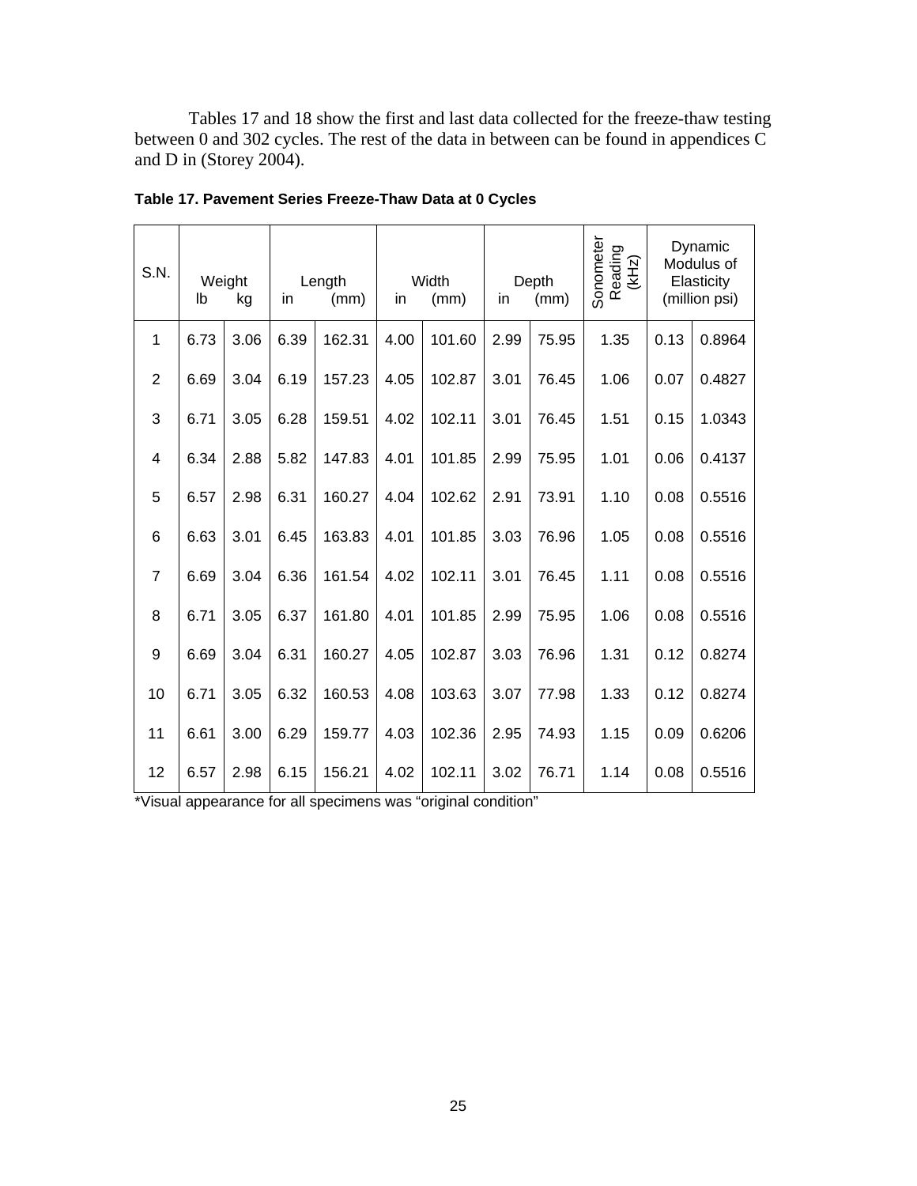Tables 17 and 18 show the first and last data collected for the freeze-thaw testing between 0 and 302 cycles. The rest of the data in between can be found in appendices C and D in (Storey 2004).

**Table 17. Pavement Series Freeze-Thaw Data at 0 Cycles**

| S.N. | Weight | | Length | | Width | | Depth | | Sonometer Reading (kHz) | Dynamic Modulus of Elasticity (million psi) | |
|---|---|---|---|---|---|---|---|---|---|---|---|
| | lb | kg | in | (mm) | in | (mm) | in | (mm) | | | |
| 1 | 6.73 | 3.06 | 6.39 | 162.31 | 4.00 | 101.60 | 2.99 | 75.95 | 1.35 | 0.13 | 0.8964 |
| 2 | 6.69 | 3.04 | 6.19 | 157.23 | 4.05 | 102.87 | 3.01 | 76.45 | 1.06 | 0.07 | 0.4827 |
| 3 | 6.71 | 3.05 | 6.28 | 159.51 | 4.02 | 102.11 | 3.01 | 76.45 | 1.51 | 0.15 | 1.0343 |
| 4 | 6.34 | 2.88 | 5.82 | 147.83 | 4.01 | 101.85 | 2.99 | 75.95 | 1.01 | 0.06 | 0.4137 |
| 5 | 6.57 | 2.98 | 6.31 | 160.27 | 4.04 | 102.62 | 2.91 | 73.91 | 1.10 | 0.08 | 0.5516 |
| 6 | 6.63 | 3.01 | 6.45 | 163.83 | 4.01 | 101.85 | 3.03 | 76.96 | 1.05 | 0.08 | 0.5516 |
| 7 | 6.69 | 3.04 | 6.36 | 161.54 | 4.02 | 102.11 | 3.01 | 76.45 | 1.11 | 0.08 | 0.5516 |
| 8 | 6.71 | 3.05 | 6.37 | 161.80 | 4.01 | 101.85 | 2.99 | 75.95 | 1.06 | 0.08 | 0.5516 |
| 9 | 6.69 | 3.04 | 6.31 | 160.27 | 4.05 | 102.87 | 3.03 | 76.96 | 1.31 | 0.12 | 0.8274 |
| 10 | 6.71 | 3.05 | 6.32 | 160.53 | 4.08 | 103.63 | 3.07 | 77.98 | 1.33 | 0.12 | 0.8274 |
| 11 | 6.61 | 3.00 | 6.29 | 159.77 | 4.03 | 102.36 | 2.95 | 74.93 | 1.15 | 0.09 | 0.6206 |
| 12 | 6.57 | 2.98 | 6.15 | 156.21 | 4.02 | 102.11 | 3.02 | 76.71 | 1.14 | 0.08 | 0.5516 |

*Visual appearance for all specimens was "original condition"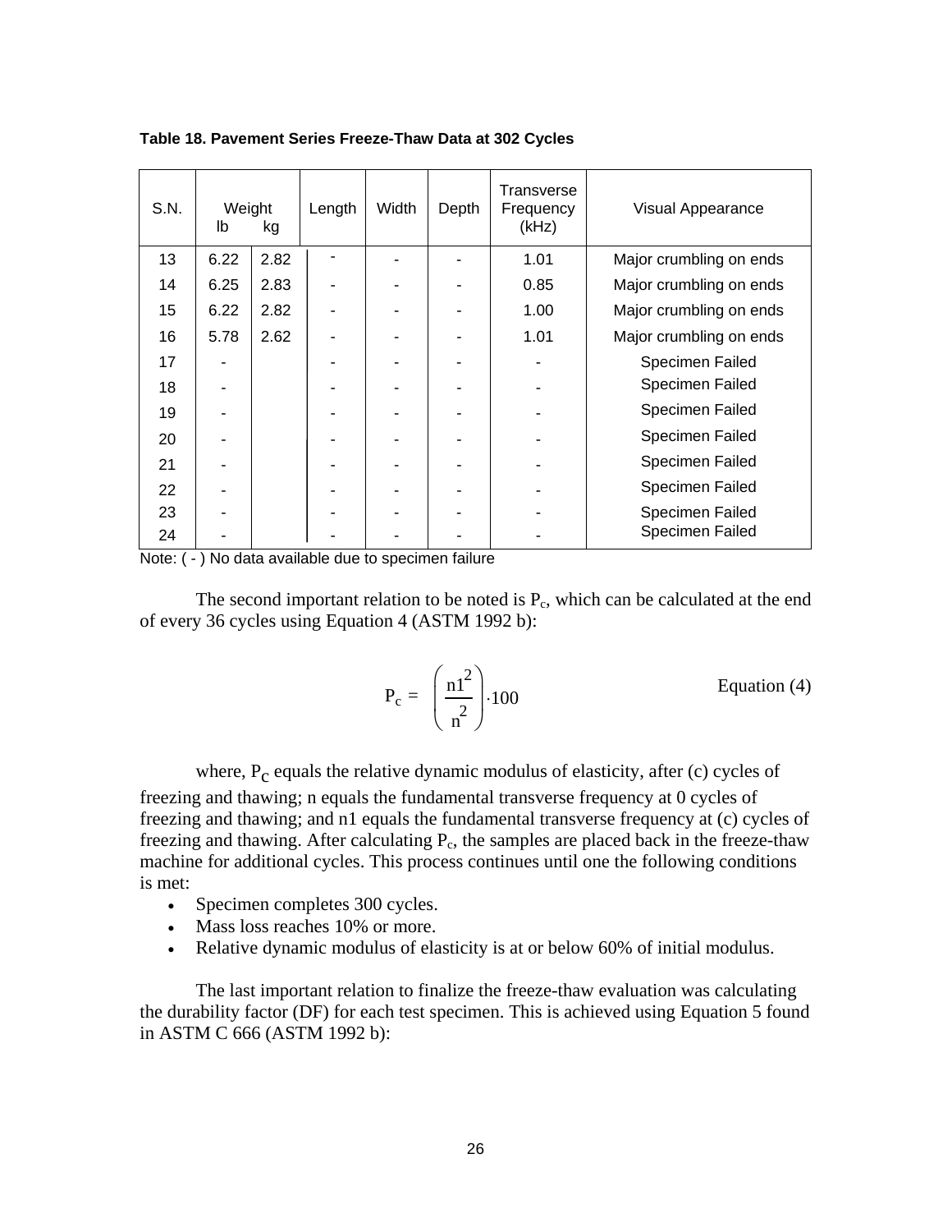**Table 18. Pavement Series Freeze-Thaw Data at 302 Cycles**

| S.N. | Weight lb | Weight kg | Length | Width | Depth | Transverse Frequency (kHz) | Visual Appearance |
|---|---|---|---|---|---|---|---|
| 13 | 6.22 | 2.82 | - | - | - | 1.01 | Major crumbling on ends |
| 14 | 6.25 | 2.83 | - | - | - | 0.85 | Major crumbling on ends |
| 15 | 6.22 | 2.82 | - | - | - | 1.00 | Major crumbling on ends |
| 16 | 5.78 | 2.62 | - | - | - | 1.01 | Major crumbling on ends |
| 17 | - | | - | - | - | - | Specimen Failed |
| 18 | - | | - | - | - | - | Specimen Failed |
| 19 | - | | - | - | - | - | Specimen Failed |
| 20 | - | | - | - | - | - | Specimen Failed |
| 21 | - | | - | - | - | - | Specimen Failed |
| 22 | - | | - | - | - | - | Specimen Failed |
| 23 | - | | - | - | - | - | Specimen Failed |
| 24 | - | | - | - | - | - | Specimen Failed |

Note: ( - ) No data available due to specimen failure

The second important relation to be noted is $P_c$, which can be calculated at the end of every 36 cycles using Equation 4 (ASTM 1992 b):

$$P_c = \left(\frac{n1^2}{n^2}\right) \cdot 100 \qquad \text{Equation (4)}$$

where, $P_c$ equals the relative dynamic modulus of elasticity, after (c) cycles of freezing and thawing; n equals the fundamental transverse frequency at 0 cycles of freezing and thawing; and n1 equals the fundamental transverse frequency at (c) cycles of freezing and thawing. After calculating $P_c$, the samples are placed back in the freeze-thaw machine for additional cycles. This process continues until one the following conditions is met:

- Specimen completes 300 cycles.
- Mass loss reaches 10% or more.
- Relative dynamic modulus of elasticity is at or below 60% of initial modulus.

The last important relation to finalize the freeze-thaw evaluation was calculating the durability factor (DF) for each test specimen. This is achieved using Equation 5 found in ASTM C 666 (ASTM 1992 b):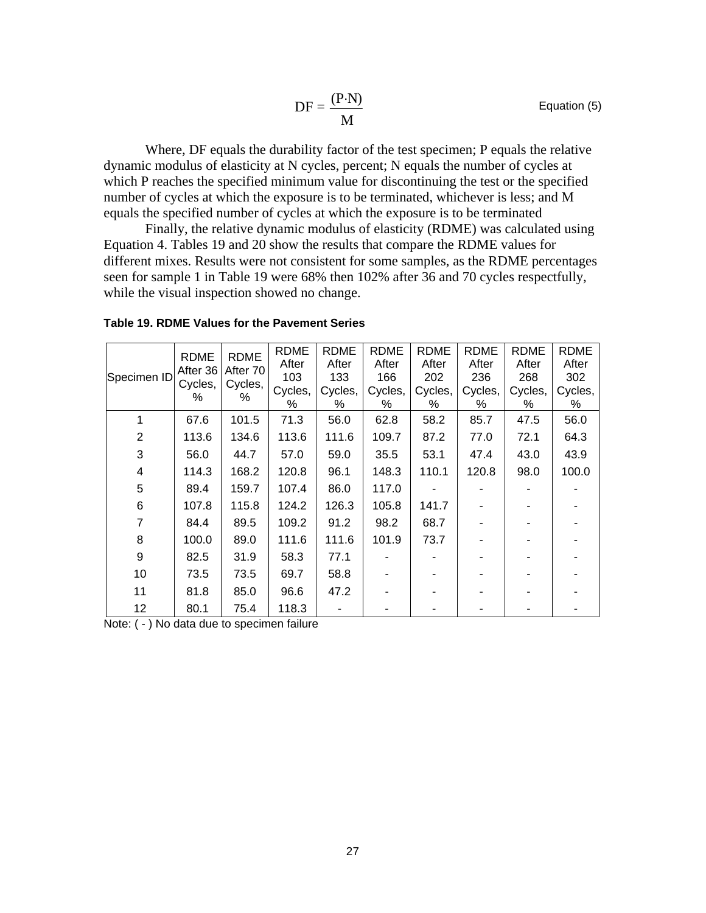$$DF = \frac{(P \cdot N)}{M} \qquad \text{Equation (5)}$$

Where, DF equals the durability factor of the test specimen; P equals the relative dynamic modulus of elasticity at N cycles, percent; N equals the number of cycles at which P reaches the specified minimum value for discontinuing the test or the specified number of cycles at which the exposure is to be terminated, whichever is less; and M equals the specified number of cycles at which the exposure is to be terminated

Finally, the relative dynamic modulus of elasticity (RDME) was calculated using Equation 4. Tables 19 and 20 show the results that compare the RDME values for different mixes. Results were not consistent for some samples, as the RDME percentages seen for sample 1 in Table 19 were 68% then 102% after 36 and 70 cycles respectfully, while the visual inspection showed no change.

**Table 19. RDME Values for the Pavement Series**

| Specimen ID | RDME After 36 Cycles, % | RDME After 70 Cycles, % | RDME After 103 Cycles, % | RDME After 133 Cycles, % | RDME After 166 Cycles, % | RDME After 202 Cycles, % | RDME After 236 Cycles, % | RDME After 268 Cycles, % | RDME After 302 Cycles, % |
|---|---|---|---|---|---|---|---|---|---|
| 1 | 67.6 | 101.5 | 71.3 | 56.0 | 62.8 | 58.2 | 85.7 | 47.5 | 56.0 |
| 2 | 113.6 | 134.6 | 113.6 | 111.6 | 109.7 | 87.2 | 77.0 | 72.1 | 64.3 |
| 3 | 56.0 | 44.7 | 57.0 | 59.0 | 35.5 | 53.1 | 47.4 | 43.0 | 43.9 |
| 4 | 114.3 | 168.2 | 120.8 | 96.1 | 148.3 | 110.1 | 120.8 | 98.0 | 100.0 |
| 5 | 89.4 | 159.7 | 107.4 | 86.0 | 117.0 | - | - | - | - |
| 6 | 107.8 | 115.8 | 124.2 | 126.3 | 105.8 | 141.7 | - | - | - |
| 7 | 84.4 | 89.5 | 109.2 | 91.2 | 98.2 | 68.7 | - | - | - |
| 8 | 100.0 | 89.0 | 111.6 | 111.6 | 101.9 | 73.7 | - | - | - |
| 9 | 82.5 | 31.9 | 58.3 | 77.1 | - | - | - | - | - |
| 10 | 73.5 | 73.5 | 69.7 | 58.8 | - | - | - | - | - |
| 11 | 81.8 | 85.0 | 96.6 | 47.2 | - | - | - | - | - |
| 12 | 80.1 | 75.4 | 118.3 | - | - | - | - | - | - |

Note: ( - ) No data due to specimen failure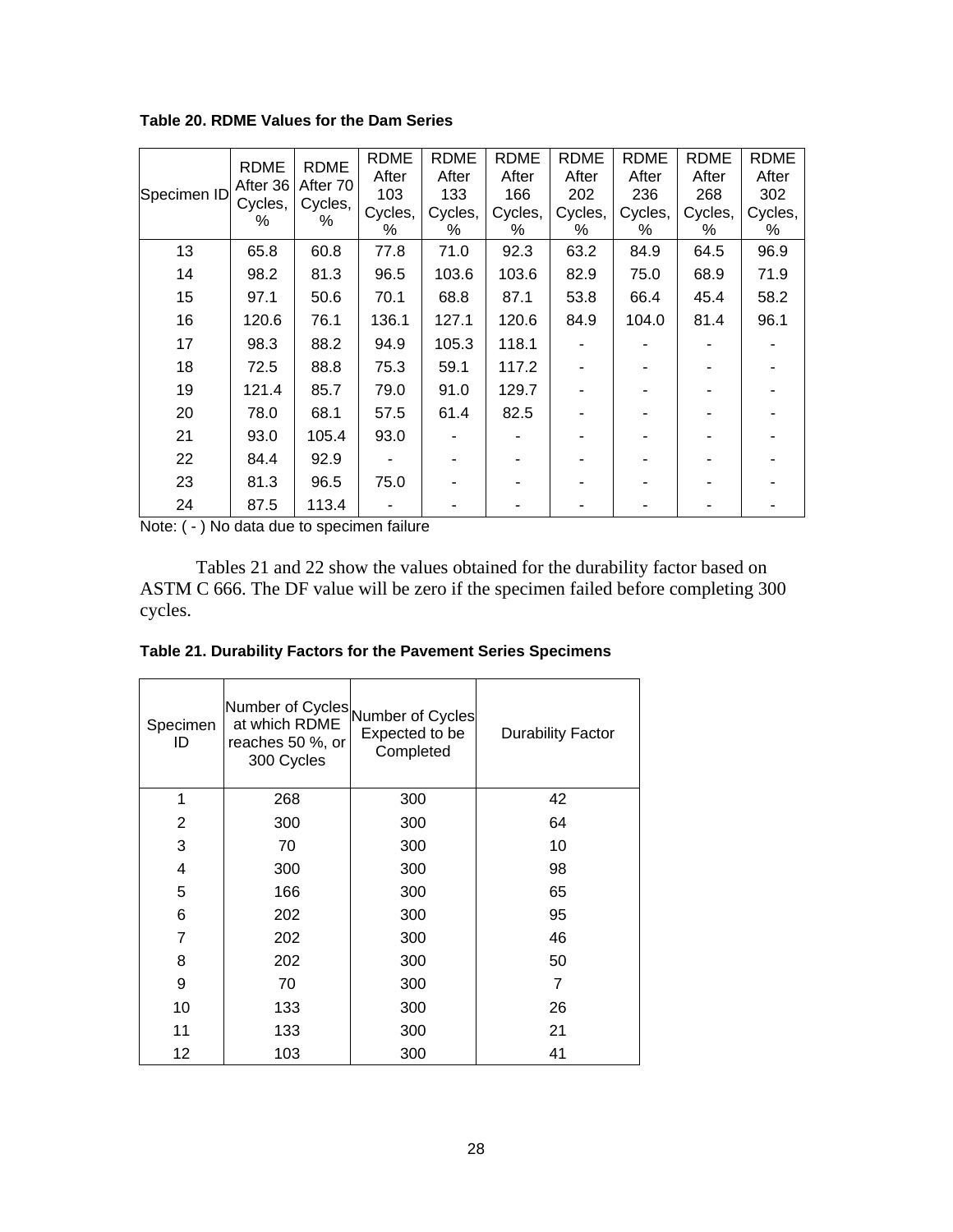**Table 20. RDME Values for the Dam Series**

| Specimen ID | RDME After 36 Cycles, % | RDME After 70 Cycles, % | RDME After 103 Cycles, % | RDME After 133 Cycles, % | RDME After 166 Cycles, % | RDME After 202 Cycles, % | RDME After 236 Cycles, % | RDME After 268 Cycles, % | RDME After 302 Cycles, % |
|---|---|---|---|---|---|---|---|---|---|
| 13 | 65.8 | 60.8 | 77.8 | 71.0 | 92.3 | 63.2 | 84.9 | 64.5 | 96.9 |
| 14 | 98.2 | 81.3 | 96.5 | 103.6 | 103.6 | 82.9 | 75.0 | 68.9 | 71.9 |
| 15 | 97.1 | 50.6 | 70.1 | 68.8 | 87.1 | 53.8 | 66.4 | 45.4 | 58.2 |
| 16 | 120.6 | 76.1 | 136.1 | 127.1 | 120.6 | 84.9 | 104.0 | 81.4 | 96.1 |
| 17 | 98.3 | 88.2 | 94.9 | 105.3 | 118.1 | - | - | - | - |
| 18 | 72.5 | 88.8 | 75.3 | 59.1 | 117.2 | - | - | - | - |
| 19 | 121.4 | 85.7 | 79.0 | 91.0 | 129.7 | - | - | - | - |
| 20 | 78.0 | 68.1 | 57.5 | 61.4 | 82.5 | - | - | - | - |
| 21 | 93.0 | 105.4 | 93.0 | - | - | - | - | - | - |
| 22 | 84.4 | 92.9 | - | - | - | - | - | - | - |
| 23 | 81.3 | 96.5 | 75.0 | - | - | - | - | - | - |
| 24 | 87.5 | 113.4 | - | - | - | - | - | - | - |

Note: ( - ) No data due to specimen failure

Tables 21 and 22 show the values obtained for the durability factor based on ASTM C 666. The DF value will be zero if the specimen failed before completing 300 cycles.

**Table 21. Durability Factors for the Pavement Series Specimens**

| Specimen ID | Number of Cycles at which RDME reaches 50 %, or 300 Cycles | Number of Cycles Expected to be Completed | Durability Factor |
|---|---|---|---|
| 1 | 268 | 300 | 42 |
| 2 | 300 | 300 | 64 |
| 3 | 70 | 300 | 10 |
| 4 | 300 | 300 | 98 |
| 5 | 166 | 300 | 65 |
| 6 | 202 | 300 | 95 |
| 7 | 202 | 300 | 46 |
| 8 | 202 | 300 | 50 |
| 9 | 70 | 300 | 7 |
| 10 | 133 | 300 | 26 |
| 11 | 133 | 300 | 21 |
| 12 | 103 | 300 | 41 |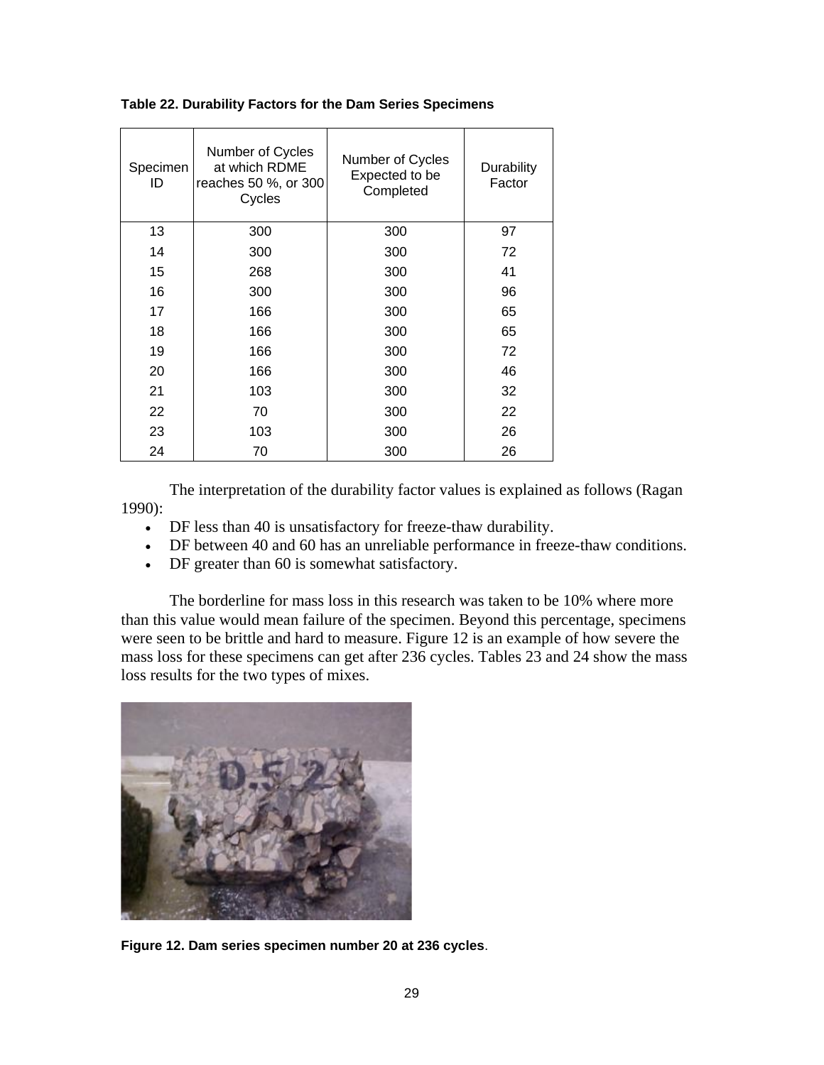**Table 22. Durability Factors for the Dam Series Specimens**

| Specimen ID | Number of Cycles at which RDME reaches 50 %, or 300 Cycles | Number of Cycles Expected to be Completed | Durability Factor |
|---|---|---|---|
| 13 | 300 | 300 | 97 |
| 14 | 300 | 300 | 72 |
| 15 | 268 | 300 | 41 |
| 16 | 300 | 300 | 96 |
| 17 | 166 | 300 | 65 |
| 18 | 166 | 300 | 65 |
| 19 | 166 | 300 | 72 |
| 20 | 166 | 300 | 46 |
| 21 | 103 | 300 | 32 |
| 22 | 70 | 300 | 22 |
| 23 | 103 | 300 | 26 |
| 24 | 70 | 300 | 26 |

The interpretation of the durability factor values is explained as follows (Ragan 1990):

- DF less than 40 is unsatisfactory for freeze-thaw durability.
- DF between 40 and 60 has an unreliable performance in freeze-thaw conditions.
- DF greater than 60 is somewhat satisfactory.

The borderline for mass loss in this research was taken to be 10% where more than this value would mean failure of the specimen. Beyond this percentage, specimens were seen to be brittle and hard to measure. Figure 12 is an example of how severe the mass loss for these specimens can get after 236 cycles. Tables 23 and 24 show the mass loss results for the two types of mixes.

**Figure 12. Dam series specimen number 20 at 236 cycles**.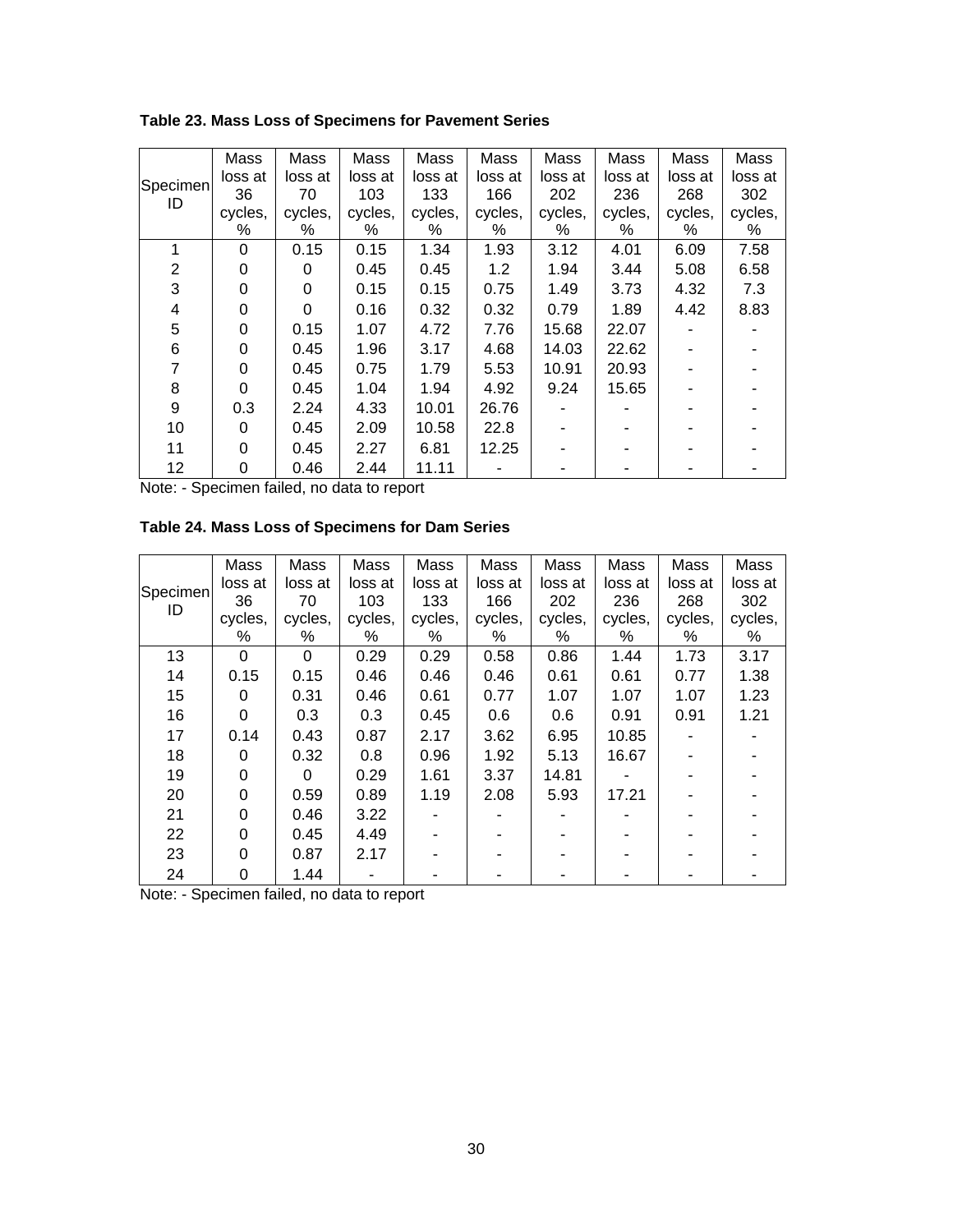**Table 23. Mass Loss of Specimens for Pavement Series**

| Specimen ID | Mass loss at 36 cycles, % | Mass loss at 70 cycles, % | Mass loss at 103 cycles, % | Mass loss at 133 cycles, % | Mass loss at 166 cycles, % | Mass loss at 202 cycles, % | Mass loss at 236 cycles, % | Mass loss at 268 cycles, % | Mass loss at 302 cycles, % |
|---|---|---|---|---|---|---|---|---|---|
| 1 | 0 | 0.15 | 0.15 | 1.34 | 1.93 | 3.12 | 4.01 | 6.09 | 7.58 |
| 2 | 0 | 0 | 0.45 | 0.45 | 1.2 | 1.94 | 3.44 | 5.08 | 6.58 |
| 3 | 0 | 0 | 0.15 | 0.15 | 0.75 | 1.49 | 3.73 | 4.32 | 7.3 |
| 4 | 0 | 0 | 0.16 | 0.32 | 0.32 | 0.79 | 1.89 | 4.42 | 8.83 |
| 5 | 0 | 0.15 | 1.07 | 4.72 | 7.76 | 15.68 | 22.07 | - | - |
| 6 | 0 | 0.45 | 1.96 | 3.17 | 4.68 | 14.03 | 22.62 | - | - |
| 7 | 0 | 0.45 | 0.75 | 1.79 | 5.53 | 10.91 | 20.93 | - | - |
| 8 | 0 | 0.45 | 1.04 | 1.94 | 4.92 | 9.24 | 15.65 | - | - |
| 9 | 0.3 | 2.24 | 4.33 | 10.01 | 26.76 | - | - | - | - |
| 10 | 0 | 0.45 | 2.09 | 10.58 | 22.8 | - | - | - | - |
| 11 | 0 | 0.45 | 2.27 | 6.81 | 12.25 | - | - | - | - |
| 12 | 0 | 0.46 | 2.44 | 11.11 | - | - | - | - | - |

Note: - Specimen failed, no data to report

**Table 24. Mass Loss of Specimens for Dam Series**

| Specimen ID | Mass loss at 36 cycles, % | Mass loss at 70 cycles, % | Mass loss at 103 cycles, % | Mass loss at 133 cycles, % | Mass loss at 166 cycles, % | Mass loss at 202 cycles, % | Mass loss at 236 cycles, % | Mass loss at 268 cycles, % | Mass loss at 302 cycles, % |
|---|---|---|---|---|---|---|---|---|---|
| 13 | 0 | 0 | 0.29 | 0.29 | 0.58 | 0.86 | 1.44 | 1.73 | 3.17 |
| 14 | 0.15 | 0.15 | 0.46 | 0.46 | 0.46 | 0.61 | 0.61 | 0.77 | 1.38 |
| 15 | 0 | 0.31 | 0.46 | 0.61 | 0.77 | 1.07 | 1.07 | 1.07 | 1.23 |
| 16 | 0 | 0.3 | 0.3 | 0.45 | 0.6 | 0.6 | 0.91 | 0.91 | 1.21 |
| 17 | 0.14 | 0.43 | 0.87 | 2.17 | 3.62 | 6.95 | 10.85 | - | - |
| 18 | 0 | 0.32 | 0.8 | 0.96 | 1.92 | 5.13 | 16.67 | - | - |
| 19 | 0 | 0 | 0.29 | 1.61 | 3.37 | 14.81 | - | - | - |
| 20 | 0 | 0.59 | 0.89 | 1.19 | 2.08 | 5.93 | 17.21 | - | - |
| 21 | 0 | 0.46 | 3.22 | - | - | - | - | - | - |
| 22 | 0 | 0.45 | 4.49 | - | - | - | - | - | - |
| 23 | 0 | 0.87 | 2.17 | - | - | - | - | - | - |
| 24 | 0 | 1.44 | - | - | - | - | - | - | - |

Note: - Specimen failed, no data to report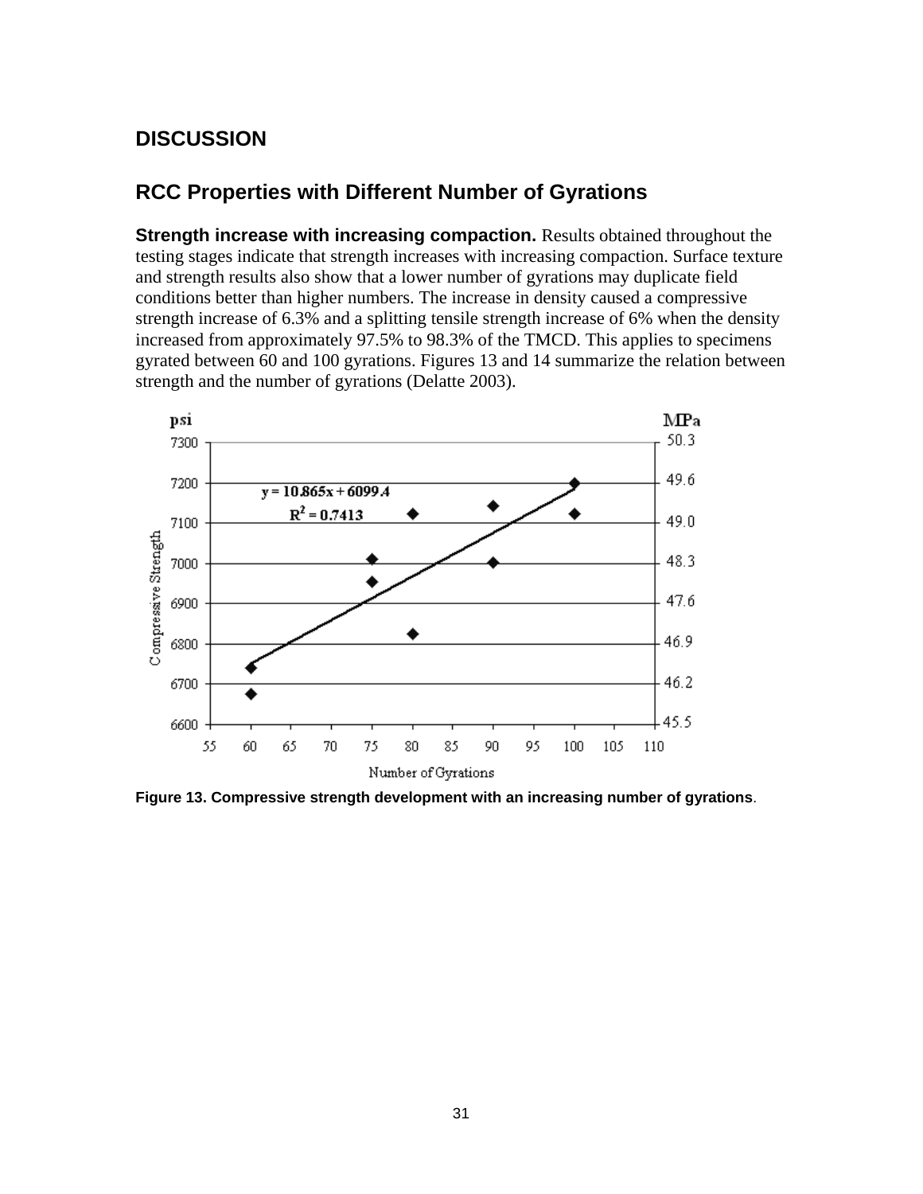## DISCUSSION

### RCC Properties with Different Number of Gyrations

**Strength increase with increasing compaction.** Results obtained throughout the testing stages indicate that strength increases with increasing compaction. Surface texture and strength results also show that a lower number of gyrations may duplicate field conditions better than higher numbers. The increase in density caused a compressive strength increase of 6.3% and a splitting tensile strength increase of 6% when the density increased from approximately 97.5% to 98.3% of the TMCD. This applies to specimens gyrated between 60 and 100 gyrations. Figures 13 and 14 summarize the relation between strength and the number of gyrations (Delatte 2003).

**Figure 13. Compressive strength development with an increasing number of gyrations**.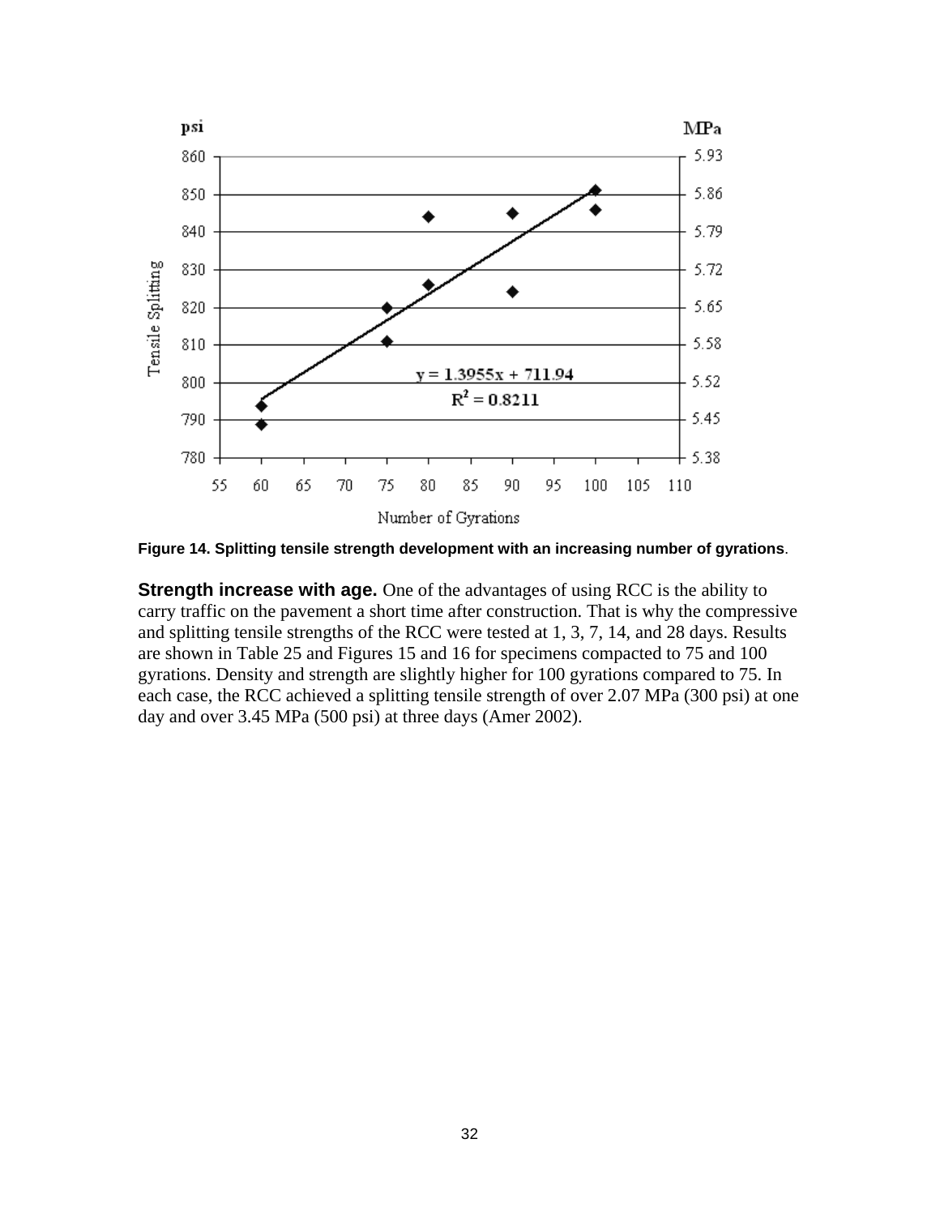**Figure 14. Splitting tensile strength development with an increasing number of gyrations**.

**Strength increase with age.** One of the advantages of using RCC is the ability to carry traffic on the pavement a short time after construction. That is why the compressive and splitting tensile strengths of the RCC were tested at 1, 3, 7, 14, and 28 days. Results are shown in Table 25 and Figures 15 and 16 for specimens compacted to 75 and 100 gyrations. Density and strength are slightly higher for 100 gyrations compared to 75. In each case, the RCC achieved a splitting tensile strength of over 2.07 MPa (300 psi) at one day and over 3.45 MPa (500 psi) at three days (Amer 2002).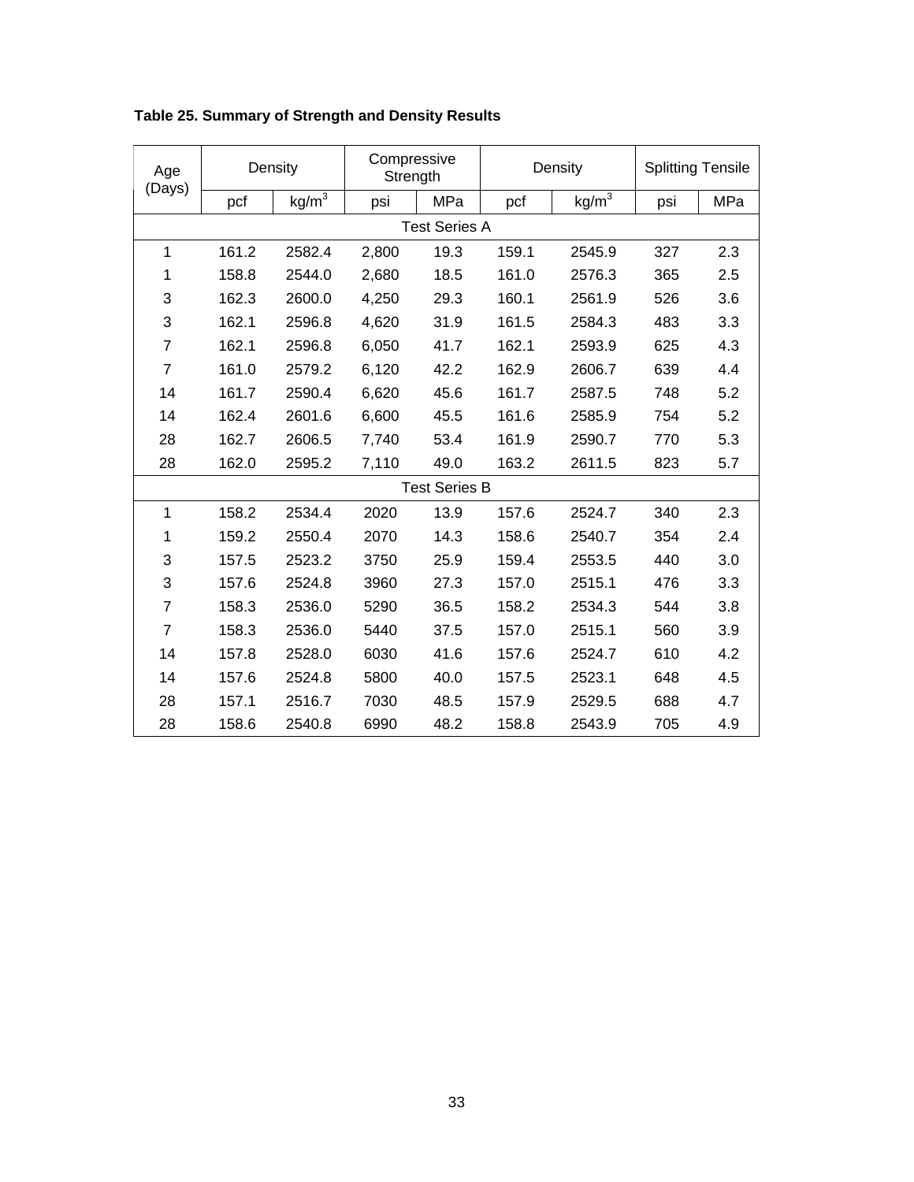**Table 25. Summary of Strength and Density Results**

| Age (Days) | Density | | Compressive Strength | | Density | | Splitting Tensile | |
|---|---|---|---|---|---|---|---|---|
| | pcf | $kg/m^3$ | psi | MPa | pcf | $kg/m^3$ | psi | MPa |
| Test Series A | | | | | | | | |
| 1 | 161.2 | 2582.4 | 2,800 | 19.3 | 159.1 | 2545.9 | 327 | 2.3 |
| 1 | 158.8 | 2544.0 | 2,680 | 18.5 | 161.0 | 2576.3 | 365 | 2.5 |
| 3 | 162.3 | 2600.0 | 4,250 | 29.3 | 160.1 | 2561.9 | 526 | 3.6 |
| 3 | 162.1 | 2596.8 | 4,620 | 31.9 | 161.5 | 2584.3 | 483 | 3.3 |
| 7 | 162.1 | 2596.8 | 6,050 | 41.7 | 162.1 | 2593.9 | 625 | 4.3 |
| 7 | 161.0 | 2579.2 | 6,120 | 42.2 | 162.9 | 2606.7 | 639 | 4.4 |
| 14 | 161.7 | 2590.4 | 6,620 | 45.6 | 161.7 | 2587.5 | 748 | 5.2 |
| 14 | 162.4 | 2601.6 | 6,600 | 45.5 | 161.6 | 2585.9 | 754 | 5.2 |
| 28 | 162.7 | 2606.5 | 7,740 | 53.4 | 161.9 | 2590.7 | 770 | 5.3 |
| 28 | 162.0 | 2595.2 | 7,110 | 49.0 | 163.2 | 2611.5 | 823 | 5.7 |
| Test Series B | | | | | | | | |
| 1 | 158.2 | 2534.4 | 2020 | 13.9 | 157.6 | 2524.7 | 340 | 2.3 |
| 1 | 159.2 | 2550.4 | 2070 | 14.3 | 158.6 | 2540.7 | 354 | 2.4 |
| 3 | 157.5 | 2523.2 | 3750 | 25.9 | 159.4 | 2553.5 | 440 | 3.0 |
| 3 | 157.6 | 2524.8 | 3960 | 27.3 | 157.0 | 2515.1 | 476 | 3.3 |
| 7 | 158.3 | 2536.0 | 5290 | 36.5 | 158.2 | 2534.3 | 544 | 3.8 |
| 7 | 158.3 | 2536.0 | 5440 | 37.5 | 157.0 | 2515.1 | 560 | 3.9 |
| 14 | 157.8 | 2528.0 | 6030 | 41.6 | 157.6 | 2524.7 | 610 | 4.2 |
| 14 | 157.6 | 2524.8 | 5800 | 40.0 | 157.5 | 2523.1 | 648 | 4.5 |
| 28 | 157.1 | 2516.7 | 7030 | 48.5 | 157.9 | 2529.5 | 688 | 4.7 |
| 28 | 158.6 | 2540.8 | 6990 | 48.2 | 158.8 | 2543.9 | 705 | 4.9 |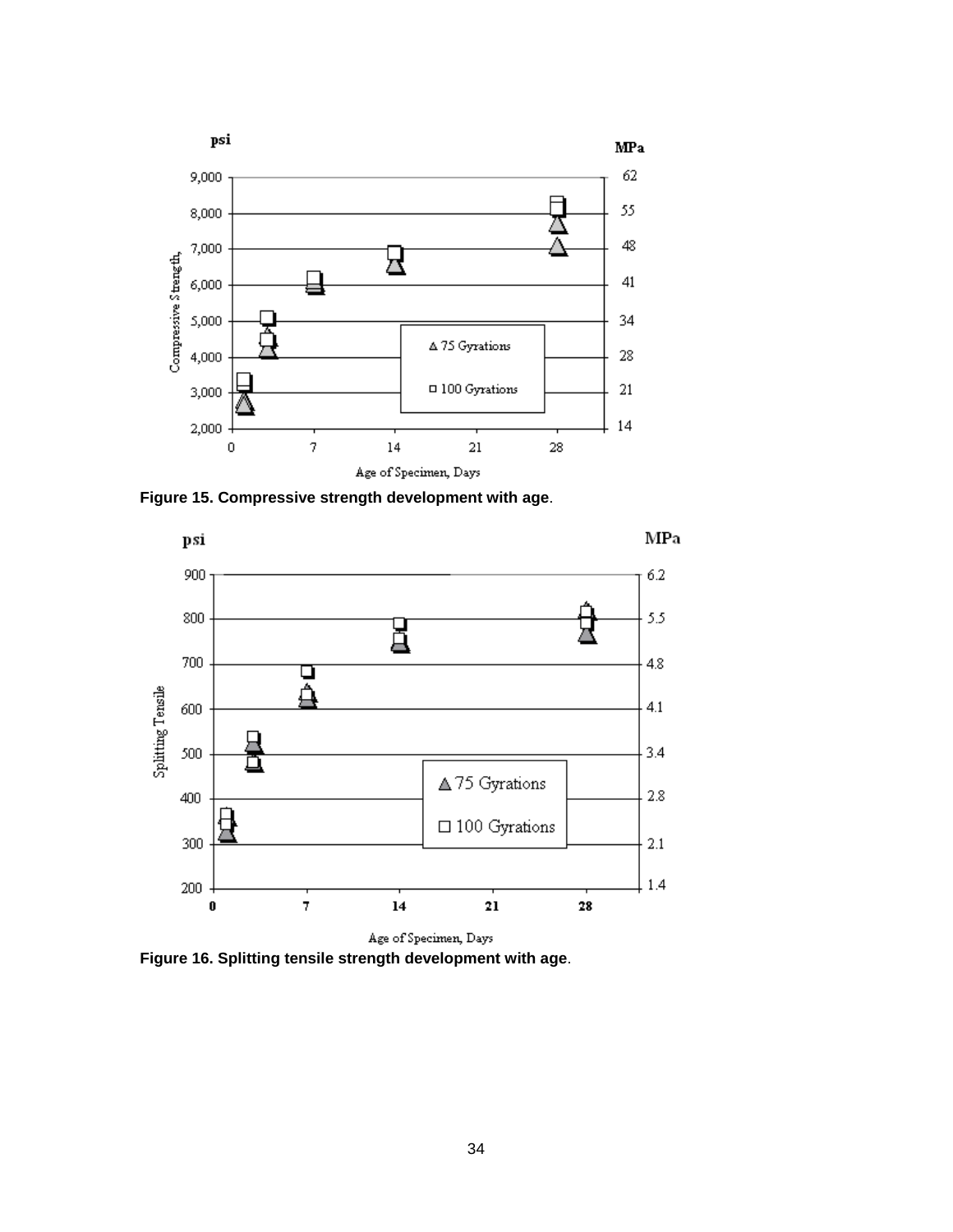**Figure 15. Compressive strength development with age**.

**Figure 16. Splitting tensile strength development with age**.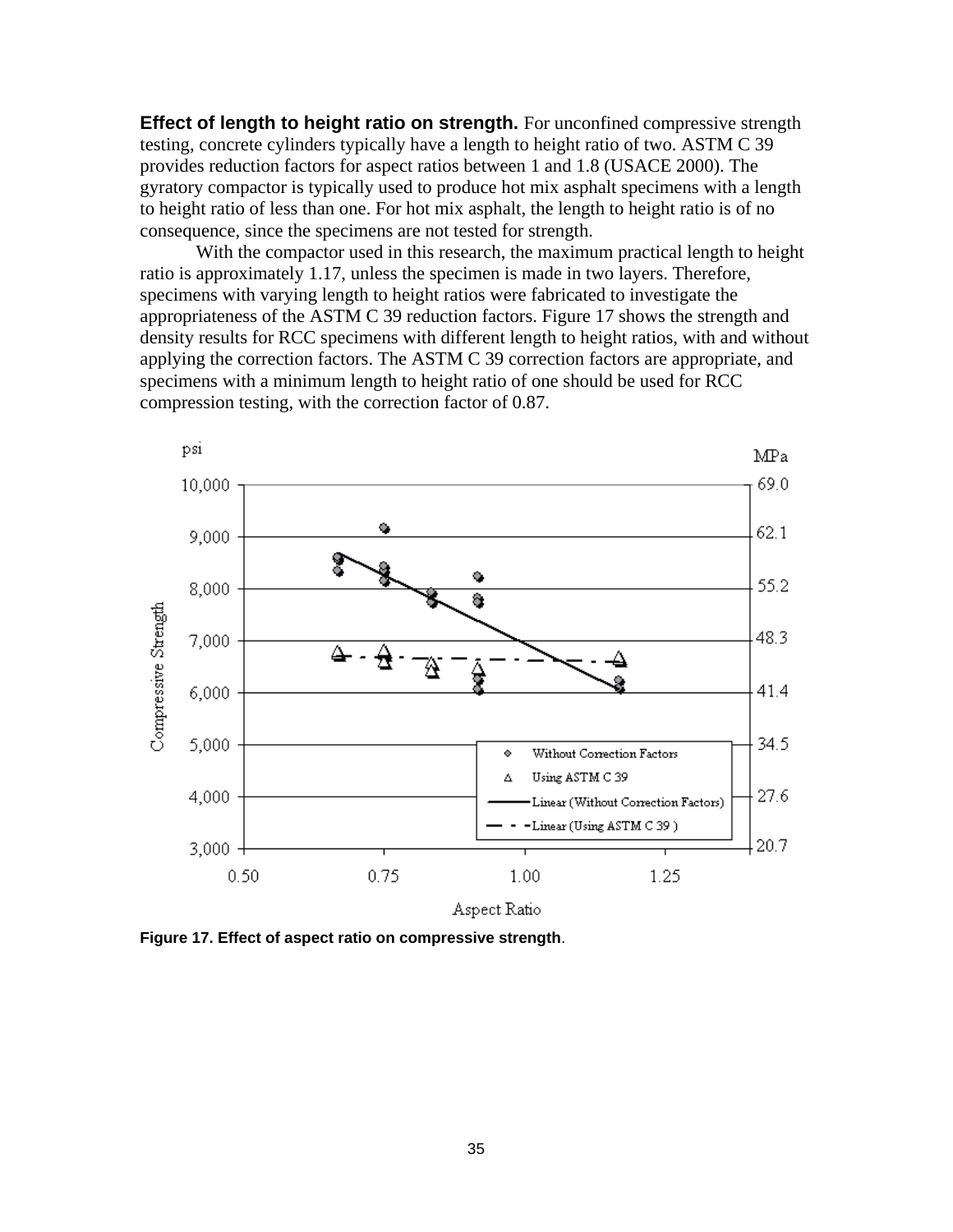**Effect of length to height ratio on strength.** For unconfined compressive strength testing, concrete cylinders typically have a length to height ratio of two. ASTM C 39 provides reduction factors for aspect ratios between 1 and 1.8 (USACE 2000). The gyratory compactor is typically used to produce hot mix asphalt specimens with a length to height ratio of less than one. For hot mix asphalt, the length to height ratio is of no consequence, since the specimens are not tested for strength.

With the compactor used in this research, the maximum practical length to height ratio is approximately 1.17, unless the specimen is made in two layers. Therefore, specimens with varying length to height ratios were fabricated to investigate the appropriateness of the ASTM C 39 reduction factors. Figure 17 shows the strength and density results for RCC specimens with different length to height ratios, with and without applying the correction factors. The ASTM C 39 correction factors are appropriate, and specimens with a minimum length to height ratio of one should be used for RCC compression testing, with the correction factor of 0.87.

**Figure 17. Effect of aspect ratio on compressive strength**.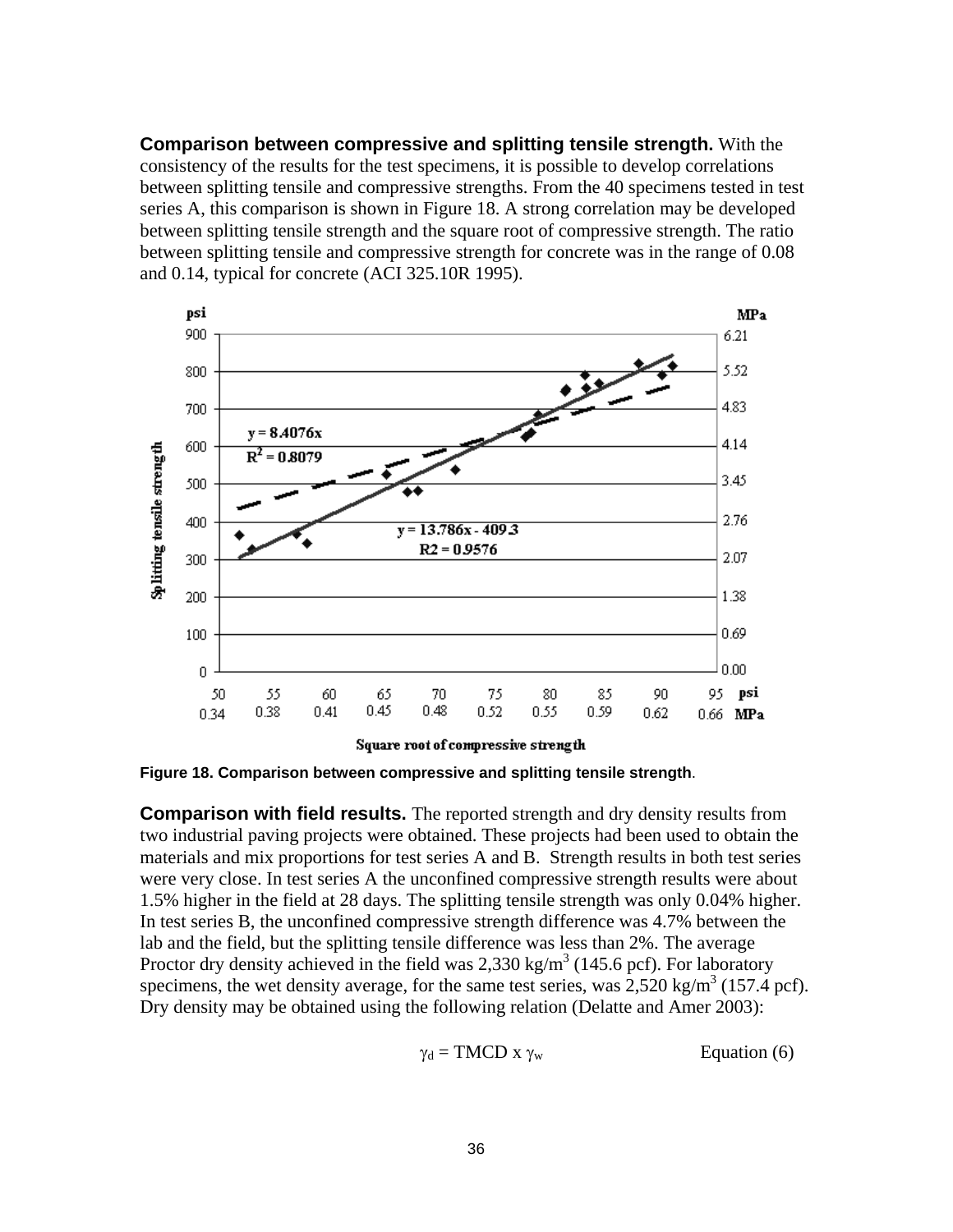**Comparison between compressive and splitting tensile strength.** With the consistency of the results for the test specimens, it is possible to develop correlations between splitting tensile and compressive strengths. From the 40 specimens tested in test series A, this comparison is shown in Figure 18. A strong correlation may be developed between splitting tensile strength and the square root of compressive strength. The ratio between splitting tensile and compressive strength for concrete was in the range of 0.08 and 0.14, typical for concrete (ACI 325.10R 1995).

**Figure 18. Comparison between compressive and splitting tensile strength**.

**Comparison with field results.** The reported strength and dry density results from two industrial paving projects were obtained. These projects had been used to obtain the materials and mix proportions for test series A and B. Strength results in both test series were very close. In test series A the unconfined compressive strength results were about 1.5% higher in the field at 28 days. The splitting tensile strength was only 0.04% higher. In test series B, the unconfined compressive strength difference was 4.7% between the lab and the field, but the splitting tensile difference was less than 2%. The average Proctor dry density achieved in the field was 2,330 kg/m$^3$ (145.6 pcf). For laboratory specimens, the wet density average, for the same test series, was 2,520 kg/m$^3$ (157.4 pcf). Dry density may be obtained using the following relation (Delatte and Amer 2003):

$$\gamma_d = \text{TMCD} \times \gamma_w \qquad \text{Equation (6)}$$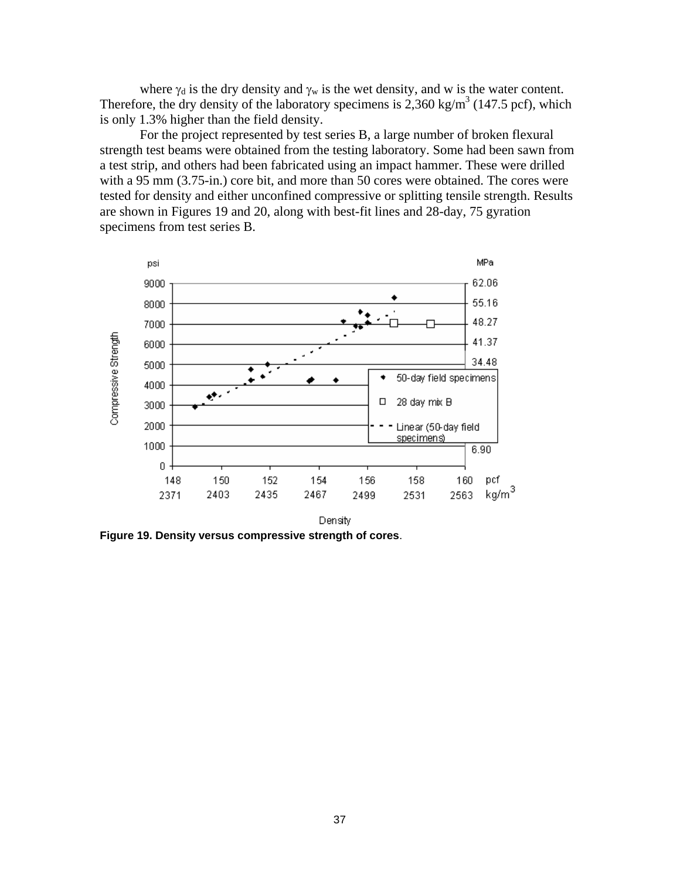where $\gamma_d$ is the dry density and $\gamma_w$ is the wet density, and w is the water content. Therefore, the dry density of the laboratory specimens is 2,360 kg/m$^3$ (147.5 pcf), which is only 1.3% higher than the field density.

For the project represented by test series B, a large number of broken flexural strength test beams were obtained from the testing laboratory. Some had been sawn from a test strip, and others had been fabricated using an impact hammer. These were drilled with a 95 mm (3.75-in.) core bit, and more than 50 cores were obtained. The cores were tested for density and either unconfined compressive or splitting tensile strength. Results are shown in Figures 19 and 20, along with best-fit lines and 28-day, 75 gyration specimens from test series B.

**Figure 19. Density versus compressive strength of cores**.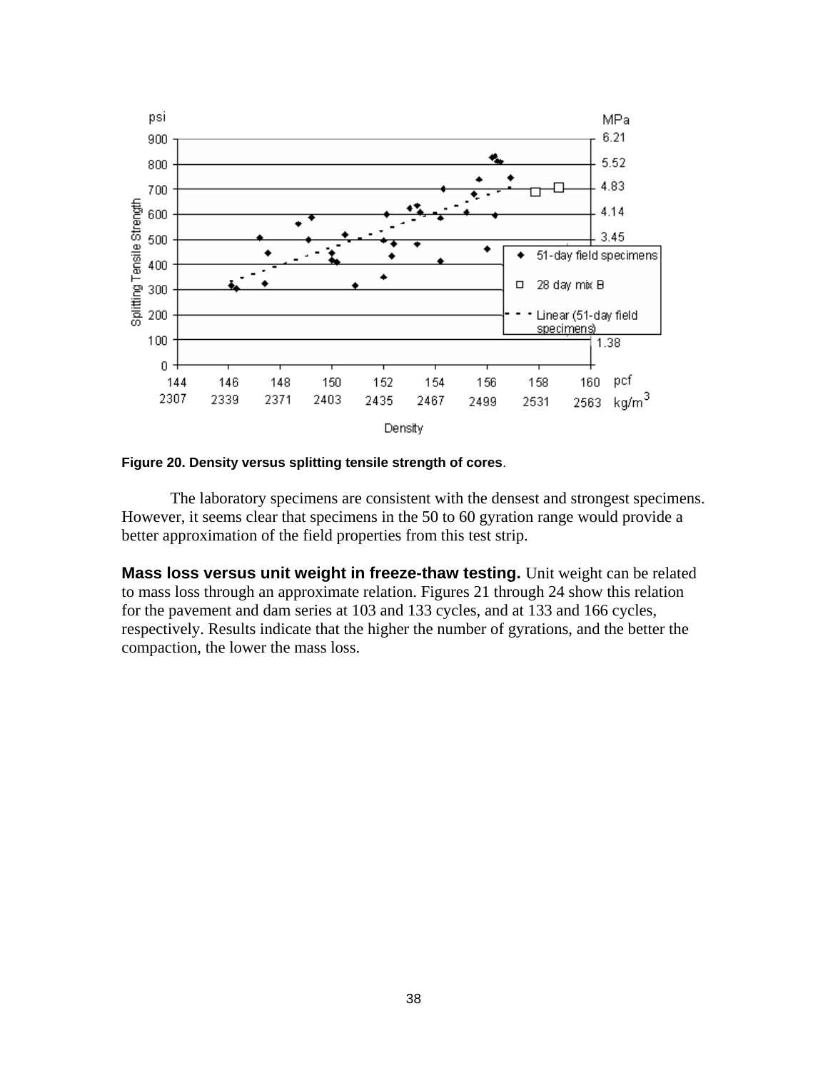**Figure 20. Density versus splitting tensile strength of cores**.

The laboratory specimens are consistent with the densest and strongest specimens. However, it seems clear that specimens in the 50 to 60 gyration range would provide a better approximation of the field properties from this test strip.

**Mass loss versus unit weight in freeze-thaw testing.** Unit weight can be related to mass loss through an approximate relation. Figures 21 through 24 show this relation for the pavement and dam series at 103 and 133 cycles, and at 133 and 166 cycles, respectively. Results indicate that the higher the number of gyrations, and the better the compaction, the lower the mass loss.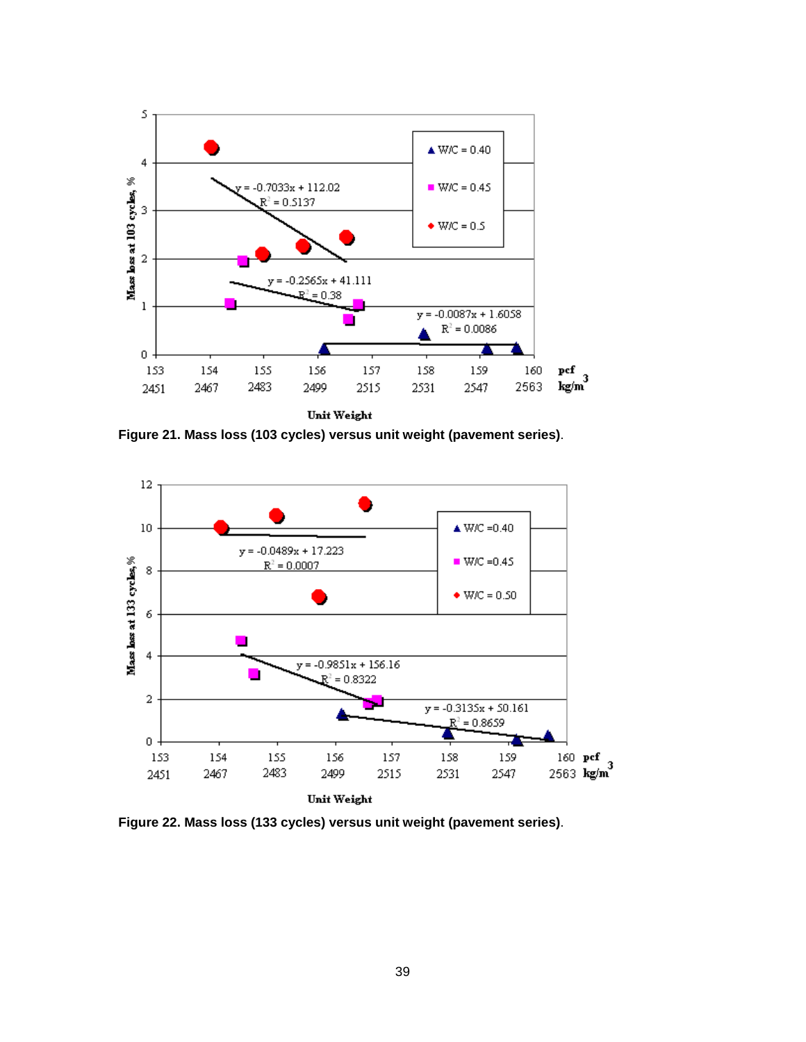Figure 21. Mass loss (103 cycles) versus unit weight (pavement series).

Figure 22. Mass loss (133 cycles) versus unit weight (pavement series).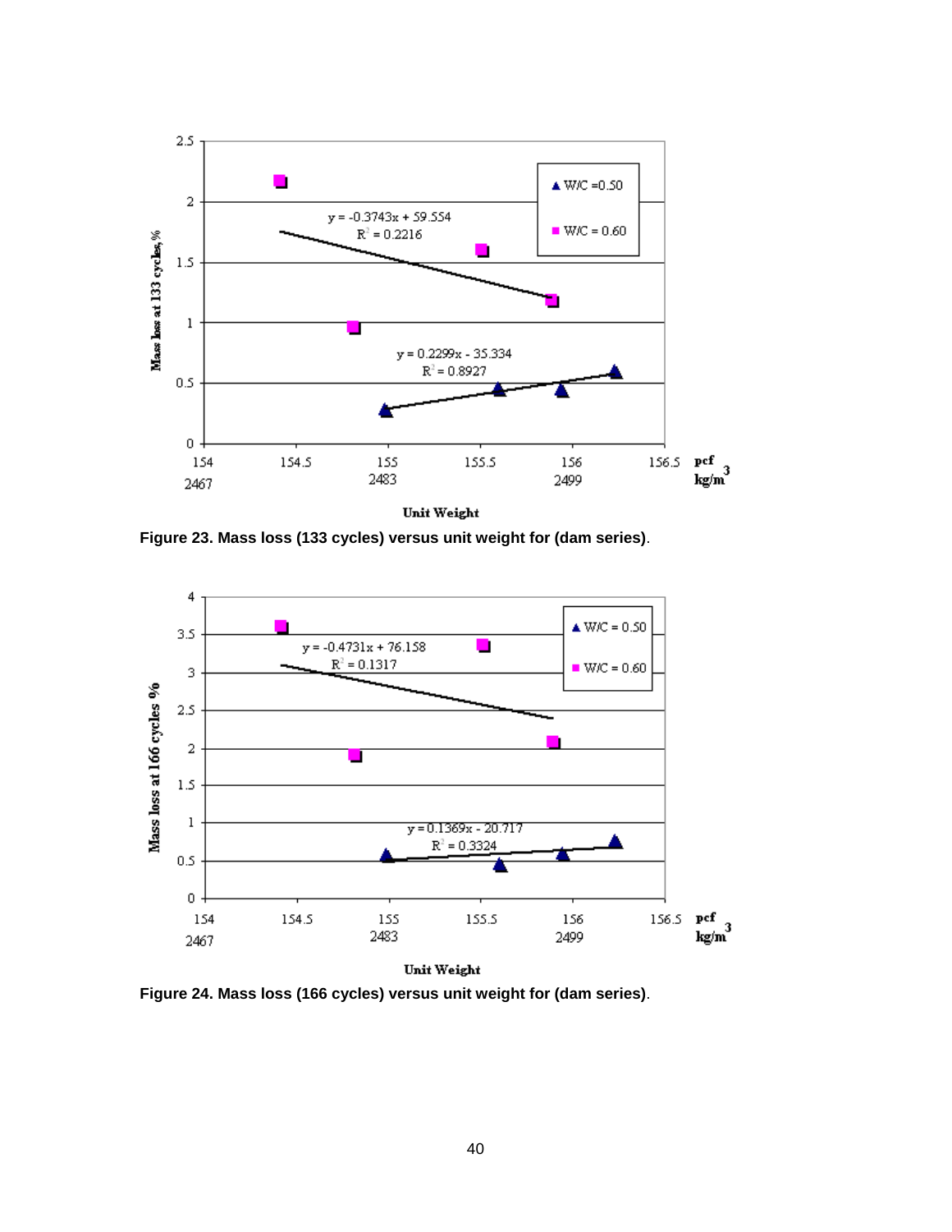Figure 23. Mass loss (133 cycles) versus unit weight for (dam series).

Figure 24. Mass loss (166 cycles) versus unit weight for (dam series).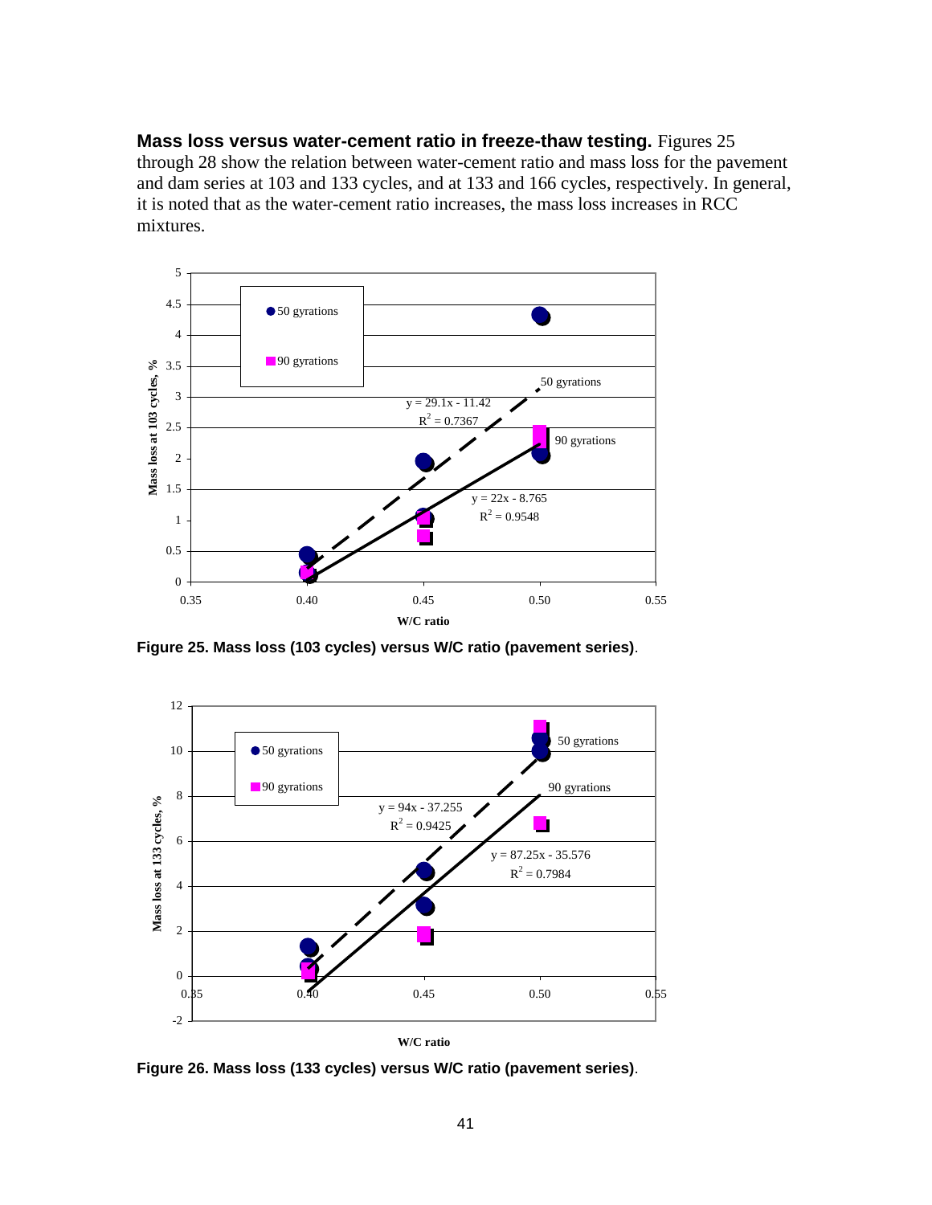**Mass loss versus water-cement ratio in freeze-thaw testing.** Figures 25 through 28 show the relation between water-cement ratio and mass loss for the pavement and dam series at 103 and 133 cycles, and at 133 and 166 cycles, respectively. In general, it is noted that as the water-cement ratio increases, the mass loss increases in RCC mixtures.

**Figure 25. Mass loss (103 cycles) versus W/C ratio (pavement series)**.

**Figure 26. Mass loss (133 cycles) versus W/C ratio (pavement series)**.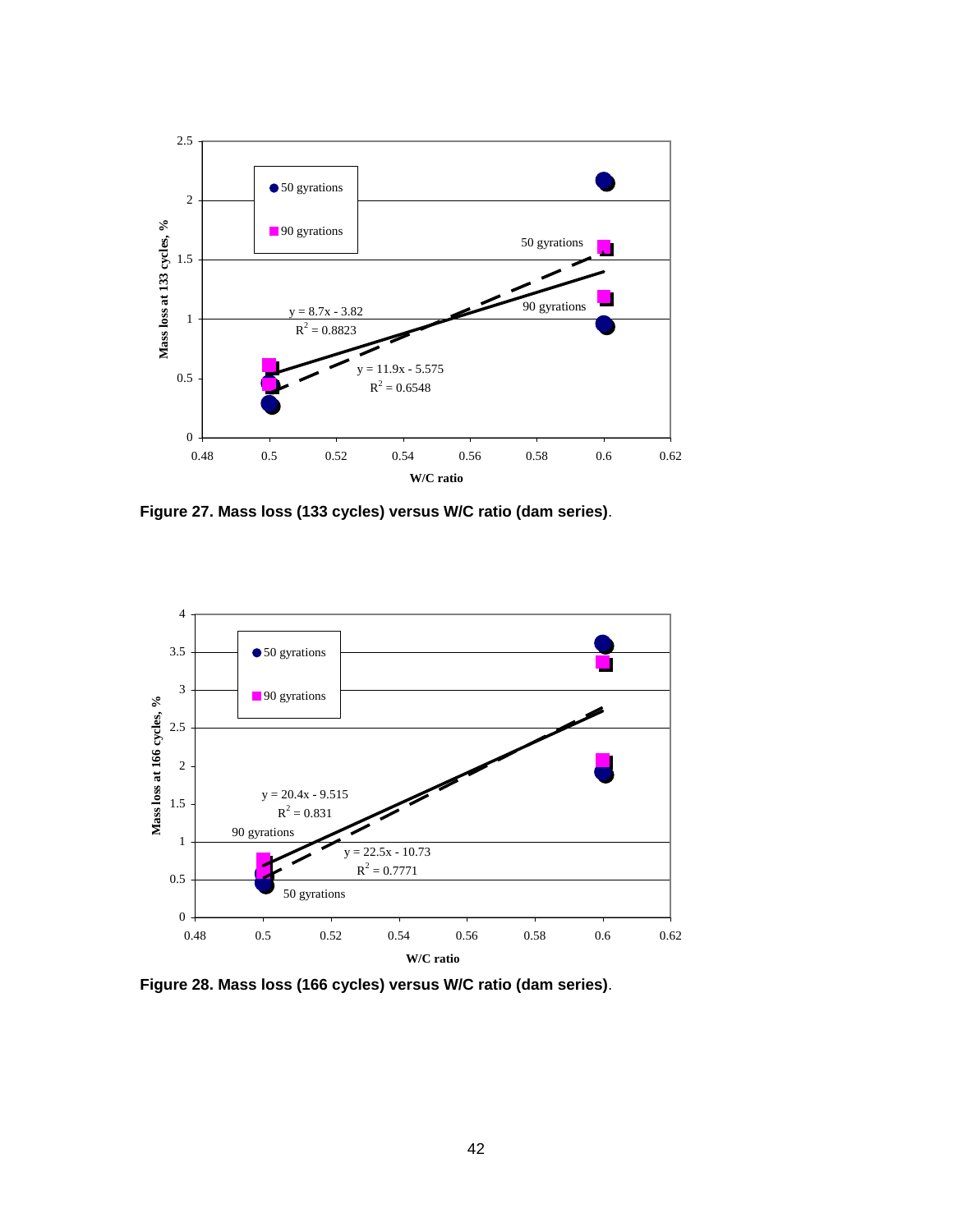**Figure 27. Mass loss (133 cycles) versus W/C ratio (dam series)**.

**Figure 28. Mass loss (166 cycles) versus W/C ratio (dam series)**.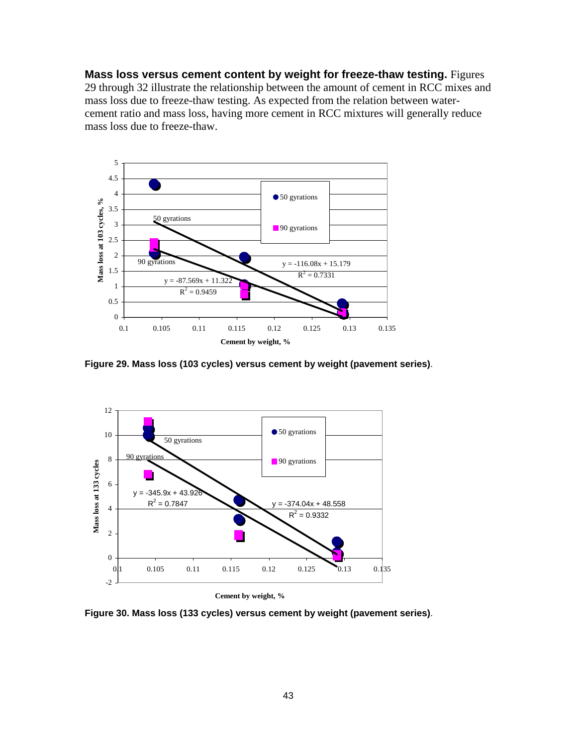**Mass loss versus cement content by weight for freeze-thaw testing.** Figures 29 through 32 illustrate the relationship between the amount of cement in RCC mixes and mass loss due to freeze-thaw testing. As expected from the relation between water-cement ratio and mass loss, having more cement in RCC mixtures will generally reduce mass loss due to freeze-thaw.

**Figure 29. Mass loss (103 cycles) versus cement by weight (pavement series)**.

**Figure 30. Mass loss (133 cycles) versus cement by weight (pavement series)**.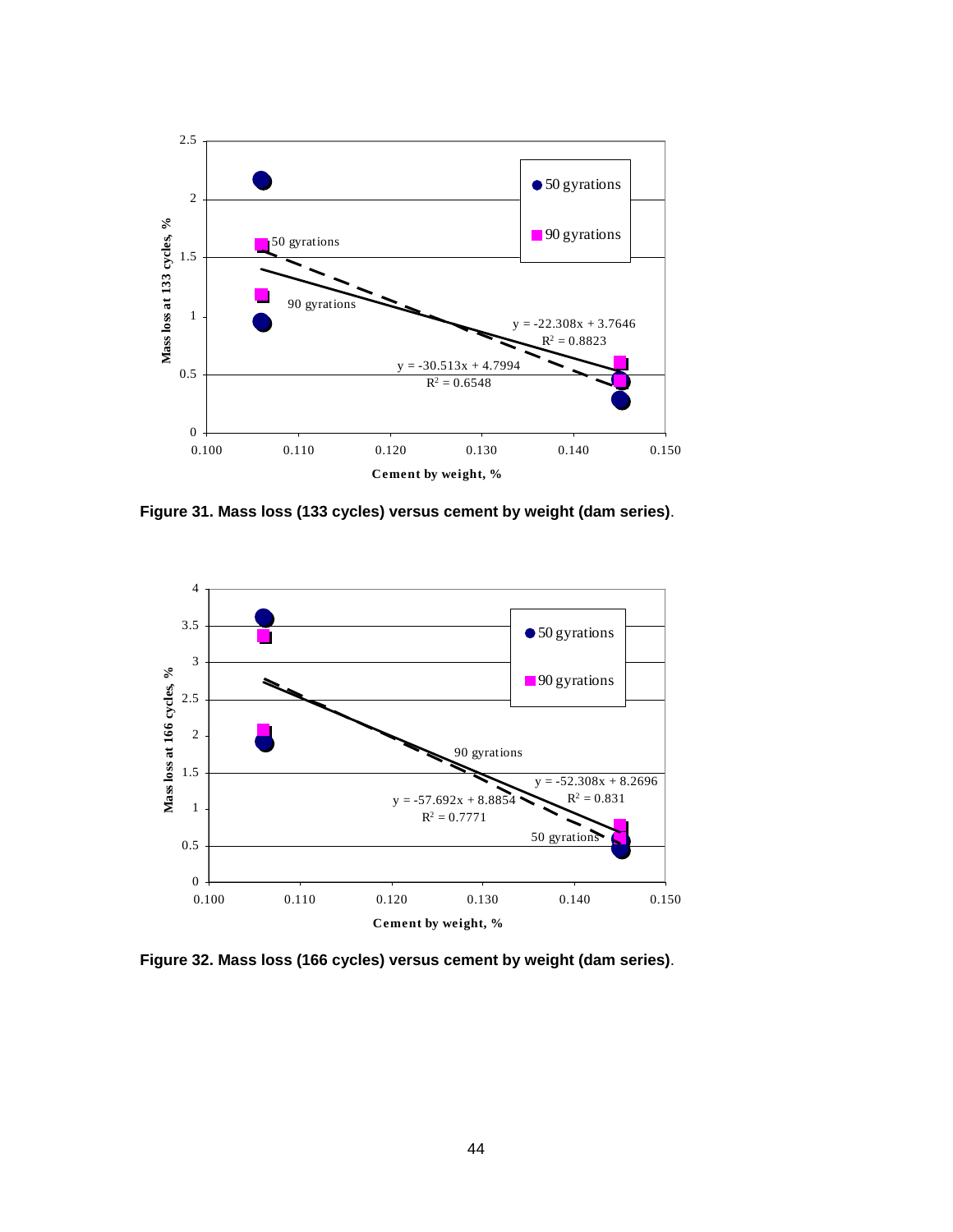Figure 31. Mass loss (133 cycles) versus cement by weight (dam series).

Figure 32. Mass loss (166 cycles) versus cement by weight (dam series).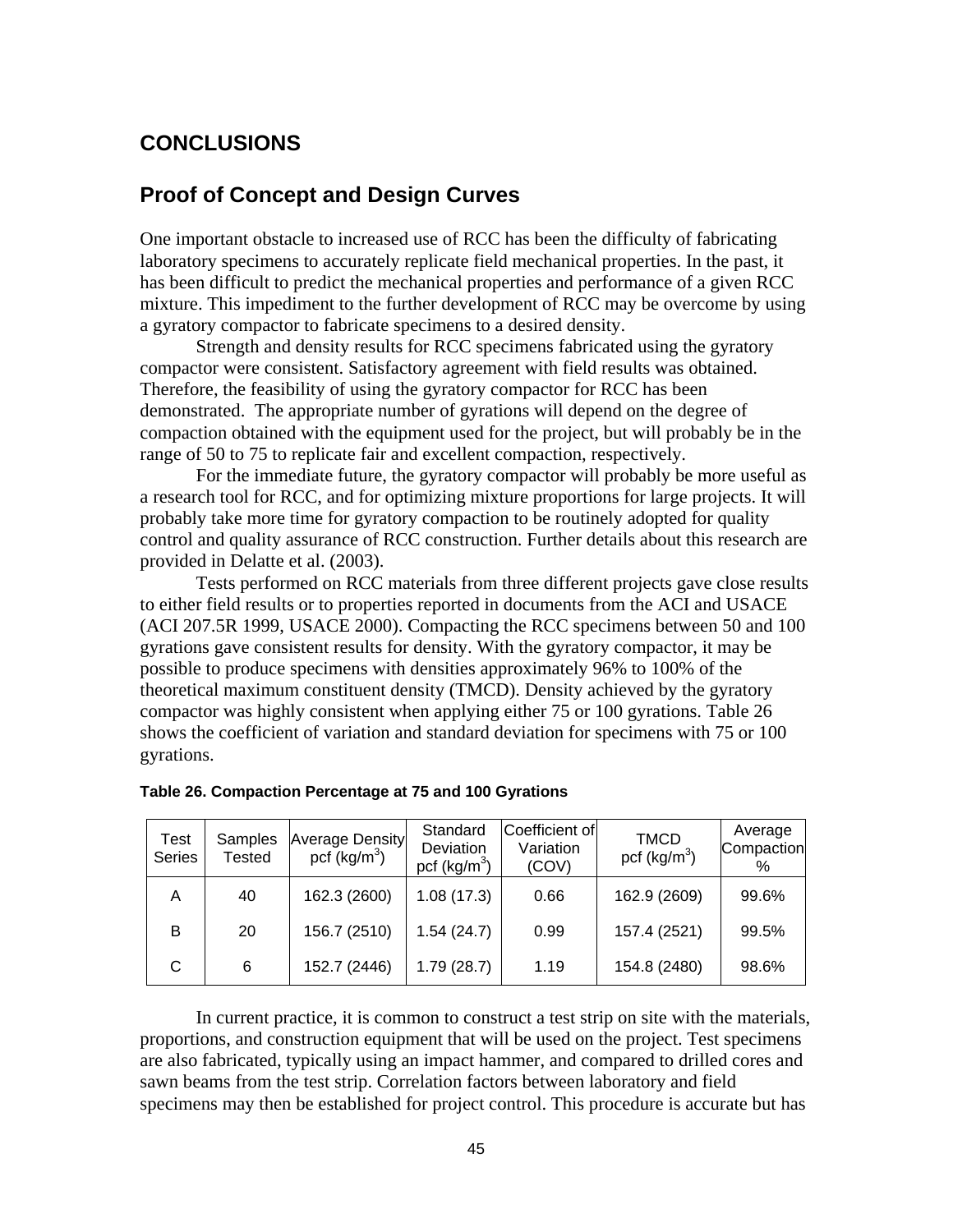## CONCLUSIONS

### Proof of Concept and Design Curves

One important obstacle to increased use of RCC has been the difficulty of fabricating laboratory specimens to accurately replicate field mechanical properties. In the past, it has been difficult to predict the mechanical properties and performance of a given RCC mixture. This impediment to the further development of RCC may be overcome by using a gyratory compactor to fabricate specimens to a desired density.

Strength and density results for RCC specimens fabricated using the gyratory compactor were consistent. Satisfactory agreement with field results was obtained. Therefore, the feasibility of using the gyratory compactor for RCC has been demonstrated. The appropriate number of gyrations will depend on the degree of compaction obtained with the equipment used for the project, but will probably be in the range of 50 to 75 to replicate fair and excellent compaction, respectively.

For the immediate future, the gyratory compactor will probably be more useful as a research tool for RCC, and for optimizing mixture proportions for large projects. It will probably take more time for gyratory compaction to be routinely adopted for quality control and quality assurance of RCC construction. Further details about this research are provided in Delatte et al. (2003).

Tests performed on RCC materials from three different projects gave close results to either field results or to properties reported in documents from the ACI and USACE (ACI 207.5R 1999, USACE 2000). Compacting the RCC specimens between 50 and 100 gyrations gave consistent results for density. With the gyratory compactor, it may be possible to produce specimens with densities approximately 96% to 100% of the theoretical maximum constituent density (TMCD). Density achieved by the gyratory compactor was highly consistent when applying either 75 or 100 gyrations. Table 26 shows the coefficient of variation and standard deviation for specimens with 75 or 100 gyrations.

**Table 26. Compaction Percentage at 75 and 100 Gyrations**

| Test Series | Samples Tested | Average Density pcf (kg/m$^3$) | Standard Deviation pcf (kg/m$^3$) | Coefficient of Variation (COV) | TMCD pcf (kg/m$^3$) | Average Compaction % |
|---|---|---|---|---|---|---|
| A | 40 | 162.3 (2600) | 1.08 (17.3) | 0.66 | 162.9 (2609) | 99.6% |
| B | 20 | 156.7 (2510) | 1.54 (24.7) | 0.99 | 157.4 (2521) | 99.5% |
| C | 6 | 152.7 (2446) | 1.79 (28.7) | 1.19 | 154.8 (2480) | 98.6% |

In current practice, it is common to construct a test strip on site with the materials, proportions, and construction equipment that will be used on the project. Test specimens are also fabricated, typically using an impact hammer, and compared to drilled cores and sawn beams from the test strip. Correlation factors between laboratory and field specimens may then be established for project control. This procedure is accurate but has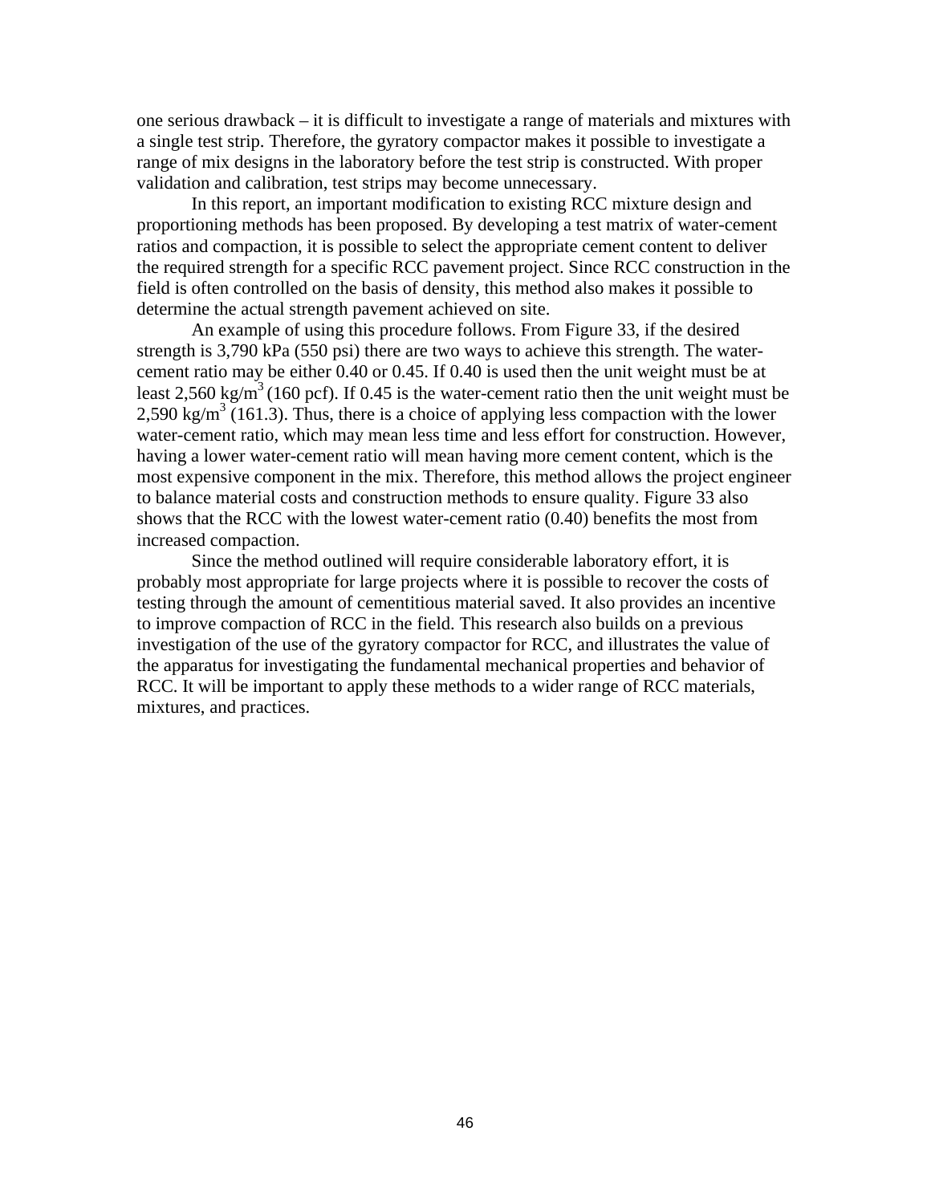one serious drawback – it is difficult to investigate a range of materials and mixtures with a single test strip. Therefore, the gyratory compactor makes it possible to investigate a range of mix designs in the laboratory before the test strip is constructed. With proper validation and calibration, test strips may become unnecessary.

In this report, an important modification to existing RCC mixture design and proportioning methods has been proposed. By developing a test matrix of water-cement ratios and compaction, it is possible to select the appropriate cement content to deliver the required strength for a specific RCC pavement project. Since RCC construction in the field is often controlled on the basis of density, this method also makes it possible to determine the actual strength pavement achieved on site.

An example of using this procedure follows. From Figure 33, if the desired strength is 3,790 kPa (550 psi) there are two ways to achieve this strength. The water-cement ratio may be either 0.40 or 0.45. If 0.40 is used then the unit weight must be at least 2,560 $kg/m^3$ (160 pcf). If 0.45 is the water-cement ratio then the unit weight must be 2,590 $kg/m^3$ (161.3). Thus, there is a choice of applying less compaction with the lower water-cement ratio, which may mean less time and less effort for construction. However, having a lower water-cement ratio will mean having more cement content, which is the most expensive component in the mix. Therefore, this method allows the project engineer to balance material costs and construction methods to ensure quality. Figure 33 also shows that the RCC with the lowest water-cement ratio (0.40) benefits the most from increased compaction.

Since the method outlined will require considerable laboratory effort, it is probably most appropriate for large projects where it is possible to recover the costs of testing through the amount of cementitious material saved. It also provides an incentive to improve compaction of RCC in the field. This research also builds on a previous investigation of the use of the gyratory compactor for RCC, and illustrates the value of the apparatus for investigating the fundamental mechanical properties and behavior of RCC. It will be important to apply these methods to a wider range of RCC materials, mixtures, and practices.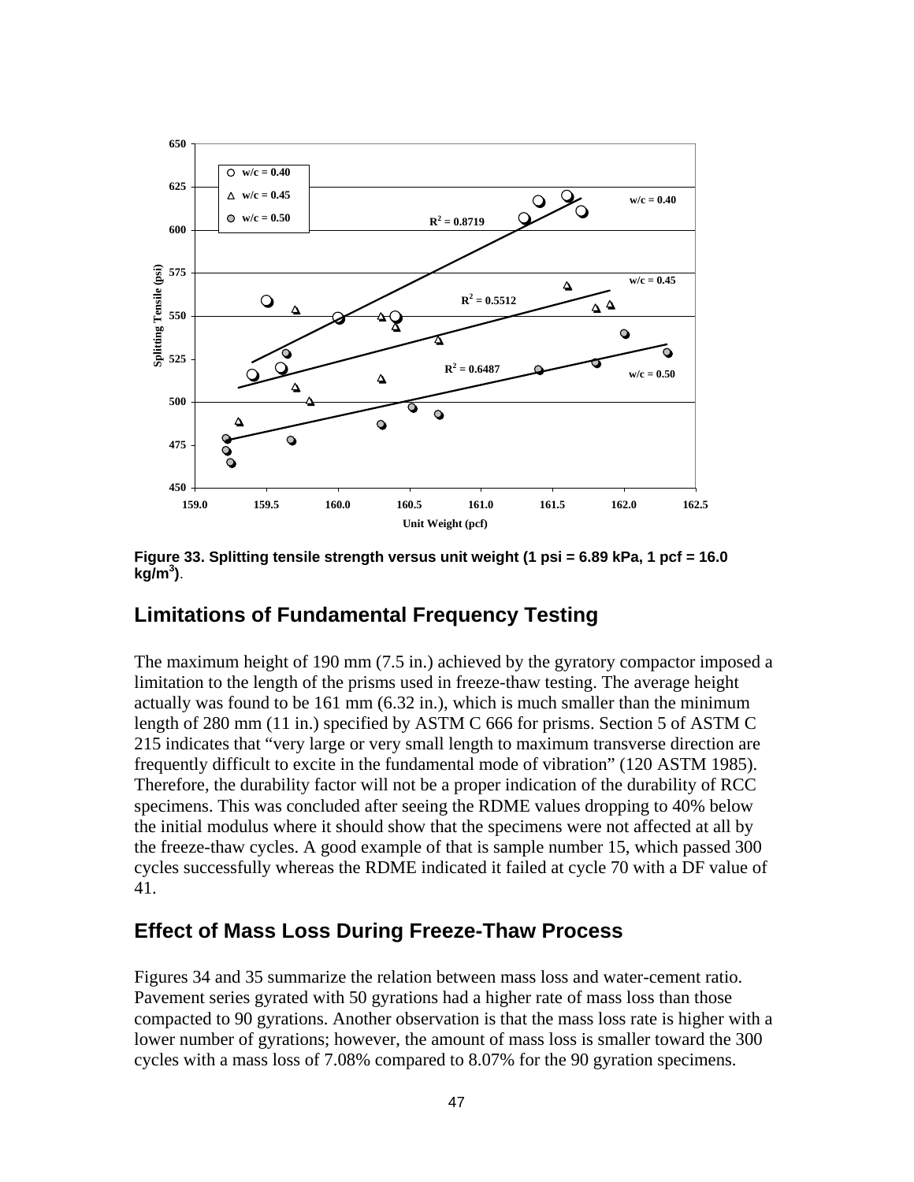Figure 33. Splitting tensile strength versus unit weight (1 psi = 6.89 kPa, 1 pcf = 16.0 kg/m$^3$).

## Limitations of Fundamental Frequency Testing

The maximum height of 190 mm (7.5 in.) achieved by the gyratory compactor imposed a limitation to the length of the prisms used in freeze-thaw testing. The average height actually was found to be 161 mm (6.32 in.), which is much smaller than the minimum length of 280 mm (11 in.) specified by ASTM C 666 for prisms. Section 5 of ASTM C 215 indicates that "very large or very small length to maximum transverse direction are frequently difficult to excite in the fundamental mode of vibration" (120 ASTM 1985). Therefore, the durability factor will not be a proper indication of the durability of RCC specimens. This was concluded after seeing the RDME values dropping to 40% below the initial modulus where it should show that the specimens were not affected at all by the freeze-thaw cycles. A good example of that is sample number 15, which passed 300 cycles successfully whereas the RDME indicated it failed at cycle 70 with a DF value of 41.

## Effect of Mass Loss During Freeze-Thaw Process

Figures 34 and 35 summarize the relation between mass loss and water-cement ratio. Pavement series gyrated with 50 gyrations had a higher rate of mass loss than those compacted to 90 gyrations. Another observation is that the mass loss rate is higher with a lower number of gyrations; however, the amount of mass loss is smaller toward the 300 cycles with a mass loss of 7.08% compared to 8.07% for the 90 gyration specimens.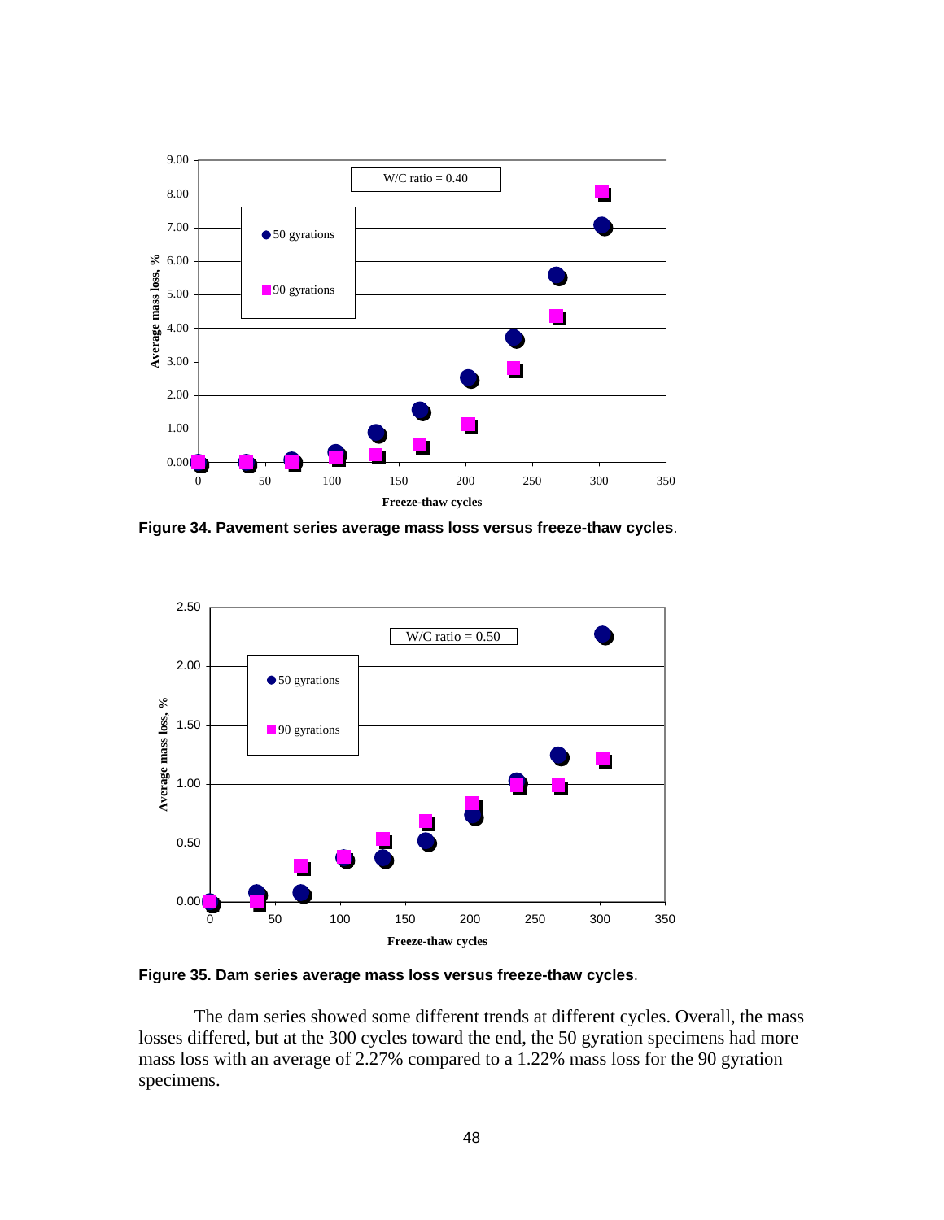**Figure 34. Pavement series average mass loss versus freeze-thaw cycles**.

**Figure 35. Dam series average mass loss versus freeze-thaw cycles**.

The dam series showed some different trends at different cycles. Overall, the mass losses differed, but at the 300 cycles toward the end, the 50 gyration specimens had more mass loss with an average of 2.27% compared to a 1.22% mass loss for the 90 gyration specimens.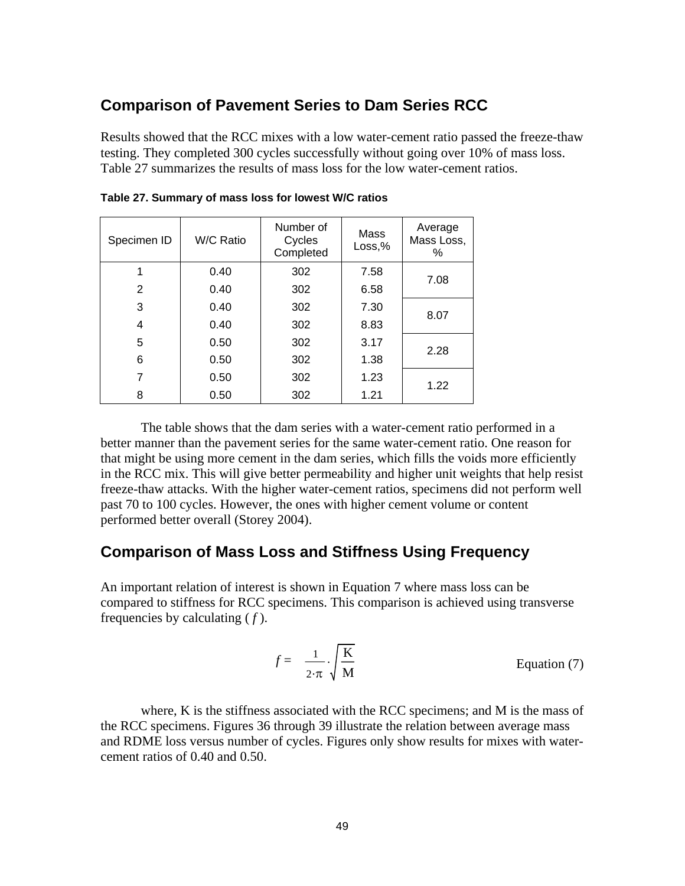## Comparison of Pavement Series to Dam Series RCC

Results showed that the RCC mixes with a low water-cement ratio passed the freeze-thaw testing. They completed 300 cycles successfully without going over 10% of mass loss. Table 27 summarizes the results of mass loss for the low water-cement ratios.

**Table 27. Summary of mass loss for lowest W/C ratios**

| Specimen ID | W/C Ratio | Number of Cycles Completed | Mass Loss,% | Average Mass Loss, % |
|---|---|---|---|---|
| 1 | 0.40 | 302 | 7.58 | 7.08 |
| 2 | 0.40 | 302 | 6.58 | |
| 3 | 0.40 | 302 | 7.30 | 8.07 |
| 4 | 0.40 | 302 | 8.83 | |
| 5 | 0.50 | 302 | 3.17 | 2.28 |
| 6 | 0.50 | 302 | 1.38 | |
| 7 | 0.50 | 302 | 1.23 | 1.22 |
| 8 | 0.50 | 302 | 1.21 | |

The table shows that the dam series with a water-cement ratio performed in a better manner than the pavement series for the same water-cement ratio. One reason for that might be using more cement in the dam series, which fills the voids more efficiently in the RCC mix. This will give better permeability and higher unit weights that help resist freeze-thaw attacks. With the higher water-cement ratios, specimens did not perform well past 70 to 100 cycles. However, the ones with higher cement volume or content performed better overall (Storey 2004).

## Comparison of Mass Loss and Stiffness Using Frequency

An important relation of interest is shown in Equation 7 where mass loss can be compared to stiffness for RCC specimens. This comparison is achieved using transverse frequencies by calculating ( $f$ ).

$$f = \frac{1}{2 \cdot \pi} \cdot \sqrt{\frac{K}{M}} \qquad \text{Equation (7)}$$

where, K is the stiffness associated with the RCC specimens; and M is the mass of the RCC specimens. Figures 36 through 39 illustrate the relation between average mass and RDME loss versus number of cycles. Figures only show results for mixes with water-cement ratios of 0.40 and 0.50.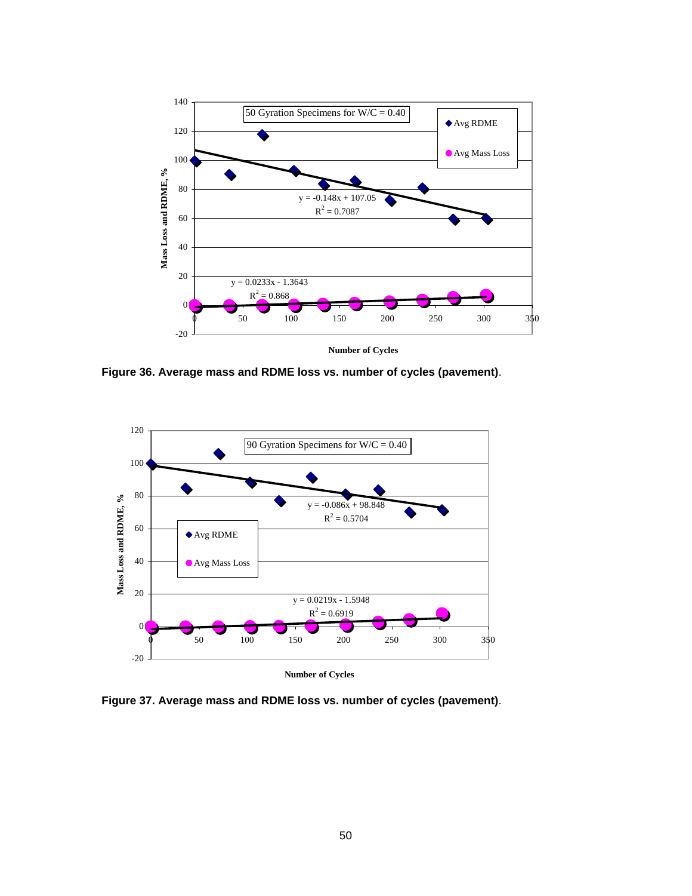Figure 36. Average mass and RDME loss vs. number of cycles (pavement).

Figure 37. Average mass and RDME loss vs. number of cycles (pavement).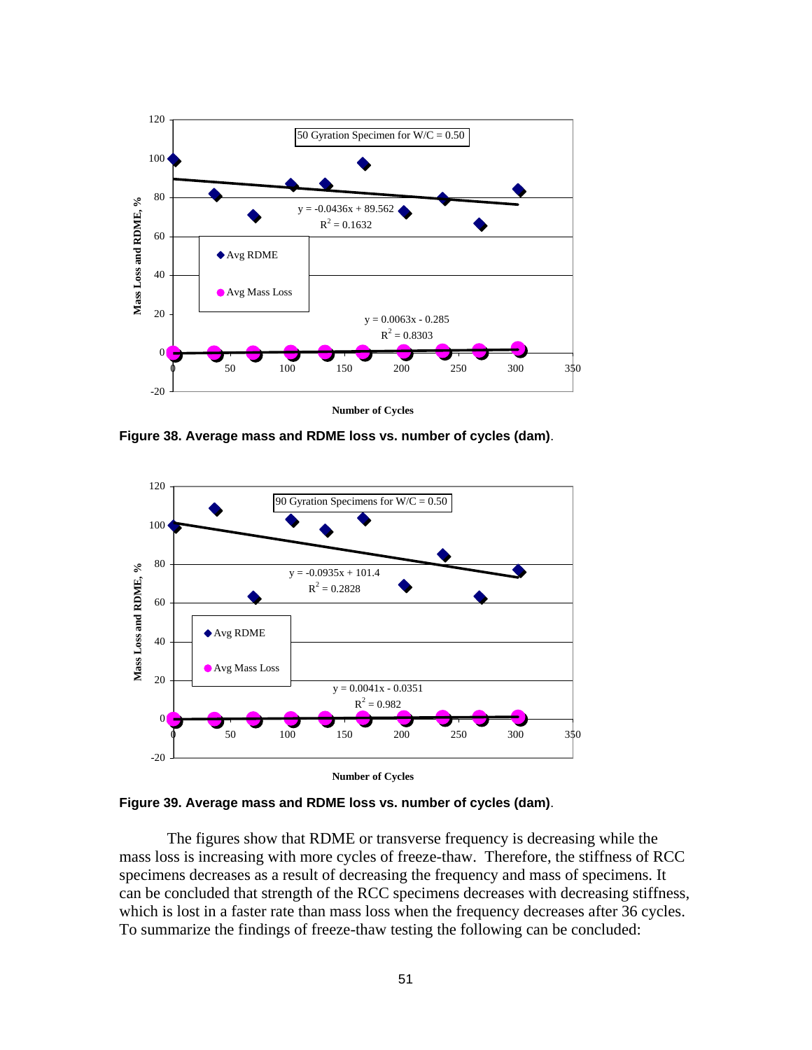**Figure 38. Average mass and RDME loss vs. number of cycles (dam)**.

**Figure 39. Average mass and RDME loss vs. number of cycles (dam)**.

The figures show that RDME or transverse frequency is decreasing while the mass loss is increasing with more cycles of freeze-thaw. Therefore, the stiffness of RCC specimens decreases as a result of decreasing the frequency and mass of specimens. It can be concluded that strength of the RCC specimens decreases with decreasing stiffness, which is lost in a faster rate than mass loss when the frequency decreases after 36 cycles. To summarize the findings of freeze-thaw testing the following can be concluded: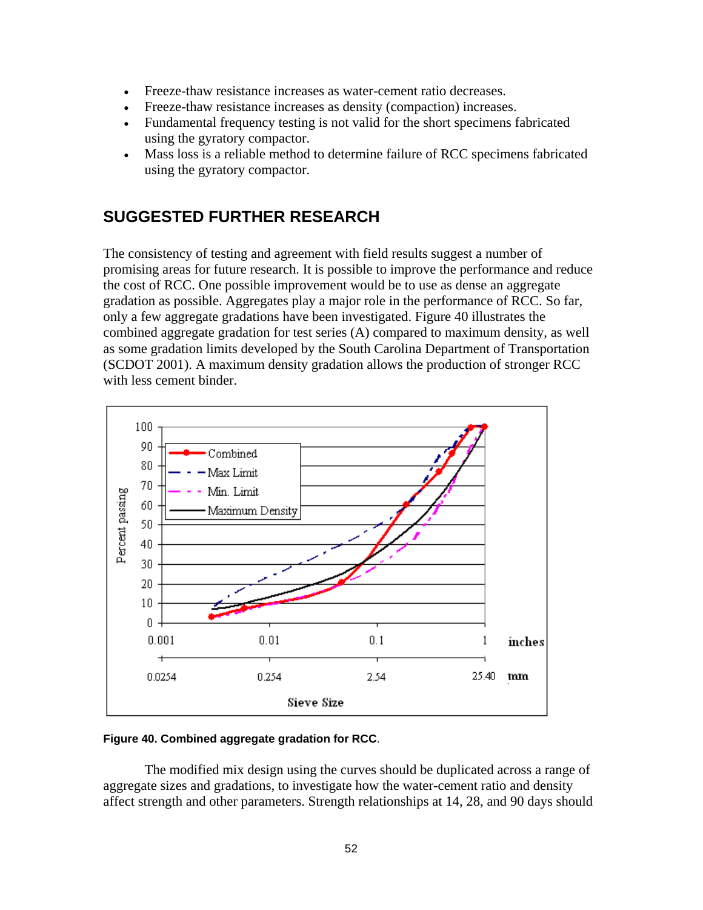- Freeze-thaw resistance increases as water-cement ratio decreases.
- Freeze-thaw resistance increases as density (compaction) increases.
- Fundamental frequency testing is not valid for the short specimens fabricated using the gyratory compactor.
- Mass loss is a reliable method to determine failure of RCC specimens fabricated using the gyratory compactor.

## SUGGESTED FURTHER RESEARCH

The consistency of testing and agreement with field results suggest a number of promising areas for future research. It is possible to improve the performance and reduce the cost of RCC. One possible improvement would be to use as dense an aggregate gradation as possible. Aggregates play a major role in the performance of RCC. So far, only a few aggregate gradations have been investigated. Figure 40 illustrates the combined aggregate gradation for test series (A) compared to maximum density, as well as some gradation limits developed by the South Carolina Department of Transportation (SCDOT 2001). A maximum density gradation allows the production of stronger RCC with less cement binder.

**Figure 40. Combined aggregate gradation for RCC**.

The modified mix design using the curves should be duplicated across a range of aggregate sizes and gradations, to investigate how the water-cement ratio and density affect strength and other parameters. Strength relationships at 14, 28, and 90 days should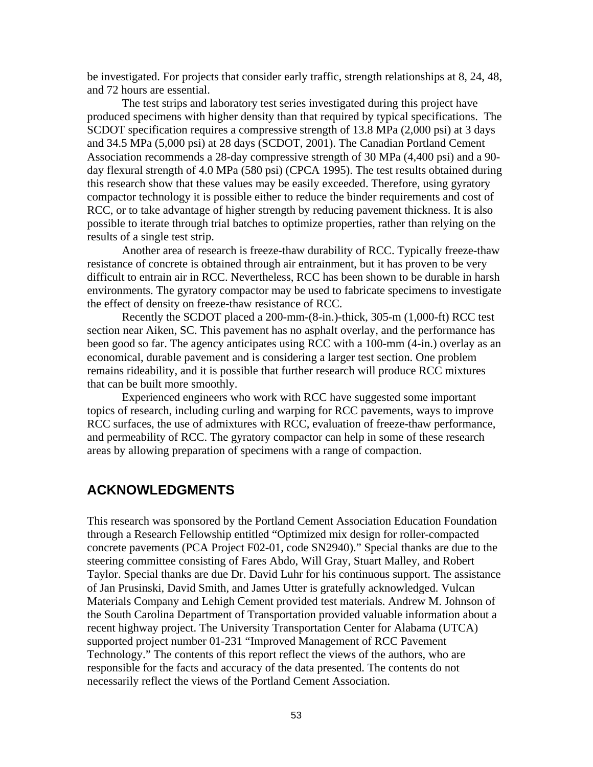be investigated. For projects that consider early traffic, strength relationships at 8, 24, 48, and 72 hours are essential.

The test strips and laboratory test series investigated during this project have produced specimens with higher density than that required by typical specifications. The SCDOT specification requires a compressive strength of 13.8 MPa (2,000 psi) at 3 days and 34.5 MPa (5,000 psi) at 28 days (SCDOT, 2001). The Canadian Portland Cement Association recommends a 28-day compressive strength of 30 MPa (4,400 psi) and a 90-day flexural strength of 4.0 MPa (580 psi) (CPCA 1995). The test results obtained during this research show that these values may be easily exceeded. Therefore, using gyratory compactor technology it is possible either to reduce the binder requirements and cost of RCC, or to take advantage of higher strength by reducing pavement thickness. It is also possible to iterate through trial batches to optimize properties, rather than relying on the results of a single test strip.

Another area of research is freeze-thaw durability of RCC. Typically freeze-thaw resistance of concrete is obtained through air entrainment, but it has proven to be very difficult to entrain air in RCC. Nevertheless, RCC has been shown to be durable in harsh environments. The gyratory compactor may be used to fabricate specimens to investigate the effect of density on freeze-thaw resistance of RCC.

Recently the SCDOT placed a 200-mm-(8-in.)-thick, 305-m (1,000-ft) RCC test section near Aiken, SC. This pavement has no asphalt overlay, and the performance has been good so far. The agency anticipates using RCC with a 100-mm (4-in.) overlay as an economical, durable pavement and is considering a larger test section. One problem remains rideability, and it is possible that further research will produce RCC mixtures that can be built more smoothly.

Experienced engineers who work with RCC have suggested some important topics of research, including curling and warping for RCC pavements, ways to improve RCC surfaces, the use of admixtures with RCC, evaluation of freeze-thaw performance, and permeability of RCC. The gyratory compactor can help in some of these research areas by allowing preparation of specimens with a range of compaction.

## ACKNOWLEDGMENTS

This research was sponsored by the Portland Cement Association Education Foundation through a Research Fellowship entitled "Optimized mix design for roller-compacted concrete pavements (PCA Project F02-01, code SN2940)." Special thanks are due to the steering committee consisting of Fares Abdo, Will Gray, Stuart Malley, and Robert Taylor. Special thanks are due Dr. David Luhr for his continuous support. The assistance of Jan Prusinski, David Smith, and James Utter is gratefully acknowledged. Vulcan Materials Company and Lehigh Cement provided test materials. Andrew M. Johnson of the South Carolina Department of Transportation provided valuable information about a recent highway project. The University Transportation Center for Alabama (UTCA) supported project number 01-231 "Improved Management of RCC Pavement Technology." The contents of this report reflect the views of the authors, who are responsible for the facts and accuracy of the data presented. The contents do not necessarily reflect the views of the Portland Cement Association.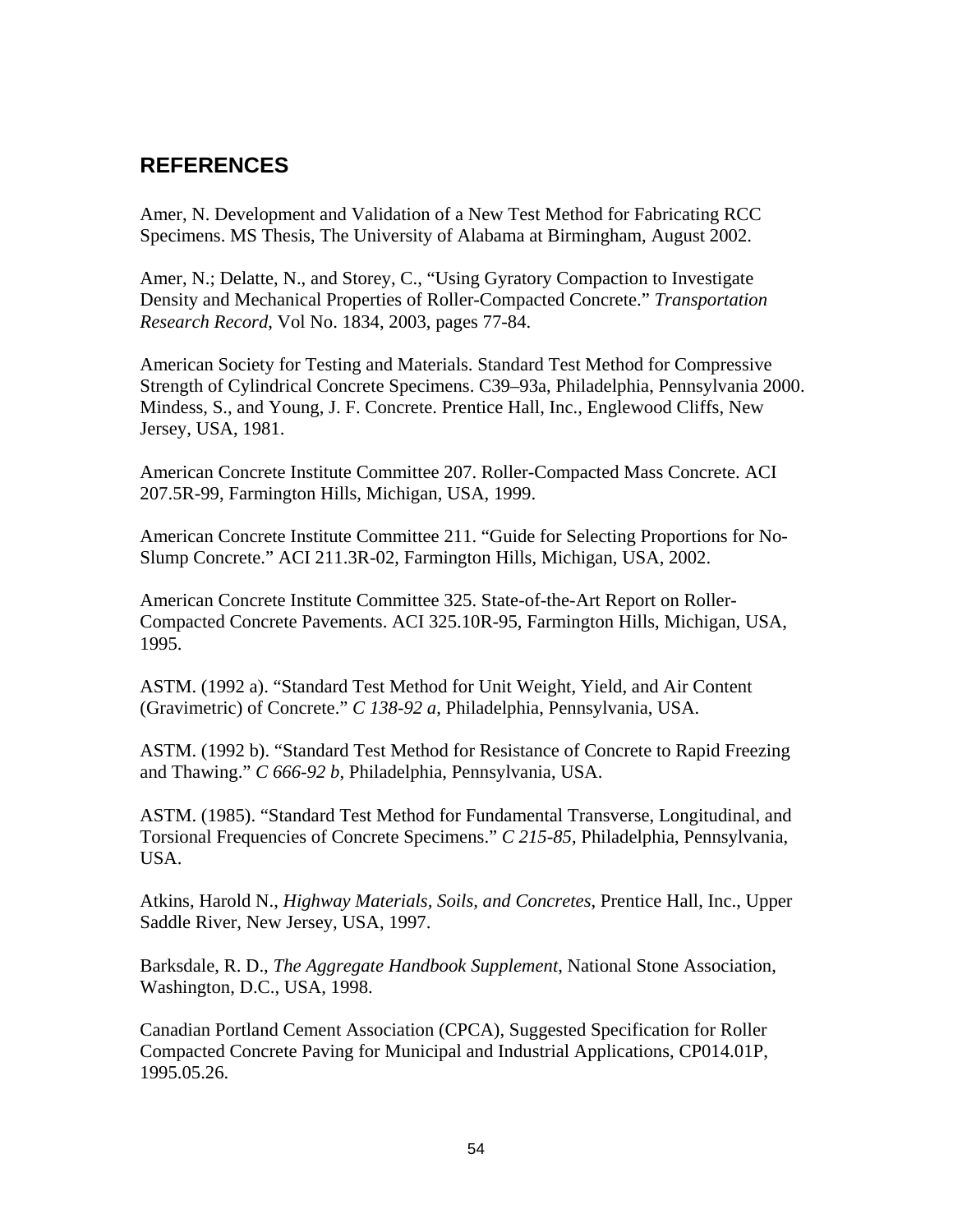## REFERENCES

Amer, N. Development and Validation of a New Test Method for Fabricating RCC Specimens. MS Thesis, The University of Alabama at Birmingham, August 2002.

Amer, N.; Delatte, N., and Storey, C., "Using Gyratory Compaction to Investigate Density and Mechanical Properties of Roller-Compacted Concrete." *Transportation Research Record*, Vol No. 1834, 2003, pages 77-84.

American Society for Testing and Materials. Standard Test Method for Compressive Strength of Cylindrical Concrete Specimens. C39–93a, Philadelphia, Pennsylvania 2000. Mindess, S., and Young, J. F. Concrete. Prentice Hall, Inc., Englewood Cliffs, New Jersey, USA, 1981.

American Concrete Institute Committee 207. Roller-Compacted Mass Concrete. ACI 207.5R-99, Farmington Hills, Michigan, USA, 1999.

American Concrete Institute Committee 211. "Guide for Selecting Proportions for No-Slump Concrete." ACI 211.3R-02, Farmington Hills, Michigan, USA, 2002.

American Concrete Institute Committee 325. State-of-the-Art Report on Roller-Compacted Concrete Pavements. ACI 325.10R-95, Farmington Hills, Michigan, USA, 1995.

ASTM. (1992 a). "Standard Test Method for Unit Weight, Yield, and Air Content (Gravimetric) of Concrete." *C 138-92 a*, Philadelphia, Pennsylvania, USA.

ASTM. (1992 b). "Standard Test Method for Resistance of Concrete to Rapid Freezing and Thawing." *C 666-92 b*, Philadelphia, Pennsylvania, USA.

ASTM. (1985). "Standard Test Method for Fundamental Transverse, Longitudinal, and Torsional Frequencies of Concrete Specimens." *C 215-85*, Philadelphia, Pennsylvania, USA.

Atkins, Harold N., *Highway Materials, Soils, and Concretes*, Prentice Hall, Inc., Upper Saddle River, New Jersey, USA, 1997.

Barksdale, R. D., *The Aggregate Handbook Supplement*, National Stone Association, Washington, D.C., USA, 1998.

Canadian Portland Cement Association (CPCA), Suggested Specification for Roller Compacted Concrete Paving for Municipal and Industrial Applications, CP014.01P, 1995.05.26.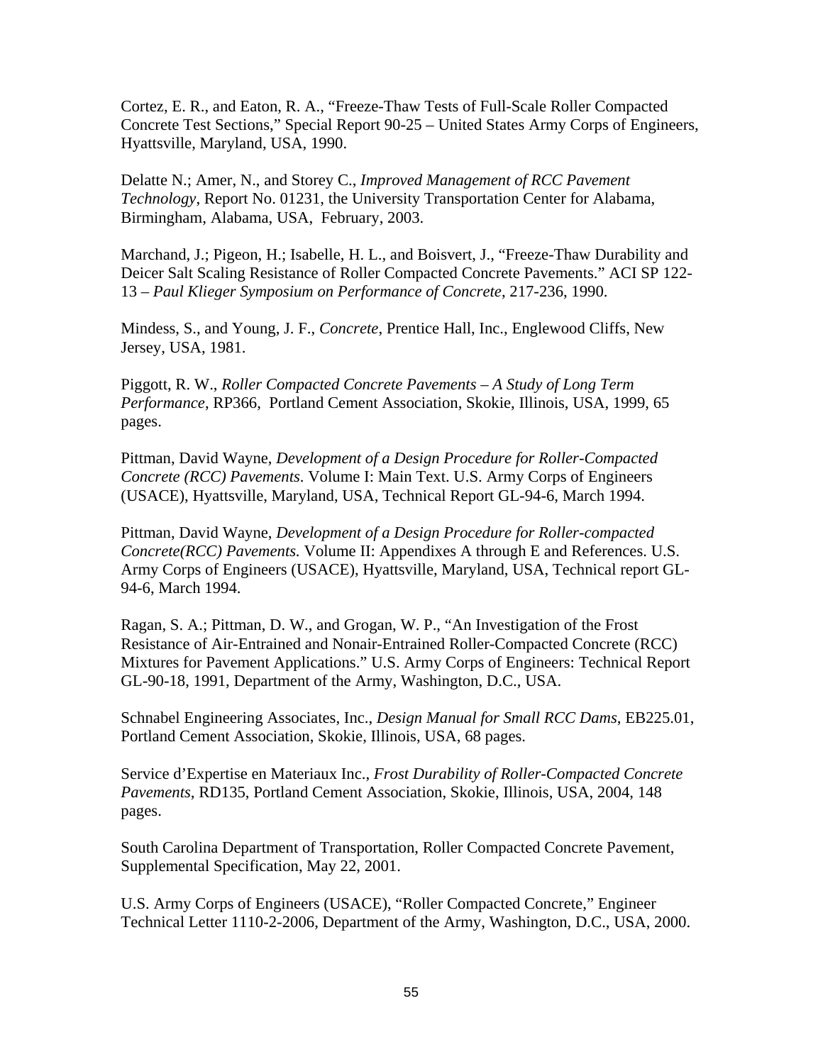Cortez, E. R., and Eaton, R. A., “Freeze-Thaw Tests of Full-Scale Roller Compacted Concrete Test Sections,” Special Report 90-25 – United States Army Corps of Engineers, Hyattsville, Maryland, USA, 1990.

Delatte N.; Amer, N., and Storey C., *Improved Management of RCC Pavement Technology*, Report No. 01231, the University Transportation Center for Alabama, Birmingham, Alabama, USA, February, 2003.

Marchand, J.; Pigeon, H.; Isabelle, H. L., and Boisvert, J., “Freeze-Thaw Durability and Deicer Salt Scaling Resistance of Roller Compacted Concrete Pavements.” ACI SP 122-13 – *Paul Klieger Symposium on Performance of Concrete*, 217-236, 1990.

Mindess, S., and Young, J. F., *Concrete*, Prentice Hall, Inc., Englewood Cliffs, New Jersey, USA, 1981.

Piggott, R. W., *Roller Compacted Concrete Pavements – A Study of Long Term Performance*, RP366, Portland Cement Association, Skokie, Illinois, USA, 1999, 65 pages.

Pittman, David Wayne, *Development of a Design Procedure for Roller-Compacted Concrete (RCC) Pavements.* Volume I: Main Text. U.S. Army Corps of Engineers (USACE), Hyattsville, Maryland, USA, Technical Report GL-94-6, March 1994.

Pittman, David Wayne, *Development of a Design Procedure for Roller-compacted Concrete(RCC) Pavements.* Volume II: Appendixes A through E and References. U.S. Army Corps of Engineers (USACE), Hyattsville, Maryland, USA, Technical report GL-94-6, March 1994.

Ragan, S. A.; Pittman, D. W., and Grogan, W. P., “An Investigation of the Frost Resistance of Air-Entrained and Nonair-Entrained Roller-Compacted Concrete (RCC) Mixtures for Pavement Applications.” U.S. Army Corps of Engineers: Technical Report GL-90-18, 1991, Department of the Army, Washington, D.C., USA.

Schnabel Engineering Associates, Inc., *Design Manual for Small RCC Dams*, EB225.01, Portland Cement Association, Skokie, Illinois, USA, 68 pages.

Service d’Expertise en Materiaux Inc., *Frost Durability of Roller-Compacted Concrete Pavements*, RD135, Portland Cement Association, Skokie, Illinois, USA, 2004, 148 pages.

South Carolina Department of Transportation, Roller Compacted Concrete Pavement, Supplemental Specification, May 22, 2001.

U.S. Army Corps of Engineers (USACE), “Roller Compacted Concrete,” Engineer Technical Letter 1110-2-2006, Department of the Army, Washington, D.C., USA, 2000.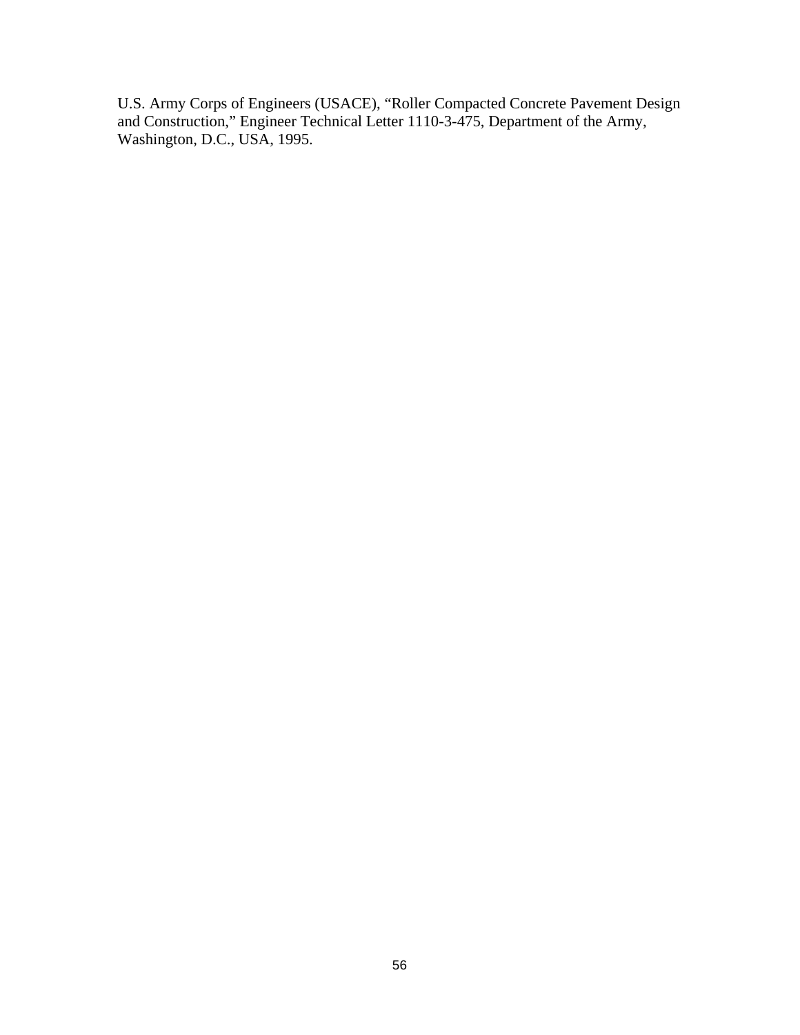U.S. Army Corps of Engineers (USACE), "Roller Compacted Concrete Pavement Design and Construction," Engineer Technical Letter 1110-3-475, Department of the Army, Washington, D.C., USA, 1995.